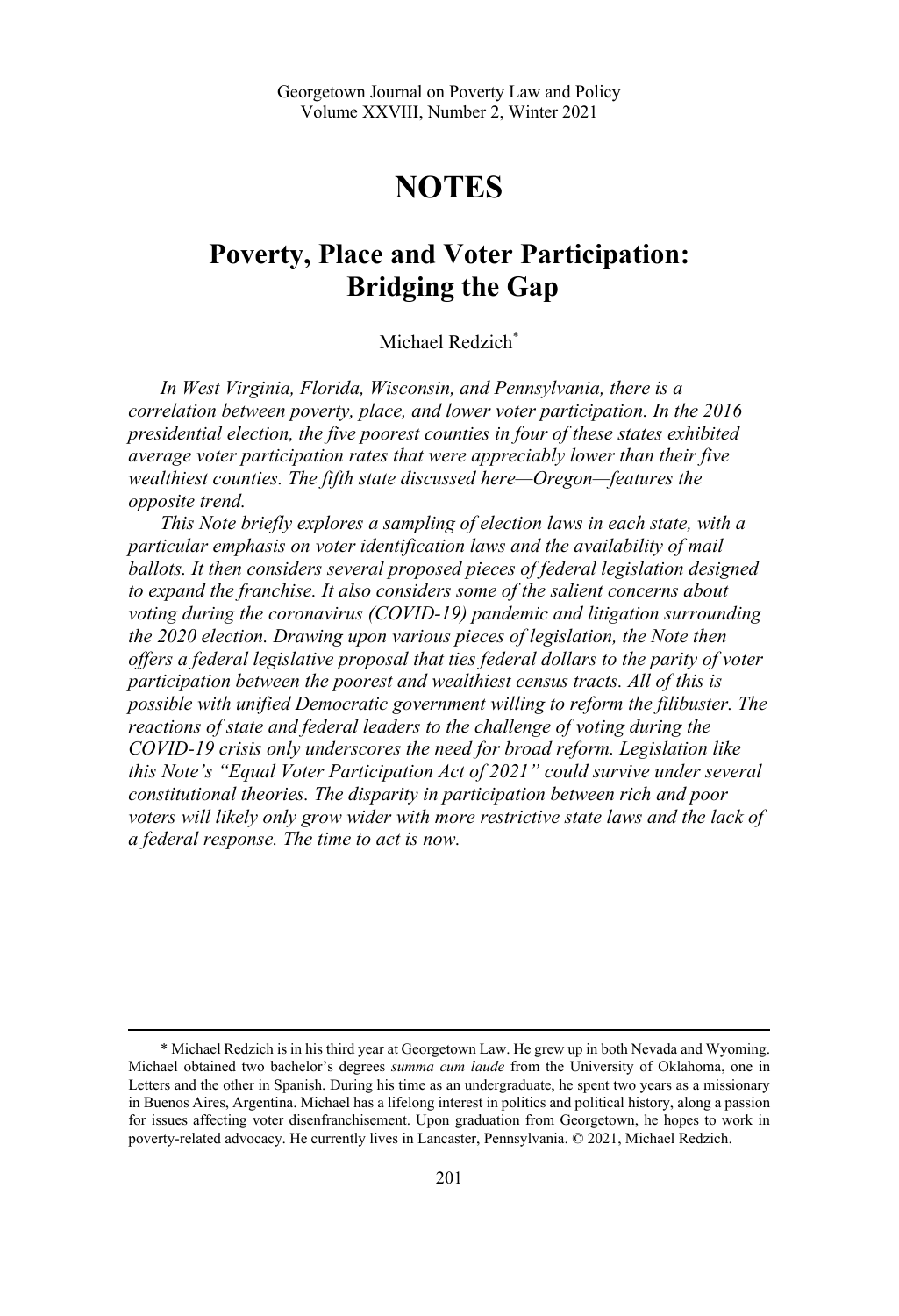# NOTES

## Poverty, Place and Voter Participation: Bridging the Gap

Michael Redzich*

*In West Virginia, Florida, Wisconsin, and Pennsylvania, there is a correlation between poverty, place, and lower voter participation. In the 2016 presidential election, the five poorest counties in four of these states exhibited average voter participation rates that were appreciably lower than their five wealthiest counties. The fifth state discussed here—Oregon—features the opposite trend.*

*This Note briefly explores a sampling of election laws in each state, with a particular emphasis on voter identification laws and the availability of mail ballots. It then considers several proposed pieces of federal legislation designed to expand the franchise. It also considers some of the salient concerns about voting during the coronavirus (COVID-19) pandemic and litigation surrounding the 2020 election. Drawing upon various pieces of legislation, the Note then offers a federal legislative proposal that ties federal dollars to the parity of voter participation between the poorest and wealthiest census tracts. All of this is possible with unified Democratic government willing to reform the filibuster. The reactions of state and federal leaders to the challenge of voting during the COVID-19 crisis only underscores the need for broad reform. Legislation like this Note's "Equal Voter Participation Act of 2021" could survive under several constitutional theories. The disparity in participation between rich and poor voters will likely only grow wider with more restrictive state laws and the lack of a federal response. The time to act is now.*

---

\* Michael Redzich is in his third year at Georgetown Law. He grew up in both Nevada and Wyoming. Michael obtained two bachelor's degrees *summa cum laude* from the University of Oklahoma, one in Letters and the other in Spanish. During his time as an undergraduate, he spent two years as a missionary in Buenos Aires, Argentina. Michael has a lifelong interest in politics and political history, along a passion for issues affecting voter disenfranchisement. Upon graduation from Georgetown, he hopes to work in poverty-related advocacy. He currently lives in Lancaster, Pennsylvania. © 2021, Michael Redzich.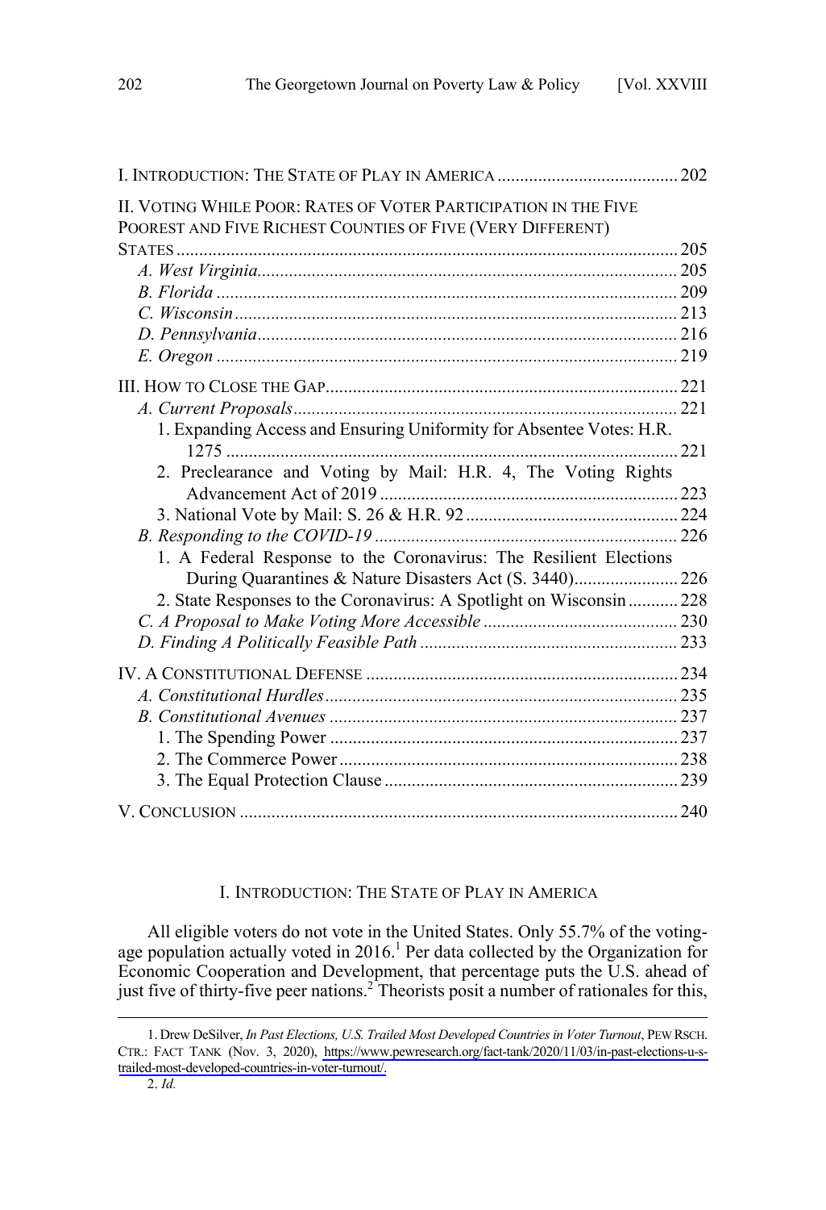I. INTRODUCTION: THE STATE OF PLAY IN AMERICA ........................................ 202

II. VOTING WHILE POOR: RATES OF VOTER PARTICIPATION IN THE FIVE POOREST AND FIVE RICHEST COUNTIES OF FIVE (VERY DIFFERENT) STATES ........................................ 205
- *A. West Virginia* ........................................ 205
- *B. Florida* ........................................ 209
- *C. Wisconsin* ........................................ 213
- *D. Pennsylvania* ........................................ 216
- *E. Oregon* ........................................ 219

III. HOW TO CLOSE THE GAP ........................................ 221
- *A. Current Proposals* ........................................ 221
  - 1. Expanding Access and Ensuring Uniformity for Absentee Votes: H.R. 1275 ........................................ 221
  - 2. Preclearance and Voting by Mail: H.R. 4, The Voting Rights Advancement Act of 2019 ........................................ 223
  - 3. National Vote by Mail: S. 26 & H.R. 92 ........................................ 224
- *B. Responding to the COVID-19* ........................................ 226
  - 1. A Federal Response to the Coronavirus: The Resilient Elections During Quarantines & Nature Disasters Act (S. 3440) ........................................ 226
  - 2. State Responses to the Coronavirus: A Spotlight on Wisconsin ........................................ 228
- *C. A Proposal to Make Voting More Accessible* ........................................ 230
- *D. Finding A Politically Feasible Path* ........................................ 233

IV. A CONSTITUTIONAL DEFENSE ........................................ 234
- *A. Constitutional Hurdles* ........................................ 235
- *B. Constitutional Avenues* ........................................ 237
  - 1. The Spending Power ........................................ 237
  - 2. The Commerce Power ........................................ 238
  - 3. The Equal Protection Clause ........................................ 239

V. CONCLUSION ........................................ 240

## I. INTRODUCTION: THE STATE OF PLAY IN AMERICA

All eligible voters do not vote in the United States. Only 55.7% of the voting-age population actually voted in 2016.[1] Per data collected by the Organization for Economic Cooperation and Development, that percentage puts the U.S. ahead of just five of thirty-five peer nations.[2] Theorists posit a number of rationales for this,

---

1. Drew DeSilver, *In Past Elections, U.S. Trailed Most Developed Countries in Voter Turnout*, PEW RSCH. CTR.: FACT TANK (Nov. 3, 2020), https://www.pewresearch.org/fact-tank/2020/11/03/in-past-elections-u-s-trailed-most-developed-countries-in-voter-turnout/.

2. *Id.*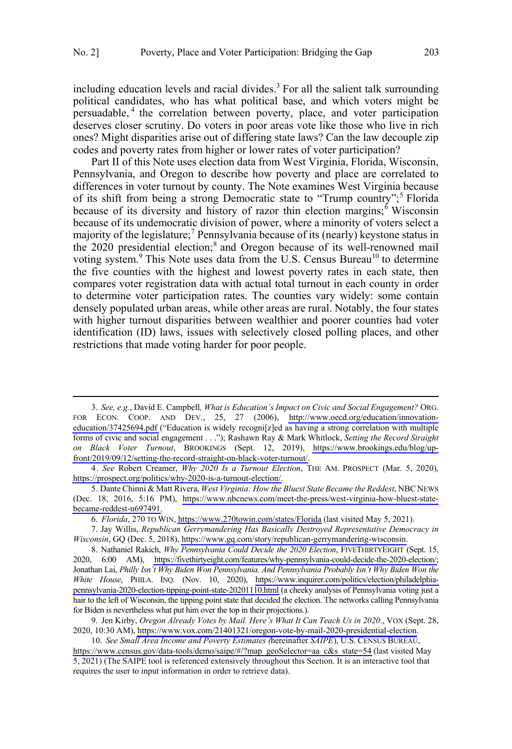including education levels and racial divides.[3] For all the salient talk surrounding political candidates, who has what political base, and which voters might be persuadable,[4] the correlation between poverty, place, and voter participation deserves closer scrutiny. Do voters in poor areas vote like those who live in rich ones? Might disparities arise out of differing state laws? Can the law decouple zip codes and poverty rates from higher or lower rates of voter participation?

Part II of this Note uses election data from West Virginia, Florida, Wisconsin, Pennsylvania, and Oregon to describe how poverty and place are correlated to differences in voter turnout by county. The Note examines West Virginia because of its shift from being a strong Democratic state to "Trump country";[5] Florida because of its diversity and history of razor thin election margins;[6] Wisconsin because of its undemocratic division of power, where a minority of voters select a majority of the legislature;[7] Pennsylvania because of its (nearly) keystone status in the 2020 presidential election;[8] and Oregon because of its well-renowned mail voting system.[9] This Note uses data from the U.S. Census Bureau[10] to determine the five counties with the highest and lowest poverty rates in each state, then compares voter registration data with actual total turnout in each county in order to determine voter participation rates. The counties vary widely: some contain densely populated urban areas, while other areas are rural. Notably, the four states with higher turnout disparities between wealthier and poorer counties had voter identification (ID) laws, issues with selectively closed polling places, and other restrictions that made voting harder for poor people.

---

3. *See, e.g.*, David E. Campbell*, What is Education's Impact on Civic and Social Engagement?* ORG. FOR ECON. COOP. AND DEV., 25, 27 (2006), http://www.oecd.org/education/innovation-education/37425694.pdf ("Education is widely recogni[z]ed as having a strong correlation with multiple forms of civic and social engagement . . ."); Rashawn Ray & Mark Whitlock, *Setting the Record Straight on Black Voter Turnout*, BROOKINGS (Sept. 12, 2019), https://www.brookings.edu/blog/up-front/2019/09/12/setting-the-record-straight-on-black-voter-turnout/.

4. *See* Robert Creamer, *Why 2020 Is a Turnout Election*, THE AM. PROSPECT (Mar. 5, 2020), https://prospect.org/politics/why-2020-is-a-turnout-election/.

5. Dante Chinni & Matt Rivera, *West Virginia: How the Bluest State Became the Reddest*, NBC NEWS (Dec. 18, 2016, 5:16 PM), https://www.nbcnews.com/meet-the-press/west-virginia-how-bluest-state-became-reddest-n697491.

6. *Florida*, 270 TO WIN, https://www.270towin.com/states/Florida (last visited May 5, 2021).

7. Jay Willis, *Republican Gerrymandering Has Basically Destroyed Representative Democracy in Wisconsin*, GQ (Dec. 5, 2018), https://www.gq.com/story/republican-gerrymandering-wisconsin.

8. Nathaniel Rakich, *Why Pennsylvania Could Decide the 2020 Election*, FIVETHIRTYEIGHT (Sept. 15, 2020, 6:00 AM), https://fivethirtyeight.com/features/why-pennsylvania-could-decide-the-2020-election/; Jonathan Lai, *Philly Isn't Why Biden Won Pennsylvania. And Pennsylvania Probably Isn't Why Biden Won the White House*, PHILA. INQ. (Nov. 10, 2020), https://www.inquirer.com/politics/election/philadelphia-pennsylvania-2020-election-tipping-point-state-20201110.html (a cheeky analysis of Pennsylvania voting just a hair to the left of Wisconsin, the tipping point state that decided the election. The networks calling Pennsylvania for Biden is nevertheless what put him over the top in their projections.).

9. Jen Kirby, *Oregon Already Votes by Mail. Here's What It Can Teach Us in 2020*., VOX (Sept. 28, 2020, 10:30 AM), https://www.vox.com/21401321/oregon-vote-by-mail-2020-presidential-election.

10. *See Small Area Income and Poverty Estimates (*hereinafter *SAIPE*), U.S. CENSUS BUREAU, https://www.census.gov/data-tools/demo/saipe/#/?map_geoSelector=aa_c&s_state=54 (last visited May 5, 2021) (The SAIPE tool is referenced extensively throughout this Section. It is an interactive tool that requires the user to input information in order to retrieve data).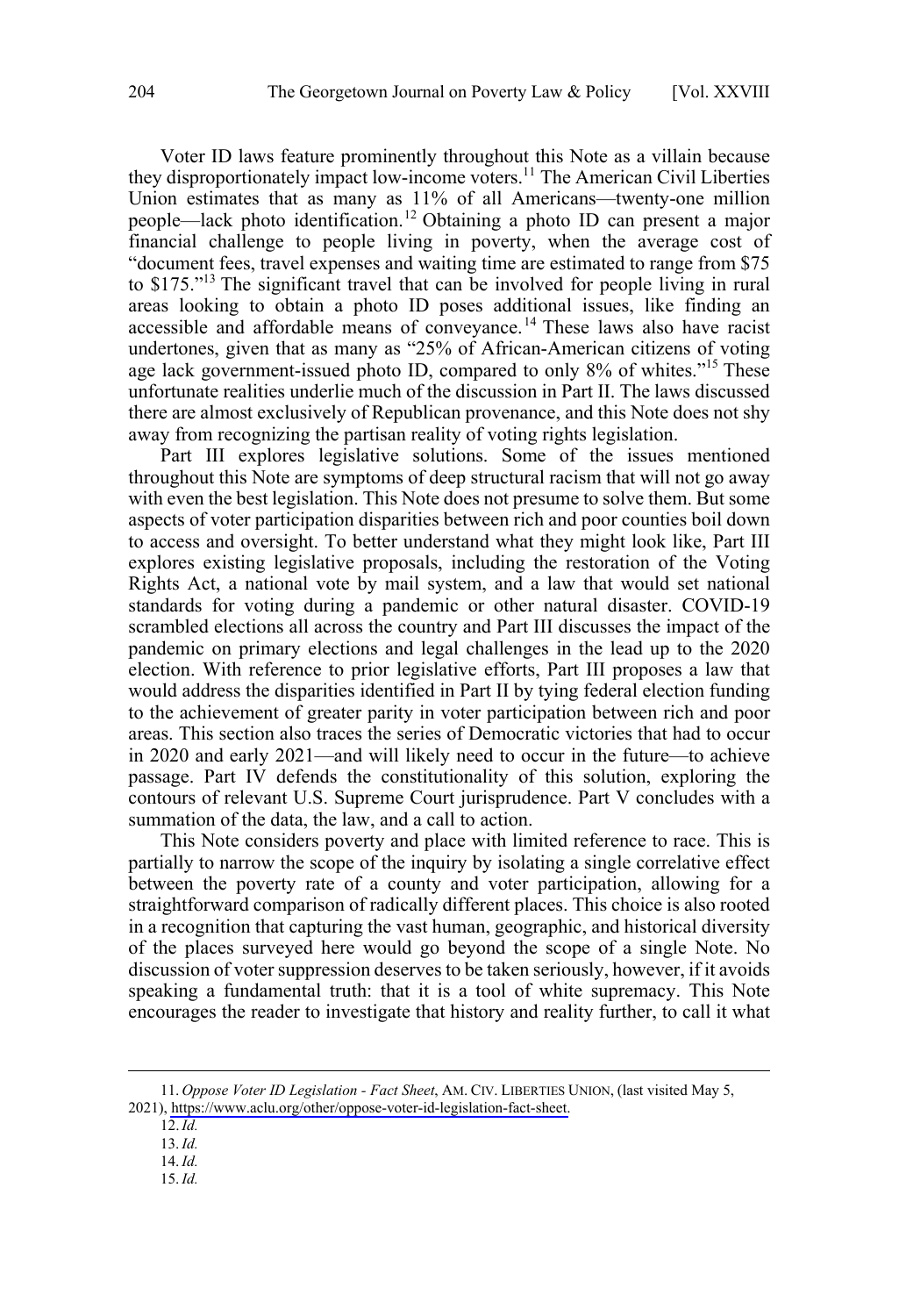Voter ID laws feature prominently throughout this Note as a villain because they disproportionately impact low-income voters.[11] The American Civil Liberties Union estimates that as many as 11% of all Americans—twenty-one million people—lack photo identification.[12] Obtaining a photo ID can present a major financial challenge to people living in poverty, when the average cost of "document fees, travel expenses and waiting time are estimated to range from $75 to $175."[13] The significant travel that can be involved for people living in rural areas looking to obtain a photo ID poses additional issues, like finding an accessible and affordable means of conveyance.[14] These laws also have racist undertones, given that as many as "25% of African-American citizens of voting age lack government-issued photo ID, compared to only 8% of whites."[15] These unfortunate realities underlie much of the discussion in Part II. The laws discussed there are almost exclusively of Republican provenance, and this Note does not shy away from recognizing the partisan reality of voting rights legislation.

Part III explores legislative solutions. Some of the issues mentioned throughout this Note are symptoms of deep structural racism that will not go away with even the best legislation. This Note does not presume to solve them. But some aspects of voter participation disparities between rich and poor counties boil down to access and oversight. To better understand what they might look like, Part III explores existing legislative proposals, including the restoration of the Voting Rights Act, a national vote by mail system, and a law that would set national standards for voting during a pandemic or other natural disaster. COVID-19 scrambled elections all across the country and Part III discusses the impact of the pandemic on primary elections and legal challenges in the lead up to the 2020 election. With reference to prior legislative efforts, Part III proposes a law that would address the disparities identified in Part II by tying federal election funding to the achievement of greater parity in voter participation between rich and poor areas. This section also traces the series of Democratic victories that had to occur in 2020 and early 2021—and will likely need to occur in the future—to achieve passage. Part IV defends the constitutionality of this solution, exploring the contours of relevant U.S. Supreme Court jurisprudence. Part V concludes with a summation of the data, the law, and a call to action.

This Note considers poverty and place with limited reference to race. This is partially to narrow the scope of the inquiry by isolating a single correlative effect between the poverty rate of a county and voter participation, allowing for a straightforward comparison of radically different places. This choice is also rooted in a recognition that capturing the vast human, geographic, and historical diversity of the places surveyed here would go beyond the scope of a single Note. No discussion of voter suppression deserves to be taken seriously, however, if it avoids speaking a fundamental truth: that it is a tool of white supremacy. This Note encourages the reader to investigate that history and reality further, to call it what

---

11. *Oppose Voter ID Legislation - Fact Sheet*, AM. CIV. LIBERTIES UNION, (last visited May 5, 2021), https://www.aclu.org/other/oppose-voter-id-legislation-fact-sheet.

12. *Id.*

13. *Id.*

14. *Id.*

15. *Id.*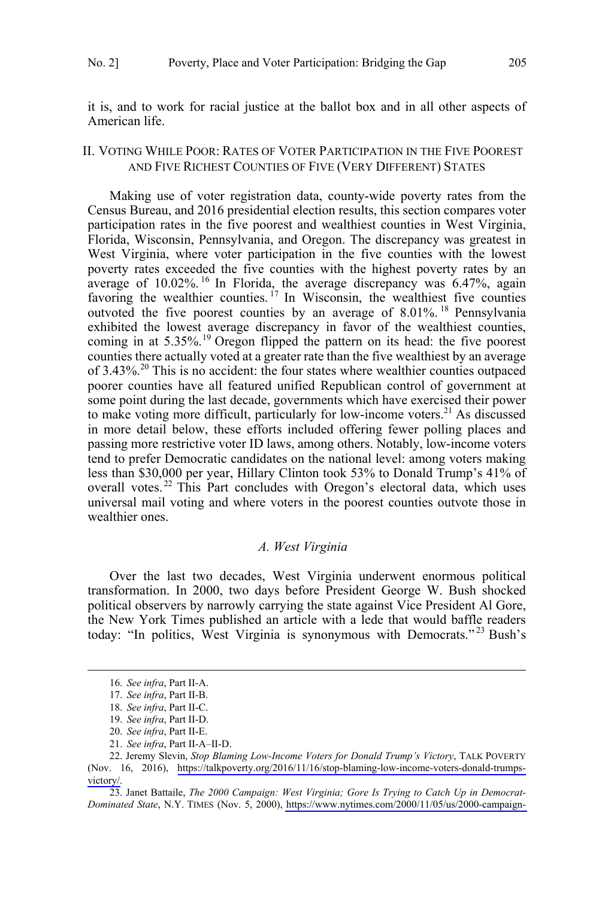it is, and to work for racial justice at the ballot box and in all other aspects of American life.

## II. Voting While Poor: Rates of Voter Participation in the Five Poorest and Five Richest Counties of Five (Very Different) States

Making use of voter registration data, county-wide poverty rates from the Census Bureau, and 2016 presidential election results, this section compares voter participation rates in the five poorest and wealthiest counties in West Virginia, Florida, Wisconsin, Pennsylvania, and Oregon. The discrepancy was greatest in West Virginia, where voter participation in the five counties with the lowest poverty rates exceeded the five counties with the highest poverty rates by an average of 10.02%.[16] In Florida, the average discrepancy was 6.47%, again favoring the wealthier counties.[17] In Wisconsin, the wealthiest five counties outvoted the five poorest counties by an average of 8.01%.[18] Pennsylvania exhibited the lowest average discrepancy in favor of the wealthiest counties, coming in at 5.35%.[19] Oregon flipped the pattern on its head: the five poorest counties there actually voted at a greater rate than the five wealthiest by an average of 3.43%.[20] This is no accident: the four states where wealthier counties outpaced poorer counties have all featured unified Republican control of government at some point during the last decade, governments which have exercised their power to make voting more difficult, particularly for low-income voters.[21] As discussed in more detail below, these efforts included offering fewer polling places and passing more restrictive voter ID laws, among others. Notably, low-income voters tend to prefer Democratic candidates on the national level: among voters making less than $30,000 per year, Hillary Clinton took 53% to Donald Trump's 41% of overall votes.[22] This Part concludes with Oregon's electoral data, which uses universal mail voting and where voters in the poorest counties outvote those in wealthier ones.

### A. West Virginia

Over the last two decades, West Virginia underwent enormous political transformation. In 2000, two days before President George W. Bush shocked political observers by narrowly carrying the state against Vice President Al Gore, the New York Times published an article with a lede that would baffle readers today: "In politics, West Virginia is synonymous with Democrats."[23] Bush's

---

16. *See infra*, Part II-A.

17. *See infra*, Part II-B.

18. *See infra*, Part II-C.

19. *See infra*, Part II-D.

20. *See infra*, Part II-E.

21. *See infra*, Part II-A–II-D.

22. Jeremy Slevin, *Stop Blaming Low-Income Voters for Donald Trump's Victory*, TALK POVERTY (Nov. 16, 2016), https://talkpoverty.org/2016/11/16/stop-blaming-low-income-voters-donald-trumps-victory/.

23. Janet Battaile, *The 2000 Campaign: West Virginia; Gore Is Trying to Catch Up in Democrat-Dominated State*, N.Y. TIMES (Nov. 5, 2000), https://www.nytimes.com/2000/11/05/us/2000-campaign-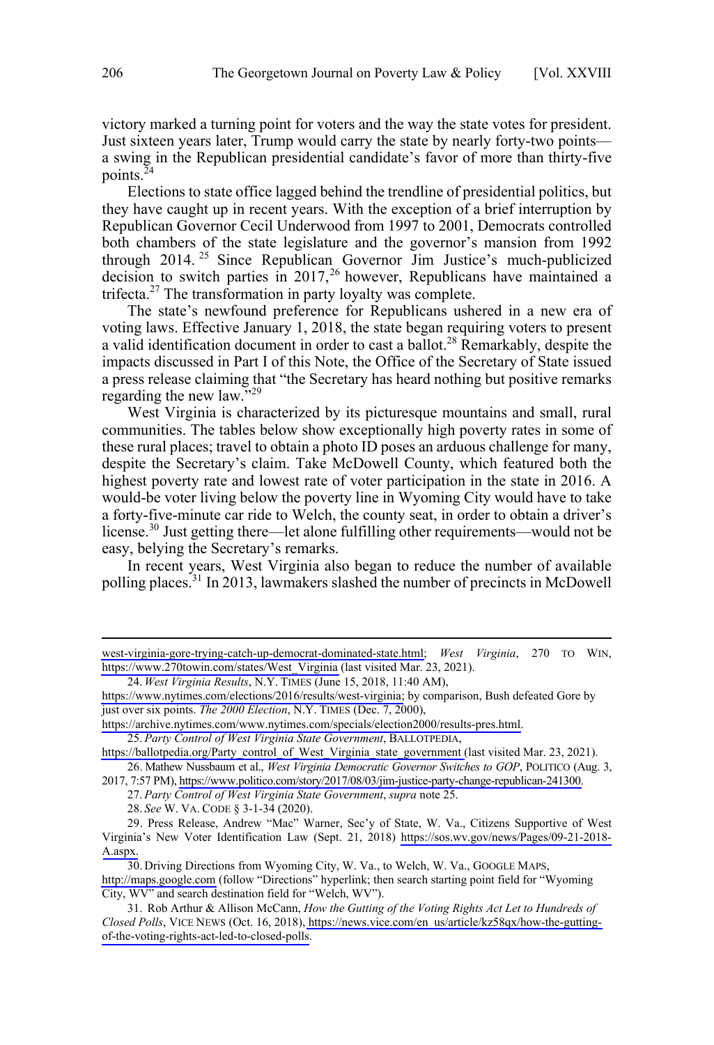victory marked a turning point for voters and the way the state votes for president. Just sixteen years later, Trump would carry the state by nearly forty-two points—a swing in the Republican presidential candidate's favor of more than thirty-five points.[24]

Elections to state office lagged behind the trendline of presidential politics, but they have caught up in recent years. With the exception of a brief interruption by Republican Governor Cecil Underwood from 1997 to 2001, Democrats controlled both chambers of the state legislature and the governor's mansion from 1992 through 2014.[25] Since Republican Governor Jim Justice's much-publicized decision to switch parties in 2017,[26] however, Republicans have maintained a trifecta.[27] The transformation in party loyalty was complete.

The state's newfound preference for Republicans ushered in a new era of voting laws. Effective January 1, 2018, the state began requiring voters to present a valid identification document in order to cast a ballot.[28] Remarkably, despite the impacts discussed in Part I of this Note, the Office of the Secretary of State issued a press release claiming that "the Secretary has heard nothing but positive remarks regarding the new law."[29]

West Virginia is characterized by its picturesque mountains and small, rural communities. The tables below show exceptionally high poverty rates in some of these rural places; travel to obtain a photo ID poses an arduous challenge for many, despite the Secretary's claim. Take McDowell County, which featured both the highest poverty rate and lowest rate of voter participation in the state in 2016. A would-be voter living below the poverty line in Wyoming City would have to take a forty-five-minute car ride to Welch, the county seat, in order to obtain a driver's license.[30] Just getting there—let alone fulfilling other requirements—would not be easy, belying the Secretary's remarks.

In recent years, West Virginia also began to reduce the number of available polling places.[31] In 2013, lawmakers slashed the number of precincts in McDowell

---

west-virginia-gore-trying-catch-up-democrat-dominated-state.html; *West Virginia*, 270 TO WIN, https://www.270towin.com/states/West_Virginia (last visited Mar. 23, 2021).

24. *West Virginia Results*, N.Y. TIMES (June 15, 2018, 11:40 AM), https://www.nytimes.com/elections/2016/results/west-virginia; by comparison, Bush defeated Gore by just over six points. *The 2000 Election*, N.Y. TIMES (Dec. 7, 2000), https://archive.nytimes.com/www.nytimes.com/specials/election2000/results-pres.html.

25. *Party Control of West Virginia State Government*, BALLOTPEDIA, https://ballotpedia.org/Party_control_of_West_Virginia_state_government (last visited Mar. 23, 2021).

26. Mathew Nussbaum et al., *West Virginia Democratic Governor Switches to GOP*, POLITICO (Aug. 3, 2017, 7:57 PM), https://www.politico.com/story/2017/08/03/jim-justice-party-change-republican-241300.

27. *Party Control of West Virginia State Government*, *supra* note 25.

28. *See* W. VA. CODE § 3-1-34 (2020).

29. Press Release, Andrew "Mac" Warner, Sec'y of State, W. Va., Citizens Supportive of West Virginia's New Voter Identification Law (Sept. 21, 2018) https://sos.wv.gov/news/Pages/09-21-2018-A.aspx.

30. Driving Directions from Wyoming City, W. Va., to Welch, W. Va., GOOGLE MAPS, http://maps.google.com (follow "Directions" hyperlink; then search starting point field for "Wyoming City, WV" and search destination field for "Welch, WV").

31. Rob Arthur & Allison McCann, *How the Gutting of the Voting Rights Act Let to Hundreds of Closed Polls*, VICE NEWS (Oct. 16, 2018), https://news.vice.com/en_us/article/kz58qx/how-the-gutting-of-the-voting-rights-act-led-to-closed-polls.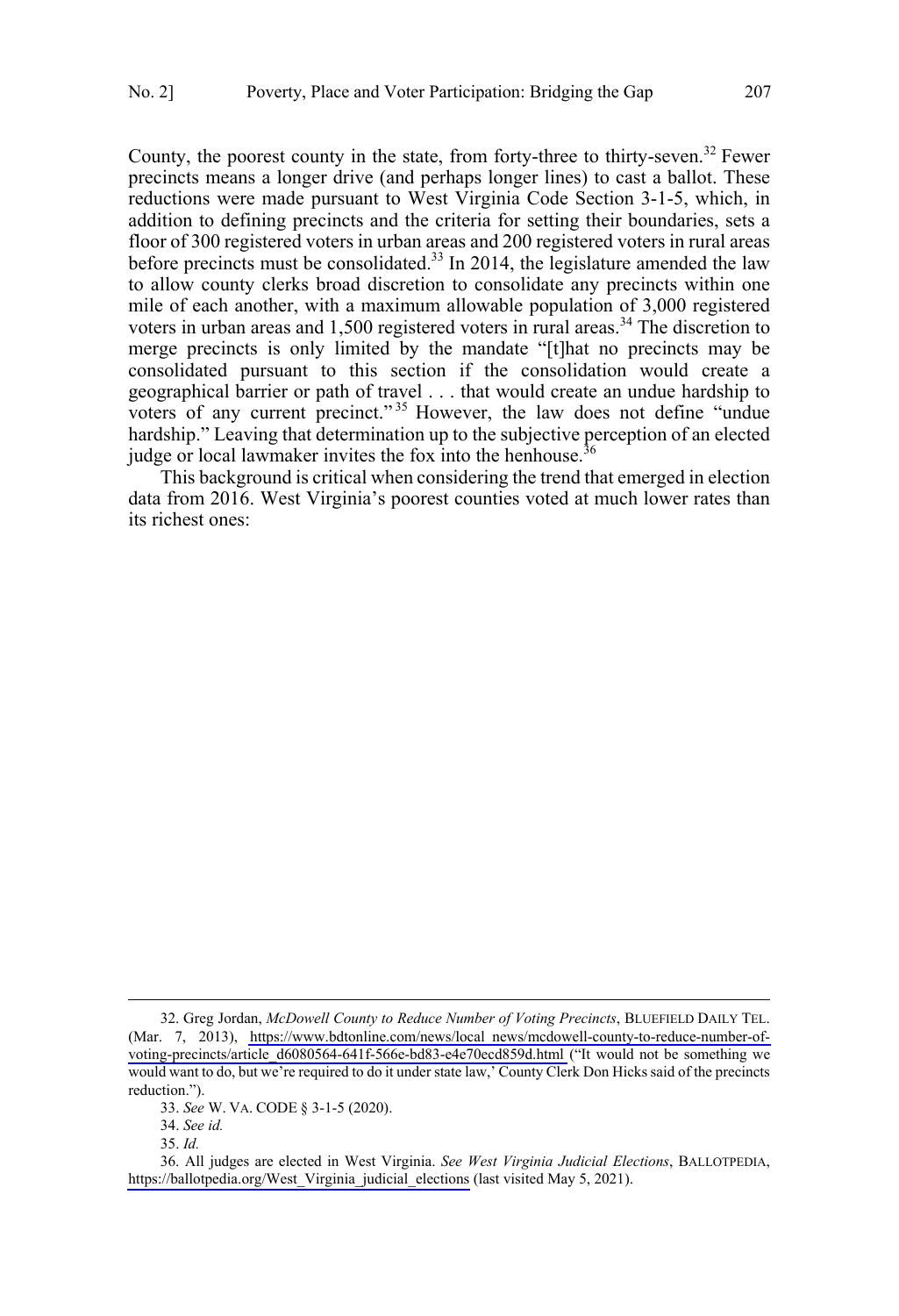County, the poorest county in the state, from forty-three to thirty-seven.[32] Fewer precincts means a longer drive (and perhaps longer lines) to cast a ballot. These reductions were made pursuant to West Virginia Code Section 3-1-5, which, in addition to defining precincts and the criteria for setting their boundaries, sets a floor of 300 registered voters in urban areas and 200 registered voters in rural areas before precincts must be consolidated.[33] In 2014, the legislature amended the law to allow county clerks broad discretion to consolidate any precincts within one mile of each another, with a maximum allowable population of 3,000 registered voters in urban areas and 1,500 registered voters in rural areas.[34] The discretion to merge precincts is only limited by the mandate "[t]hat no precincts may be consolidated pursuant to this section if the consolidation would create a geographical barrier or path of travel . . . that would create an undue hardship to voters of any current precinct."[35] However, the law does not define "undue hardship." Leaving that determination up to the subjective perception of an elected judge or local lawmaker invites the fox into the henhouse.[36]

This background is critical when considering the trend that emerged in election data from 2016. West Virginia's poorest counties voted at much lower rates than its richest ones:

---

32. Greg Jordan, *McDowell County to Reduce Number of Voting Precincts*, BLUEFIELD DAILY TEL. (Mar. 7, 2013), https://www.bdtonline.com/news/local_news/mcdowell-county-to-reduce-number-of-voting-precincts/article_d6080564-641f-566e-bd83-e4e70ecd859d.html ("It would not be something we would want to do, but we're required to do it under state law,' County Clerk Don Hicks said of the precincts reduction.").

33. *See* W. VA. CODE § 3-1-5 (2020).

34. *See id.*

35. *Id.*

36. All judges are elected in West Virginia. *See West Virginia Judicial Elections*, BALLOTPEDIA, https://ballotpedia.org/West_Virginia_judicial_elections (last visited May 5, 2021).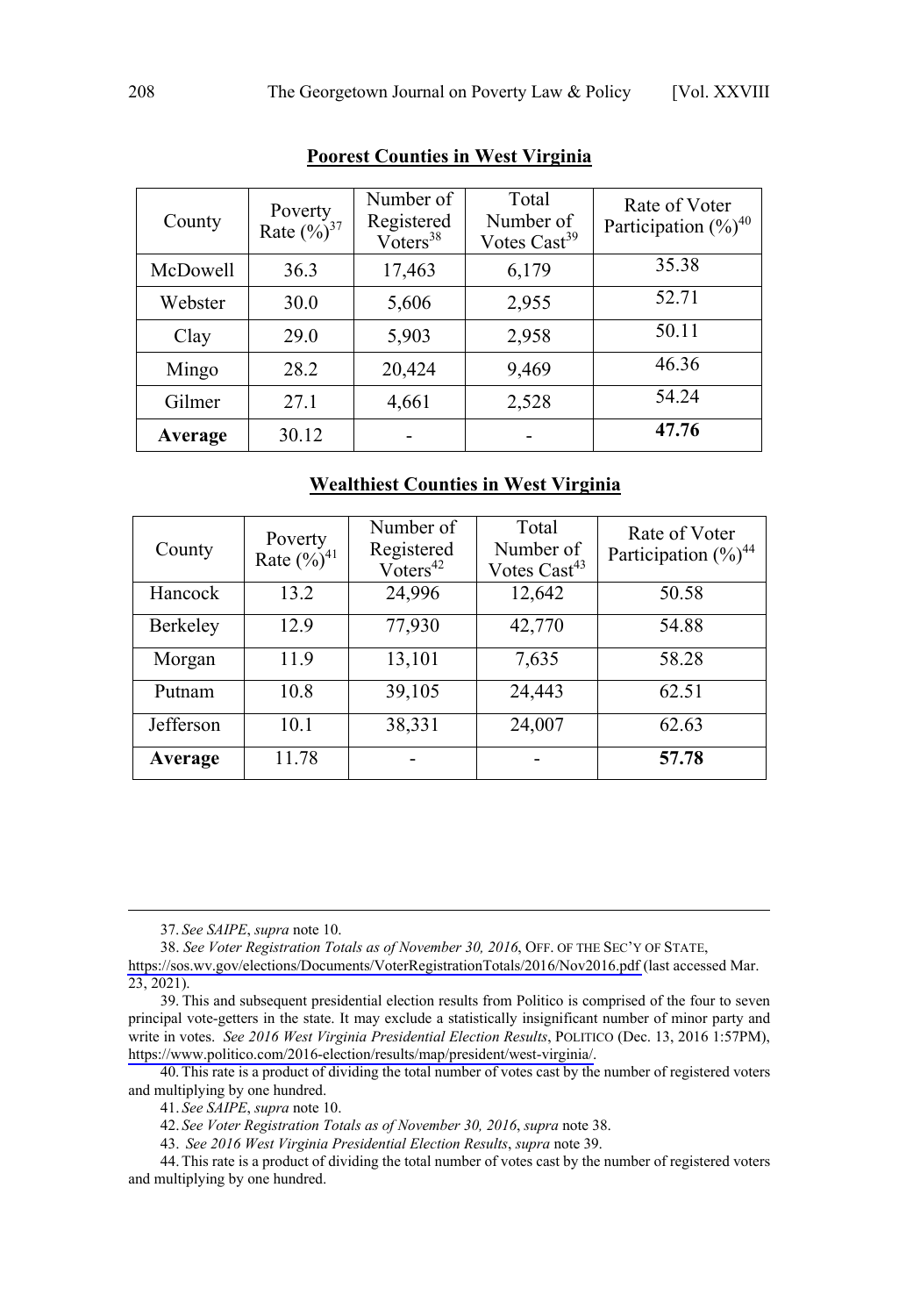**Poorest Counties in West Virginia**

| County | Poverty Rate (%)[37] | Number of Registered Voters[38] | Total Number of Votes Cast[39] | Rate of Voter Participation (%)[40] |
|---|---|---|---|---|
| McDowell | 36.3 | 17,463 | 6,179 | 35.38 |
| Webster | 30.0 | 5,606 | 2,955 | 52.71 |
| Clay | 29.0 | 5,903 | 2,958 | 50.11 |
| Mingo | 28.2 | 20,424 | 9,469 | 46.36 |
| Gilmer | 27.1 | 4,661 | 2,528 | 54.24 |
| **Average** | 30.12 | - | - | **47.76** |

**Wealthiest Counties in West Virginia**

| County | Poverty Rate (%)[41] | Number of Registered Voters[42] | Total Number of Votes Cast[43] | Rate of Voter Participation (%)[44] |
|---|---|---|---|---|
| Hancock | 13.2 | 24,996 | 12,642 | 50.58 |
| Berkeley | 12.9 | 77,930 | 42,770 | 54.88 |
| Morgan | 11.9 | 13,101 | 7,635 | 58.28 |
| Putnam | 10.8 | 39,105 | 24,443 | 62.51 |
| Jefferson | 10.1 | 38,331 | 24,007 | 62.63 |
| **Average** | 11.78 | - | - | **57.78** |

---

37. *See SAIPE*, *supra* note 10.

38. *See Voter Registration Totals as of November 30, 2016*, OFF. OF THE SEC'Y OF STATE, https://sos.wv.gov/elections/Documents/VoterRegistrationTotals/2016/Nov2016.pdf (last accessed Mar. 23, 2021).

39. This and subsequent presidential election results from Politico is comprised of the four to seven principal vote-getters in the state. It may exclude a statistically insignificant number of minor party and write in votes. *See 2016 West Virginia Presidential Election Results*, POLITICO (Dec. 13, 2016 1:57PM), https://www.politico.com/2016-election/results/map/president/west-virginia/.

40. This rate is a product of dividing the total number of votes cast by the number of registered voters and multiplying by one hundred.

41. *See SAIPE*, *supra* note 10.

42. *See Voter Registration Totals as of November 30, 2016*, *supra* note 38.

43. *See 2016 West Virginia Presidential Election Results*, *supra* note 39.

44. This rate is a product of dividing the total number of votes cast by the number of registered voters and multiplying by one hundred.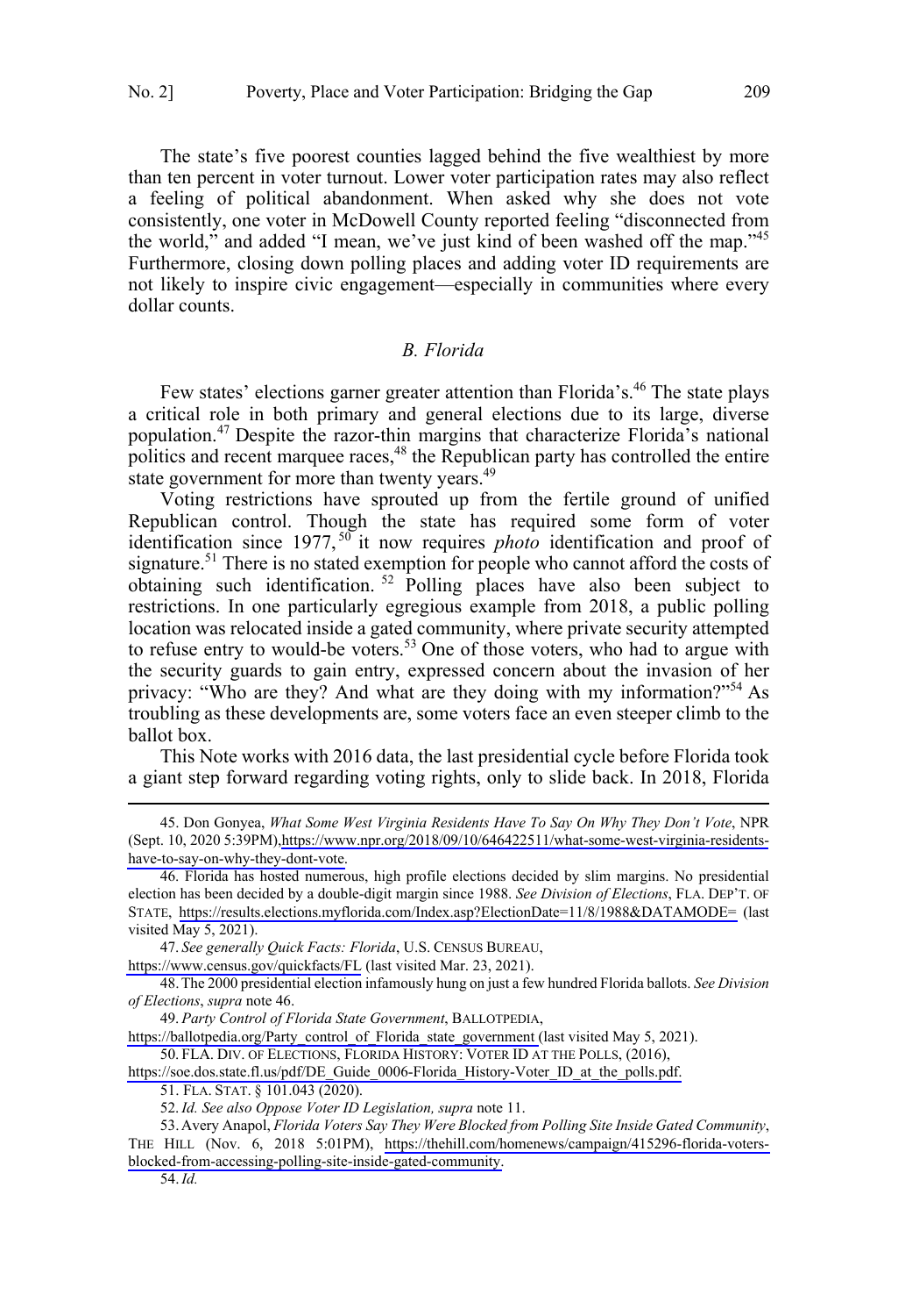The state's five poorest counties lagged behind the five wealthiest by more than ten percent in voter turnout. Lower voter participation rates may also reflect a feeling of political abandonment. When asked why she does not vote consistently, one voter in McDowell County reported feeling "disconnected from the world," and added "I mean, we've just kind of been washed off the map."[45] Furthermore, closing down polling places and adding voter ID requirements are not likely to inspire civic engagement—especially in communities where every dollar counts.

### *B. Florida*

Few states' elections garner greater attention than Florida's.[46] The state plays a critical role in both primary and general elections due to its large, diverse population.[47] Despite the razor-thin margins that characterize Florida's national politics and recent marquee races,[48] the Republican party has controlled the entire state government for more than twenty years.[49]

Voting restrictions have sprouted up from the fertile ground of unified Republican control. Though the state has required some form of voter identification since 1977,[50] it now requires *photo* identification and proof of signature.[51] There is no stated exemption for people who cannot afford the costs of obtaining such identification.[52] Polling places have also been subject to restrictions. In one particularly egregious example from 2018, a public polling location was relocated inside a gated community, where private security attempted to refuse entry to would-be voters.[53] One of those voters, who had to argue with the security guards to gain entry, expressed concern about the invasion of her privacy: "Who are they? And what are they doing with my information?"[54] As troubling as these developments are, some voters face an even steeper climb to the ballot box.

This Note works with 2016 data, the last presidential cycle before Florida took a giant step forward regarding voting rights, only to slide back. In 2018, Florida

---

45. Don Gonyea, *What Some West Virginia Residents Have To Say On Why They Don't Vote*, NPR (Sept. 10, 2020 5:39PM), https://www.npr.org/2018/09/10/646422511/what-some-west-virginia-residents-have-to-say-on-why-they-dont-vote.

46. Florida has hosted numerous, high profile elections decided by slim margins. No presidential election has been decided by a double-digit margin since 1988. *See Division of Elections*, FLA. DEP'T. OF STATE, https://results.elections.myflorida.com/Index.asp?ElectionDate=11/8/1988&DATAMODE= (last visited May 5, 2021).

47. *See generally Quick Facts: Florida*, U.S. CENSUS BUREAU, https://www.census.gov/quickfacts/FL (last visited Mar. 23, 2021).

48. The 2000 presidential election infamously hung on just a few hundred Florida ballots. *See Division of Elections*, *supra* note 46.

49. *Party Control of Florida State Government*, BALLOTPEDIA, https://ballotpedia.org/Party_control_of_Florida_state_government (last visited May 5, 2021).

50. FLA. DIV. OF ELECTIONS, FLORIDA HISTORY: VOTER ID AT THE POLLS, (2016), https://soe.dos.state.fl.us/pdf/DE_Guide_0006-Florida_History-Voter_ID_at_the_polls.pdf.

51. FLA. STAT. § 101.043 (2020).

52. *Id. See also Oppose Voter ID Legislation, supra* note 11.

53. Avery Anapol, *Florida Voters Say They Were Blocked from Polling Site Inside Gated Community*, THE HILL (Nov. 6, 2018 5:01PM), https://thehill.com/homenews/campaign/415296-florida-voters-blocked-from-accessing-polling-site-inside-gated-community.

54. *Id.*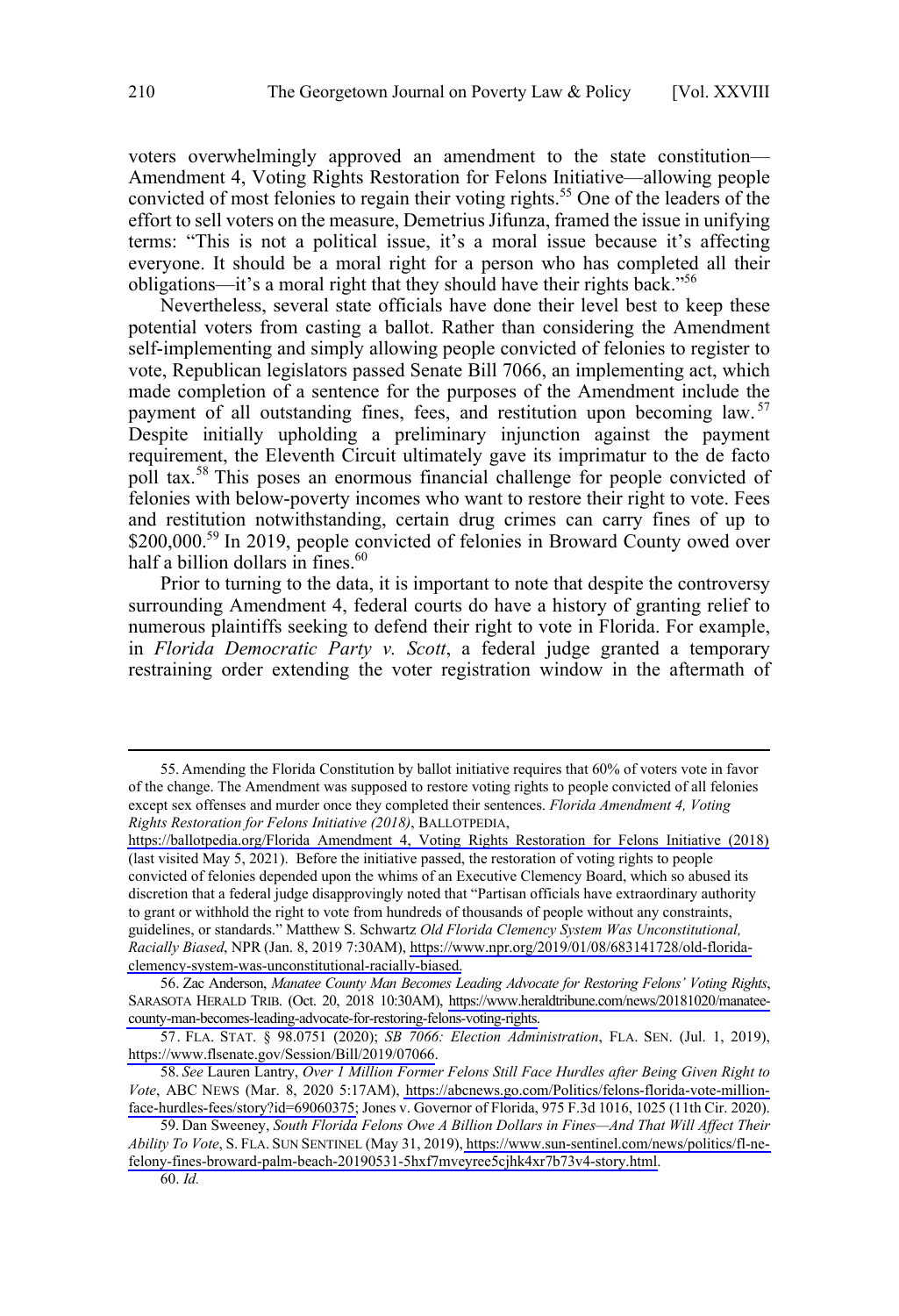voters overwhelmingly approved an amendment to the state constitution—Amendment 4, Voting Rights Restoration for Felons Initiative—allowing people convicted of most felonies to regain their voting rights.[55] One of the leaders of the effort to sell voters on the measure, Demetrius Jifunza, framed the issue in unifying terms: "This is not a political issue, it's a moral issue because it's affecting everyone. It should be a moral right for a person who has completed all their obligations—it's a moral right that they should have their rights back."[56]

Nevertheless, several state officials have done their level best to keep these potential voters from casting a ballot. Rather than considering the Amendment self-implementing and simply allowing people convicted of felonies to register to vote, Republican legislators passed Senate Bill 7066, an implementing act, which made completion of a sentence for the purposes of the Amendment include the payment of all outstanding fines, fees, and restitution upon becoming law.[57] Despite initially upholding a preliminary injunction against the payment requirement, the Eleventh Circuit ultimately gave its imprimatur to the de facto poll tax.[58] This poses an enormous financial challenge for people convicted of felonies with below-poverty incomes who want to restore their right to vote. Fees and restitution notwithstanding, certain drug crimes can carry fines of up to \$200,000.[59] In 2019, people convicted of felonies in Broward County owed over half a billion dollars in fines.[60]

Prior to turning to the data, it is important to note that despite the controversy surrounding Amendment 4, federal courts do have a history of granting relief to numerous plaintiffs seeking to defend their right to vote in Florida. For example, in *Florida Democratic Party v. Scott*, a federal judge granted a temporary restraining order extending the voter registration window in the aftermath of

---

55. Amending the Florida Constitution by ballot initiative requires that 60% of voters vote in favor of the change. The Amendment was supposed to restore voting rights to people convicted of all felonies except sex offenses and murder once they completed their sentences. *Florida Amendment 4, Voting Rights Restoration for Felons Initiative (2018)*, BALLOTPEDIA, https://ballotpedia.org/Florida_Amendment_4,_Voting_Rights_Restoration_for_Felons_Initiative_(2018) (last visited May 5, 2021). Before the initiative passed, the restoration of voting rights to people convicted of felonies depended upon the whims of an Executive Clemency Board, which so abused its discretion that a federal judge disapprovingly noted that "Partisan officials have extraordinary authority to grant or withhold the right to vote from hundreds of thousands of people without any constraints, guidelines, or standards." Matthew S. Schwartz *Old Florida Clemency System Was Unconstitutional, Racially Biased*, NPR (Jan. 8, 2019 7:30AM), https://www.npr.org/2019/01/08/683141728/old-florida-clemency-system-was-unconstitutional-racially-biased.

56. Zac Anderson, *Manatee County Man Becomes Leading Advocate for Restoring Felons' Voting Rights*, SARASOTA HERALD TRIB. (Oct. 20, 2018 10:30AM), https://www.heraldtribune.com/news/20181020/manatee-county-man-becomes-leading-advocate-for-restoring-felons-voting-rights.

57. FLA. STAT. § 98.0751 (2020); *SB 7066: Election Administration*, FLA. SEN. (Jul. 1, 2019), https://www.flsenate.gov/Session/Bill/2019/07066.

58. *See* Lauren Lantry, *Over 1 Million Former Felons Still Face Hurdles after Being Given Right to Vote*, ABC NEWS (Mar. 8, 2020 5:17AM), https://abcnews.go.com/Politics/felons-florida-vote-million-face-hurdles-fees/story?id=69060375; Jones v. Governor of Florida, 975 F.3d 1016, 1025 (11th Cir. 2020).

59. Dan Sweeney, *South Florida Felons Owe A Billion Dollars in Fines—And That Will Affect Their Ability To Vote*, S. FLA. SUN SENTINEL (May 31, 2019), https://www.sun-sentinel.com/news/politics/fl-ne-felony-fines-broward-palm-beach-20190531-5hxf7mveyree5cjhk4xr7b73v4-story.html.

60. *Id.*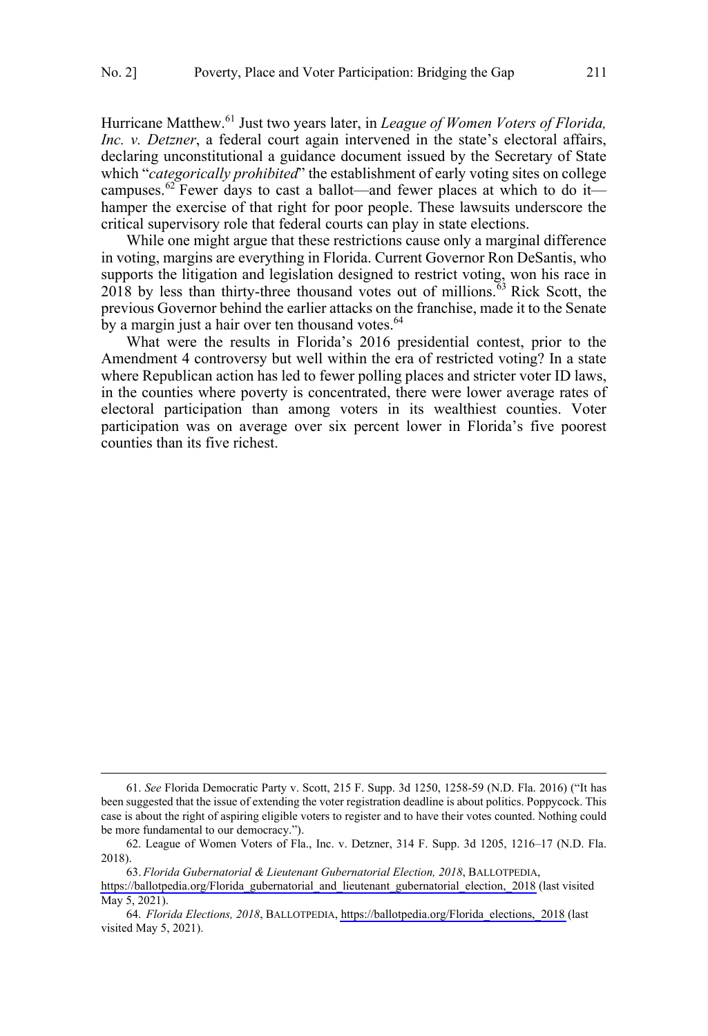Hurricane Matthew.[61] Just two years later, in *League of Women Voters of Florida, Inc. v. Detzner*, a federal court again intervened in the state's electoral affairs, declaring unconstitutional a guidance document issued by the Secretary of State which "*categorically prohibited*" the establishment of early voting sites on college campuses.[62] Fewer days to cast a ballot—and fewer places at which to do it—hamper the exercise of that right for poor people. These lawsuits underscore the critical supervisory role that federal courts can play in state elections.

While one might argue that these restrictions cause only a marginal difference in voting, margins are everything in Florida. Current Governor Ron DeSantis, who supports the litigation and legislation designed to restrict voting, won his race in 2018 by less than thirty-three thousand votes out of millions.[63] Rick Scott, the previous Governor behind the earlier attacks on the franchise, made it to the Senate by a margin just a hair over ten thousand votes.[64]

What were the results in Florida's 2016 presidential contest, prior to the Amendment 4 controversy but well within the era of restricted voting? In a state where Republican action has led to fewer polling places and stricter voter ID laws, in the counties where poverty is concentrated, there were lower average rates of electoral participation than among voters in its wealthiest counties. Voter participation was on average over six percent lower in Florida's five poorest counties than its five richest.

---

61. *See* Florida Democratic Party v. Scott, 215 F. Supp. 3d 1250, 1258-59 (N.D. Fla. 2016) ("It has been suggested that the issue of extending the voter registration deadline is about politics. Poppycock. This case is about the right of aspiring eligible voters to register and to have their votes counted. Nothing could be more fundamental to our democracy.").

62. League of Women Voters of Fla., Inc. v. Detzner, 314 F. Supp. 3d 1205, 1216–17 (N.D. Fla. 2018).

63. *Florida Gubernatorial & Lieutenant Gubernatorial Election, 2018*, BALLOTPEDIA, https://ballotpedia.org/Florida_gubernatorial_and_lieutenant_gubernatorial_election,_2018 (last visited May 5, 2021).

64. *Florida Elections, 2018*, BALLOTPEDIA, https://ballotpedia.org/Florida_elections,_2018 (last visited May 5, 2021).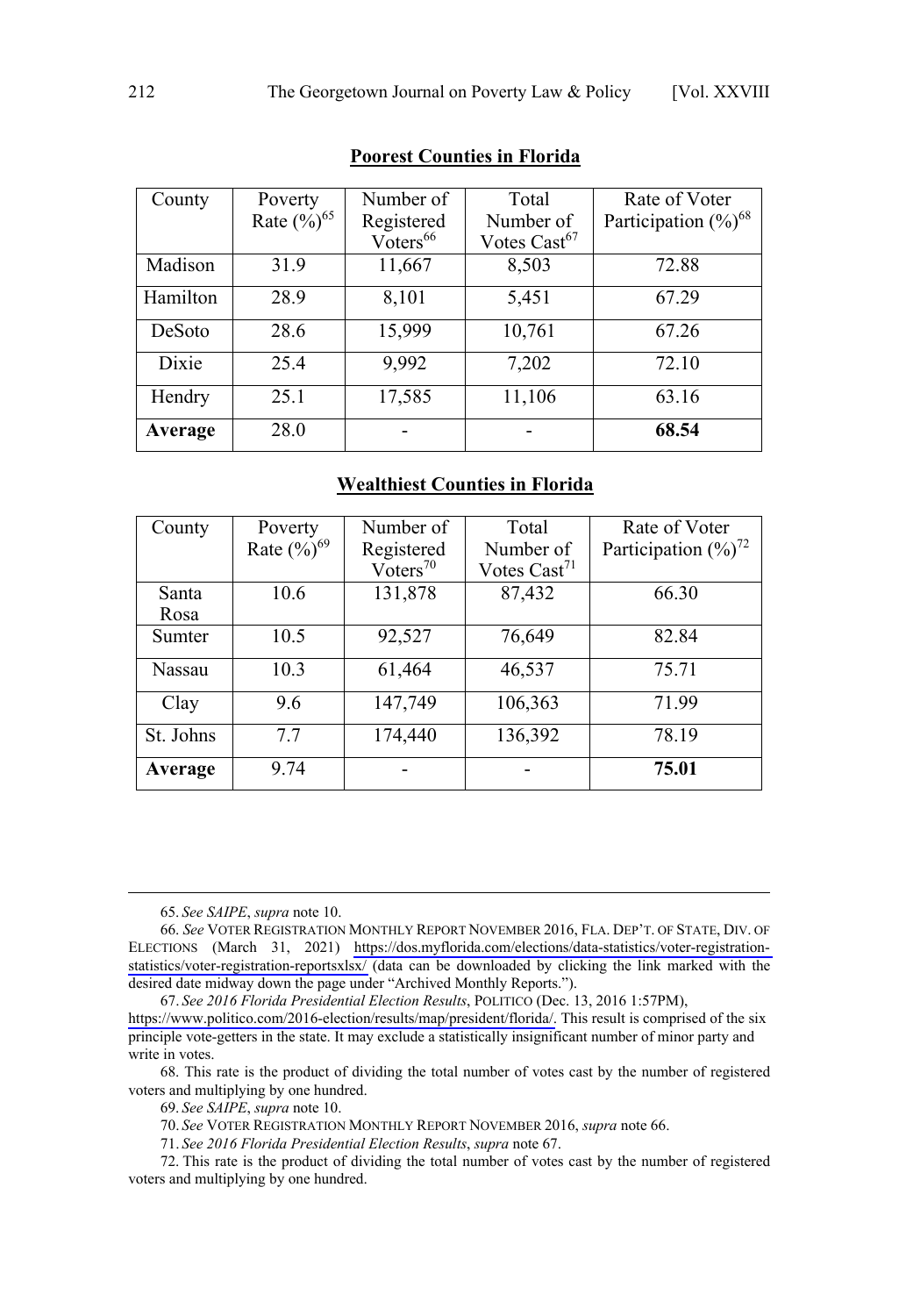**Poorest Counties in Florida**

| County | Poverty Rate (%)[65] | Number of Registered Voters[66] | Total Number of Votes Cast[67] | Rate of Voter Participation (%)[68] |
|---|---|---|---|---|
| Madison | 31.9 | 11,667 | 8,503 | 72.88 |
| Hamilton | 28.9 | 8,101 | 5,451 | 67.29 |
| DeSoto | 28.6 | 15,999 | 10,761 | 67.26 |
| Dixie | 25.4 | 9,992 | 7,202 | 72.10 |
| Hendry | 25.1 | 17,585 | 11,106 | 63.16 |
| **Average** | 28.0 | - | - | **68.54** |

**Wealthiest Counties in Florida**

| County | Poverty Rate (%)[69] | Number of Registered Voters[70] | Total Number of Votes Cast[71] | Rate of Voter Participation (%)[72] |
|---|---|---|---|---|
| Santa Rosa | 10.6 | 131,878 | 87,432 | 66.30 |
| Sumter | 10.5 | 92,527 | 76,649 | 82.84 |
| Nassau | 10.3 | 61,464 | 46,537 | 75.71 |
| Clay | 9.6 | 147,749 | 106,363 | 71.99 |
| St. Johns | 7.7 | 174,440 | 136,392 | 78.19 |
| **Average** | 9.74 | - | - | **75.01** |

---

65. *See SAIPE*, *supra* note 10.

66. *See* VOTER REGISTRATION MONTHLY REPORT NOVEMBER 2016, FLA. DEP'T. OF STATE, DIV. OF ELECTIONS (March 31, 2021) https://dos.myflorida.com/elections/data-statistics/voter-registration-statistics/voter-registration-reportsxlsx/ (data can be downloaded by clicking the link marked with the desired date midway down the page under "Archived Monthly Reports.").

67. *See 2016 Florida Presidential Election Results*, POLITICO (Dec. 13, 2016 1:57PM), https://www.politico.com/2016-election/results/map/president/florida/. This result is comprised of the six principle vote-getters in the state. It may exclude a statistically insignificant number of minor party and write in votes.

68. This rate is the product of dividing the total number of votes cast by the number of registered voters and multiplying by one hundred.

69. *See SAIPE*, *supra* note 10.

70. *See* VOTER REGISTRATION MONTHLY REPORT NOVEMBER 2016, *supra* note 66.

71. *See 2016 Florida Presidential Election Results*, *supra* note 67.

72. This rate is the product of dividing the total number of votes cast by the number of registered voters and multiplying by one hundred.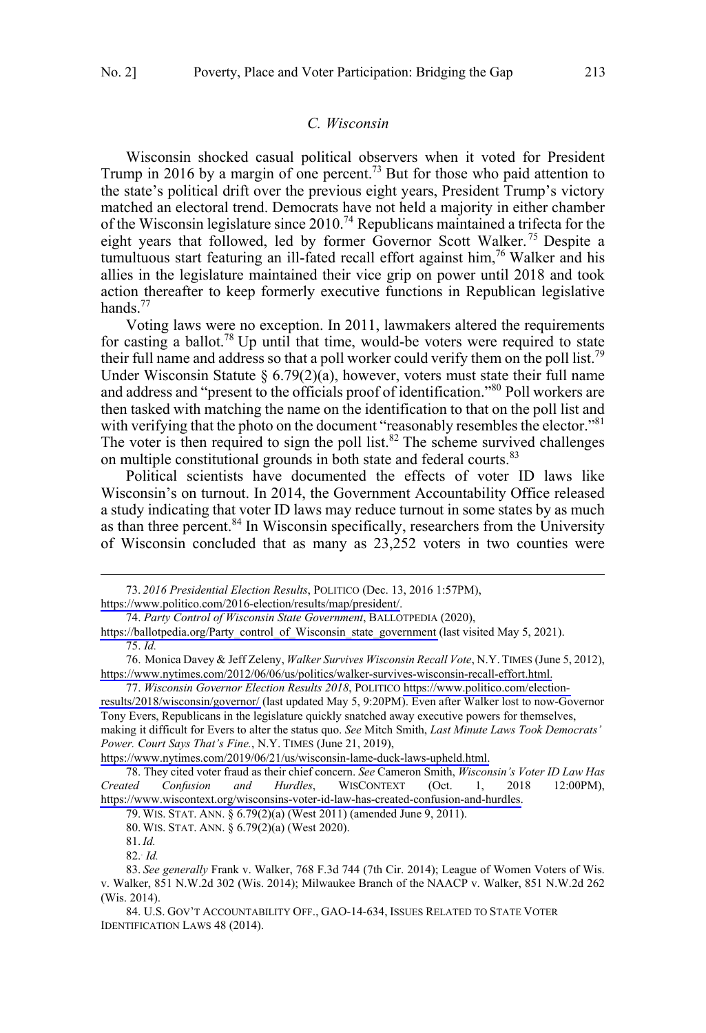### C. Wisconsin

Wisconsin shocked casual political observers when it voted for President Trump in 2016 by a margin of one percent.[73] But for those who paid attention to the state's political drift over the previous eight years, President Trump's victory matched an electoral trend. Democrats have not held a majority in either chamber of the Wisconsin legislature since 2010.[74] Republicans maintained a trifecta for the eight years that followed, led by former Governor Scott Walker.[75] Despite a tumultuous start featuring an ill-fated recall effort against him,[76] Walker and his allies in the legislature maintained their vice grip on power until 2018 and took action thereafter to keep formerly executive functions in Republican legislative hands.[77]

Voting laws were no exception. In 2011, lawmakers altered the requirements for casting a ballot.[78] Up until that time, would-be voters were required to state their full name and address so that a poll worker could verify them on the poll list.[79] Under Wisconsin Statute § 6.79(2)(a), however, voters must state their full name and address and "present to the officials proof of identification."[80] Poll workers are then tasked with matching the name on the identification to that on the poll list and with verifying that the photo on the document "reasonably resembles the elector."[81] The voter is then required to sign the poll list.[82] The scheme survived challenges on multiple constitutional grounds in both state and federal courts.[83]

Political scientists have documented the effects of voter ID laws like Wisconsin's on turnout. In 2014, the Government Accountability Office released a study indicating that voter ID laws may reduce turnout in some states by as much as than three percent.[84] In Wisconsin specifically, researchers from the University of Wisconsin concluded that as many as 23,252 voters in two counties were

---

73. *2016 Presidential Election Results*, POLITICO (Dec. 13, 2016 1:57PM), https://www.politico.com/2016-election/results/map/president/.

74. *Party Control of Wisconsin State Government*, BALLOTPEDIA (2020), https://ballotpedia.org/Party_control_of_Wisconsin_state_government (last visited May 5, 2021).

75. *Id.*

76. Monica Davey & Jeff Zeleny, *Walker Survives Wisconsin Recall Vote*, N.Y. TIMES (June 5, 2012), https://www.nytimes.com/2012/06/06/us/politics/walker-survives-wisconsin-recall-effort.html.

77. *Wisconsin Governor Election Results 2018*, POLITICO https://www.politico.com/election-results/2018/wisconsin/governor/ (last updated May 5, 9:20PM). Even after Walker lost to now-Governor Tony Evers, Republicans in the legislature quickly snatched away executive powers for themselves, making it difficult for Evers to alter the status quo. *See* Mitch Smith, *Last Minute Laws Took Democrats' Power. Court Says That's Fine.*, N.Y. TIMES (June 21, 2019), https://www.nytimes.com/2019/06/21/us/wisconsin-lame-duck-laws-upheld.html.

78. They cited voter fraud as their chief concern. *See* Cameron Smith, *Wisconsin's Voter ID Law Has Created Confusion and Hurdles*, WISCONTEXT (Oct. 1, 2018 12:00PM), https://www.wiscontext.org/wisconsins-voter-id-law-has-created-confusion-and-hurdles.

79. WIS. STAT. ANN. § 6.79(2)(a) (West 2011) (amended June 9, 2011).

80. WIS. STAT. ANN. § 6.79(2)(a) (West 2020).

81. *Id.*

82. *Id.*

83. *See generally* Frank v. Walker, 768 F.3d 744 (7th Cir. 2014); League of Women Voters of Wis. v. Walker, 851 N.W.2d 302 (Wis. 2014); Milwaukee Branch of the NAACP v. Walker, 851 N.W.2d 262 (Wis. 2014).

84. U.S. GOV'T ACCOUNTABILITY OFF., GAO-14-634, ISSUES RELATED TO STATE VOTER IDENTIFICATION LAWS 48 (2014).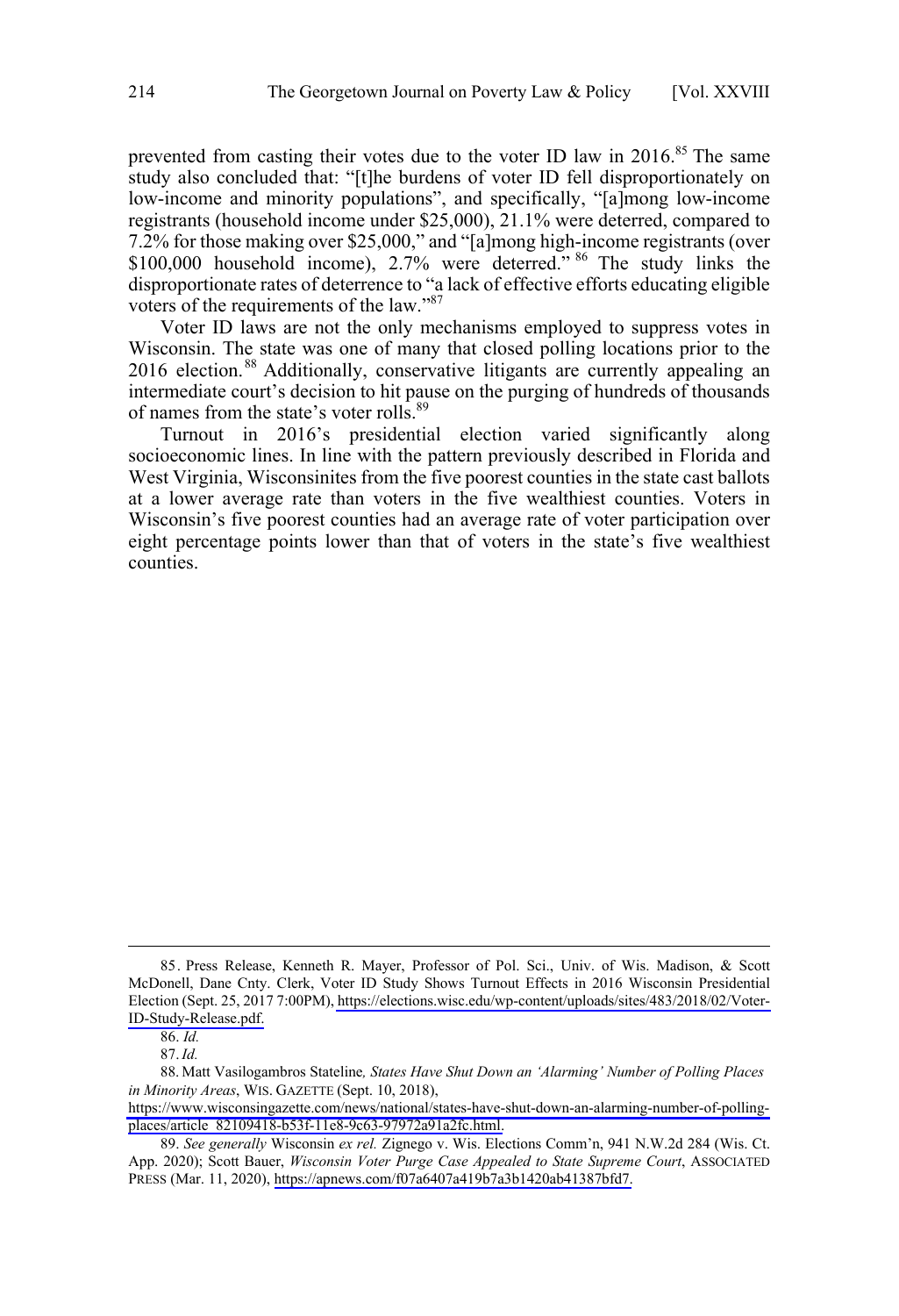prevented from casting their votes due to the voter ID law in 2016.[85] The same study also concluded that: "[t]he burdens of voter ID fell disproportionately on low-income and minority populations", and specifically, "[a]mong low-income registrants (household income under $25,000), 21.1% were deterred, compared to 7.2% for those making over $25,000," and "[a]mong high-income registrants (over $100,000 household income), 2.7% were deterred."[86] The study links the disproportionate rates of deterrence to "a lack of effective efforts educating eligible voters of the requirements of the law."[87]

Voter ID laws are not the only mechanisms employed to suppress votes in Wisconsin. The state was one of many that closed polling locations prior to the 2016 election.[88] Additionally, conservative litigants are currently appealing an intermediate court's decision to hit pause on the purging of hundreds of thousands of names from the state's voter rolls.[89]

Turnout in 2016's presidential election varied significantly along socioeconomic lines. In line with the pattern previously described in Florida and West Virginia, Wisconsinites from the five poorest counties in the state cast ballots at a lower average rate than voters in the five wealthiest counties. Voters in Wisconsin's five poorest counties had an average rate of voter participation over eight percentage points lower than that of voters in the state's five wealthiest counties.

---

85. Press Release, Kenneth R. Mayer, Professor of Pol. Sci., Univ. of Wis. Madison, & Scott McDonell, Dane Cnty. Clerk, Voter ID Study Shows Turnout Effects in 2016 Wisconsin Presidential Election (Sept. 25, 2017 7:00PM), https://elections.wisc.edu/wp-content/uploads/sites/483/2018/02/Voter-ID-Study-Release.pdf.

86. *Id.*

87. *Id.*

88. Matt Vasilogambros Stateline*, States Have Shut Down an 'Alarming' Number of Polling Places in Minority Areas*, WIS. GAZETTE (Sept. 10, 2018), https://www.wisconsingazette.com/news/national/states-have-shut-down-an-alarming-number-of-polling-places/article_82109418-b53f-11e8-9c63-97972a91a2fc.html.

89. *See generally* Wisconsin *ex rel.* Zignego v. Wis. Elections Comm'n, 941 N.W.2d 284 (Wis. Ct. App. 2020); Scott Bauer, *Wisconsin Voter Purge Case Appealed to State Supreme Court*, ASSOCIATED PRESS (Mar. 11, 2020), https://apnews.com/f07a6407a419b7a3b1420ab41387bfd7.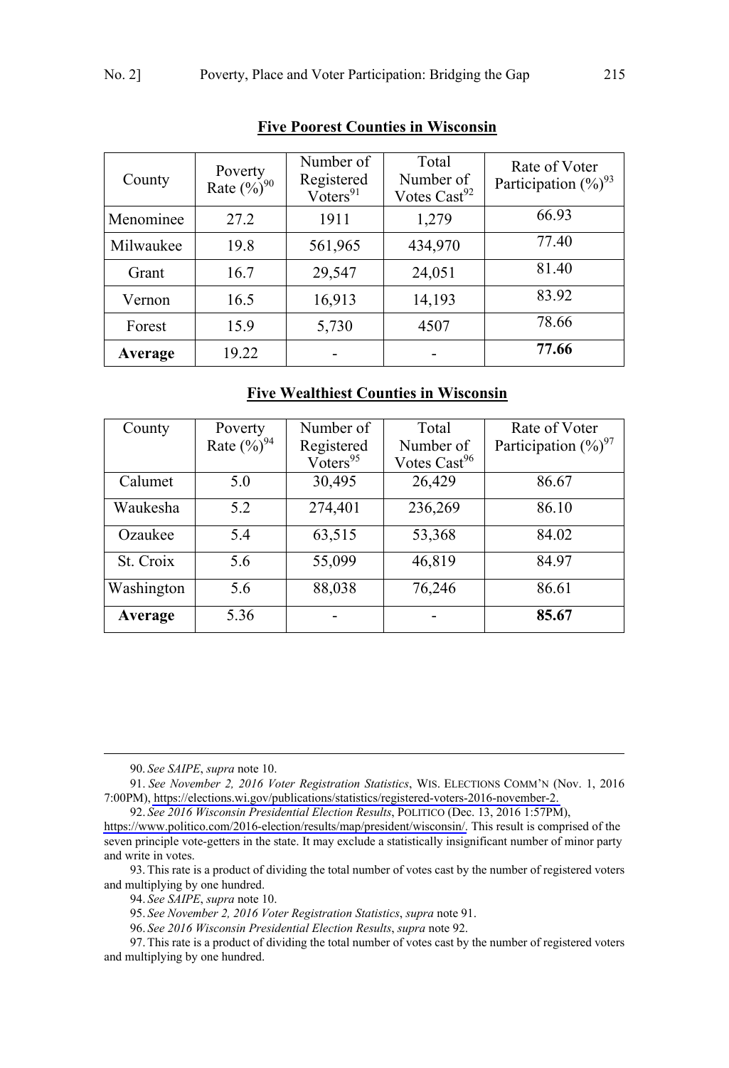**Five Poorest Counties in Wisconsin**

| County | Poverty Rate (%)[90] | Number of Registered Voters[91] | Total Number of Votes Cast[92] | Rate of Voter Participation (%)[93] |
|---|---|---|---|---|
| Menominee | 27.2 | 1911 | 1,279 | 66.93 |
| Milwaukee | 19.8 | 561,965 | 434,970 | 77.40 |
| Grant | 16.7 | 29,547 | 24,051 | 81.40 |
| Vernon | 16.5 | 16,913 | 14,193 | 83.92 |
| Forest | 15.9 | 5,730 | 4507 | 78.66 |
| **Average** | 19.22 | - | - | **77.66** |

**Five Wealthiest Counties in Wisconsin**

| County | Poverty Rate (%)[94] | Number of Registered Voters[95] | Total Number of Votes Cast[96] | Rate of Voter Participation (%)[97] |
|---|---|---|---|---|
| Calumet | 5.0 | 30,495 | 26,429 | 86.67 |
| Waukesha | 5.2 | 274,401 | 236,269 | 86.10 |
| Ozaukee | 5.4 | 63,515 | 53,368 | 84.02 |
| St. Croix | 5.6 | 55,099 | 46,819 | 84.97 |
| Washington | 5.6 | 88,038 | 76,246 | 86.61 |
| **Average** | 5.36 | - | - | **85.67** |

---

90. *See SAIPE*, *supra* note 10.

91. *See November 2, 2016 Voter Registration Statistics*, WIS. ELECTIONS COMM'N (Nov. 1, 2016 7:00PM), https://elections.wi.gov/publications/statistics/registered-voters-2016-november-2.

92. *See 2016 Wisconsin Presidential Election Results*, POLITICO (Dec. 13, 2016 1:57PM), https://www.politico.com/2016-election/results/map/president/wisconsin/. This result is comprised of the seven principle vote-getters in the state. It may exclude a statistically insignificant number of minor party and write in votes.

93. This rate is a product of dividing the total number of votes cast by the number of registered voters and multiplying by one hundred.

94. *See SAIPE*, *supra* note 10.

95. *See November 2, 2016 Voter Registration Statistics*, *supra* note 91.

96. *See 2016 Wisconsin Presidential Election Results*, *supra* note 92.

97. This rate is a product of dividing the total number of votes cast by the number of registered voters and multiplying by one hundred.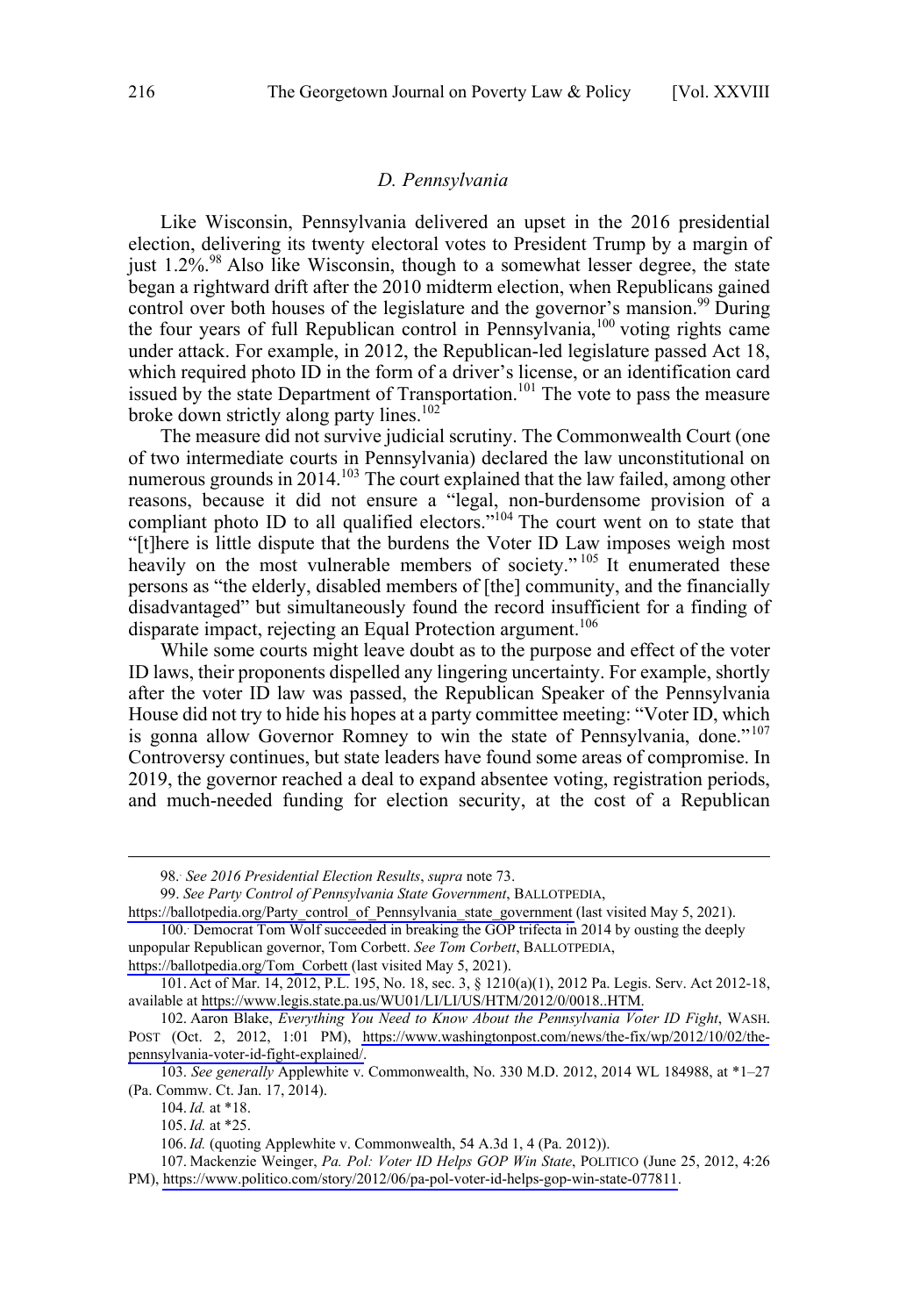### *D. Pennsylvania*

Like Wisconsin, Pennsylvania delivered an upset in the 2016 presidential election, delivering its twenty electoral votes to President Trump by a margin of just 1.2%.[98] Also like Wisconsin, though to a somewhat lesser degree, the state began a rightward drift after the 2010 midterm election, when Republicans gained control over both houses of the legislature and the governor's mansion.[99] During the four years of full Republican control in Pennsylvania,[100] voting rights came under attack. For example, in 2012, the Republican-led legislature passed Act 18, which required photo ID in the form of a driver's license, or an identification card issued by the state Department of Transportation.[101] The vote to pass the measure broke down strictly along party lines.[102]

The measure did not survive judicial scrutiny. The Commonwealth Court (one of two intermediate courts in Pennsylvania) declared the law unconstitutional on numerous grounds in 2014.[103] The court explained that the law failed, among other reasons, because it did not ensure a "legal, non-burdensome provision of a compliant photo ID to all qualified electors."[104] The court went on to state that "[t]here is little dispute that the burdens the Voter ID Law imposes weigh most heavily on the most vulnerable members of society."[105] It enumerated these persons as "the elderly, disabled members of [the] community, and the financially disadvantaged" but simultaneously found the record insufficient for a finding of disparate impact, rejecting an Equal Protection argument.[106]

While some courts might leave doubt as to the purpose and effect of the voter ID laws, their proponents dispelled any lingering uncertainty. For example, shortly after the voter ID law was passed, the Republican Speaker of the Pennsylvania House did not try to hide his hopes at a party committee meeting: "Voter ID, which is gonna allow Governor Romney to win the state of Pennsylvania, done."[107] Controversy continues, but state leaders have found some areas of compromise. In 2019, the governor reached a deal to expand absentee voting, registration periods, and much-needed funding for election security, at the cost of a Republican

---

98. *See 2016 Presidential Election Results*, *supra* note 73.

99. *See Party Control of Pennsylvania State Government*, BALLOTPEDIA, https://ballotpedia.org/Party_control_of_Pennsylvania_state_government (last visited May 5, 2021).

100. Democrat Tom Wolf succeeded in breaking the GOP trifecta in 2014 by ousting the deeply unpopular Republican governor, Tom Corbett. *See Tom Corbett*, BALLOTPEDIA, https://ballotpedia.org/Tom_Corbett (last visited May 5, 2021).

101. Act of Mar. 14, 2012, P.L. 195, No. 18, sec. 3, § 1210(a)(1), 2012 Pa. Legis. Serv. Act 2012-18, available at https://www.legis.state.pa.us/WU01/LI/LI/US/HTM/2012/0/0018..HTM.

102. Aaron Blake, *Everything You Need to Know About the Pennsylvania Voter ID Fight*, WASH. POST (Oct. 2, 2012, 1:01 PM), https://www.washingtonpost.com/news/the-fix/wp/2012/10/02/the-pennsylvania-voter-id-fight-explained/.

103. *See generally* Applewhite v. Commonwealth, No. 330 M.D. 2012, 2014 WL 184988, at *1–27 (Pa. Commw. Ct. Jan. 17, 2014).

104. *Id.* at *18.

105. *Id.* at *25.

106. *Id.* (quoting Applewhite v. Commonwealth, 54 A.3d 1, 4 (Pa. 2012)).

107. Mackenzie Weinger, *Pa. Pol: Voter ID Helps GOP Win State*, POLITICO (June 25, 2012, 4:26 PM), https://www.politico.com/story/2012/06/pa-pol-voter-id-helps-gop-win-state-077811.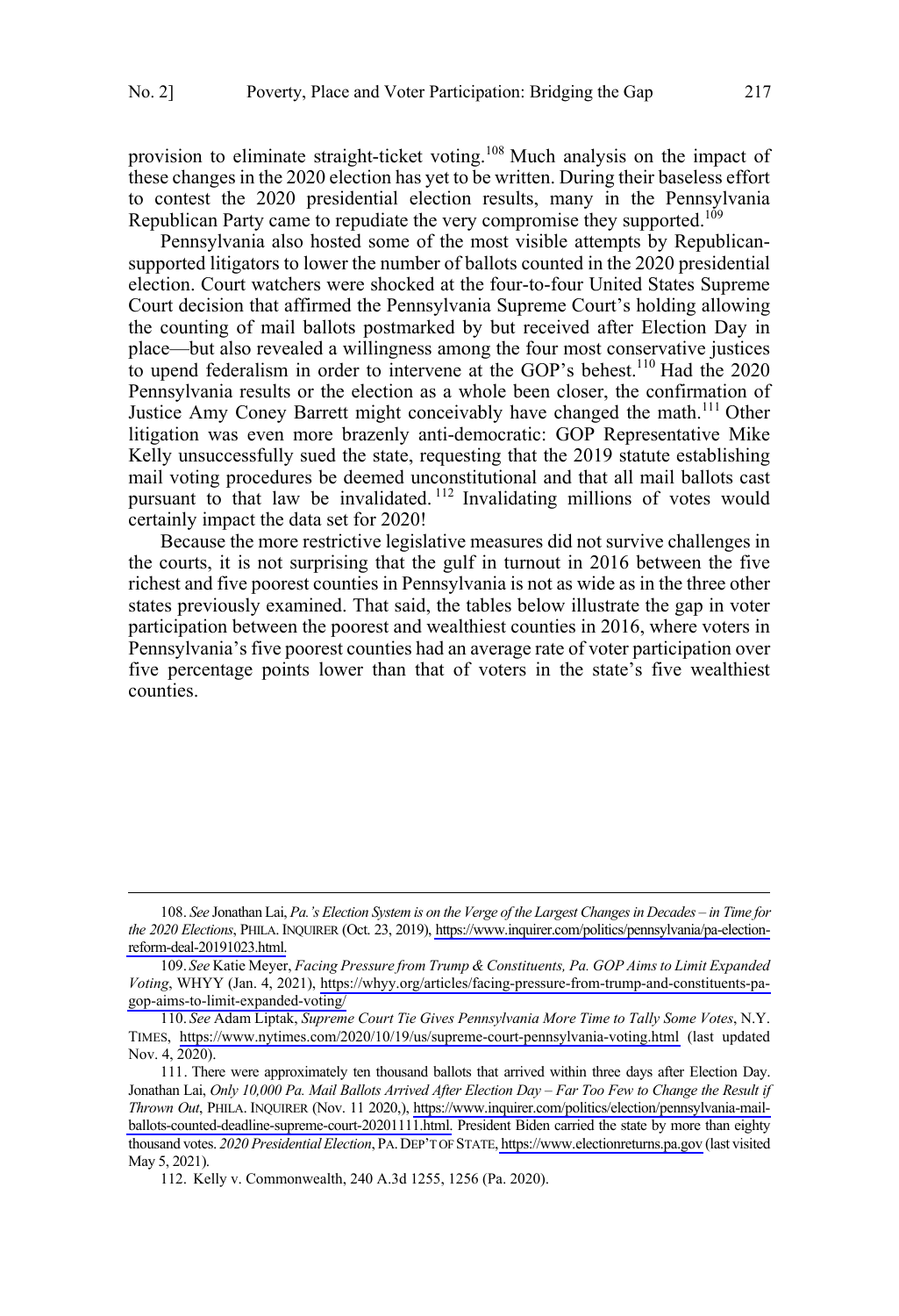provision to eliminate straight-ticket voting.[108] Much analysis on the impact of these changes in the 2020 election has yet to be written. During their baseless effort to contest the 2020 presidential election results, many in the Pennsylvania Republican Party came to repudiate the very compromise they supported.[109]

Pennsylvania also hosted some of the most visible attempts by Republican-supported litigators to lower the number of ballots counted in the 2020 presidential election. Court watchers were shocked at the four-to-four United States Supreme Court decision that affirmed the Pennsylvania Supreme Court's holding allowing the counting of mail ballots postmarked by but received after Election Day in place—but also revealed a willingness among the four most conservative justices to upend federalism in order to intervene at the GOP's behest.[110] Had the 2020 Pennsylvania results or the election as a whole been closer, the confirmation of Justice Amy Coney Barrett might conceivably have changed the math.[111] Other litigation was even more brazenly anti-democratic: GOP Representative Mike Kelly unsuccessfully sued the state, requesting that the 2019 statute establishing mail voting procedures be deemed unconstitutional and that all mail ballots cast pursuant to that law be invalidated.[112] Invalidating millions of votes would certainly impact the data set for 2020!

Because the more restrictive legislative measures did not survive challenges in the courts, it is not surprising that the gulf in turnout in 2016 between the five richest and five poorest counties in Pennsylvania is not as wide as in the three other states previously examined. That said, the tables below illustrate the gap in voter participation between the poorest and wealthiest counties in 2016, where voters in Pennsylvania's five poorest counties had an average rate of voter participation over five percentage points lower than that of voters in the state's five wealthiest counties.

---

108. *See* Jonathan Lai, *Pa.'s Election System is on the Verge of the Largest Changes in Decades – in Time for the 2020 Elections*, PHILA. INQUIRER (Oct. 23, 2019), https://www.inquirer.com/politics/pennsylvania/pa-election-reform-deal-20191023.html.

109. *See* Katie Meyer, *Facing Pressure from Trump & Constituents, Pa. GOP Aims to Limit Expanded Voting*, WHYY (Jan. 4, 2021), https://whyy.org/articles/facing-pressure-from-trump-and-constituents-pa-gop-aims-to-limit-expanded-voting/

110. *See* Adam Liptak, *Supreme Court Tie Gives Pennsylvania More Time to Tally Some Votes*, N.Y. TIMES, https://www.nytimes.com/2020/10/19/us/supreme-court-pennsylvania-voting.html (last updated Nov. 4, 2020).

111. There were approximately ten thousand ballots that arrived within three days after Election Day. Jonathan Lai, *Only 10,000 Pa. Mail Ballots Arrived After Election Day – Far Too Few to Change the Result if Thrown Out*, PHILA. INQUIRER (Nov. 11 2020,), https://www.inquirer.com/politics/election/pennsylvania-mail-ballots-counted-deadline-supreme-court-20201111.html. President Biden carried the state by more than eighty thousand votes. *2020 Presidential Election*, PA. DEP'T OF STATE, https://www.electionreturns.pa.gov (last visited May 5, 2021).

112. Kelly v. Commonwealth, 240 A.3d 1255, 1256 (Pa. 2020).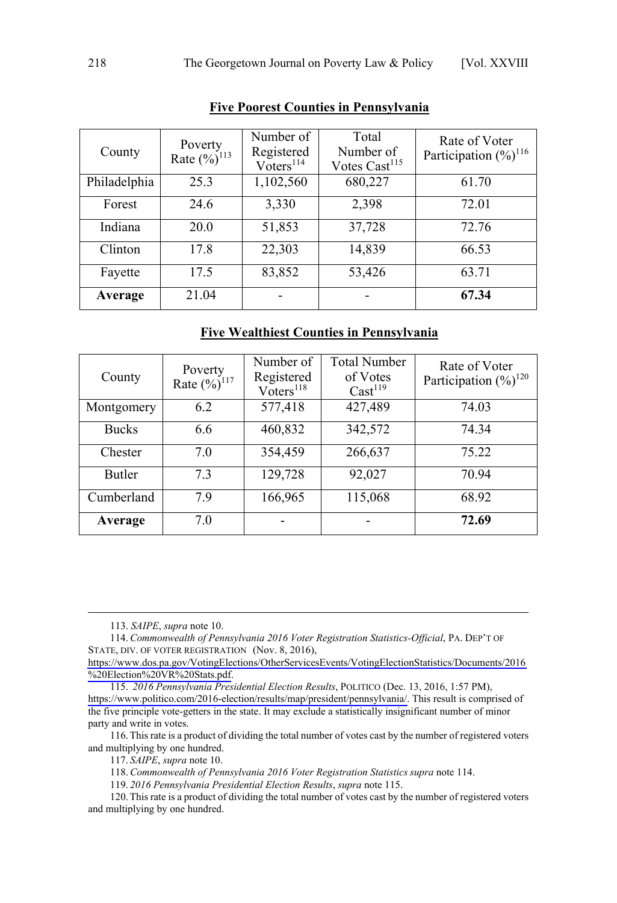**Five Poorest Counties in Pennsylvania**

| County | Poverty Rate (%)[113] | Number of Registered Voters[114] | Total Number of Votes Cast[115] | Rate of Voter Participation (%)[116] |
|---|---|---|---|---|
| Philadelphia | 25.3 | 1,102,560 | 680,227 | 61.70 |
| Forest | 24.6 | 3,330 | 2,398 | 72.01 |
| Indiana | 20.0 | 51,853 | 37,728 | 72.76 |
| Clinton | 17.8 | 22,303 | 14,839 | 66.53 |
| Fayette | 17.5 | 83,852 | 53,426 | 63.71 |
| **Average** | 21.04 | - | - | **67.34** |

**Five Wealthiest Counties in Pennsylvania**

| County | Poverty Rate (%)[117] | Number of Registered Voters[118] | Total Number of Votes Cast[119] | Rate of Voter Participation (%)[120] |
|---|---|---|---|---|
| Montgomery | 6.2 | 577,418 | 427,489 | 74.03 |
| Bucks | 6.6 | 460,832 | 342,572 | 74.34 |
| Chester | 7.0 | 354,459 | 266,637 | 75.22 |
| Butler | 7.3 | 129,728 | 92,027 | 70.94 |
| Cumberland | 7.9 | 166,965 | 115,068 | 68.92 |
| **Average** | 7.0 | - | - | **72.69** |

---

113. *SAIPE*, *supra* note 10.

114. *Commonwealth of Pennsylvania 2016 Voter Registration Statistics-Official*, PA. DEP'T OF STATE, DIV. OF VOTER REGISTRATION (Nov. 8, 2016), https://www.dos.pa.gov/VotingElections/OtherServicesEvents/VotingElectionStatistics/Documents/2016%20Election%20VR%20Stats.pdf.

115. *2016 Pennsylvania Presidential Election Results*, POLITICO (Dec. 13, 2016, 1:57 PM), https://www.politico.com/2016-election/results/map/president/pennsylvania/. This result is comprised of the five principle vote-getters in the state. It may exclude a statistically insignificant number of minor party and write in votes.

116. This rate is a product of dividing the total number of votes cast by the number of registered voters and multiplying by one hundred.

117. *SAIPE*, *supra* note 10.

118. *Commonwealth of Pennsylvania 2016 Voter Registration Statistics supra* note 114.

119. *2016 Pennsylvania Presidential Election Results*, *supra* note 115.

120. This rate is a product of dividing the total number of votes cast by the number of registered voters and multiplying by one hundred.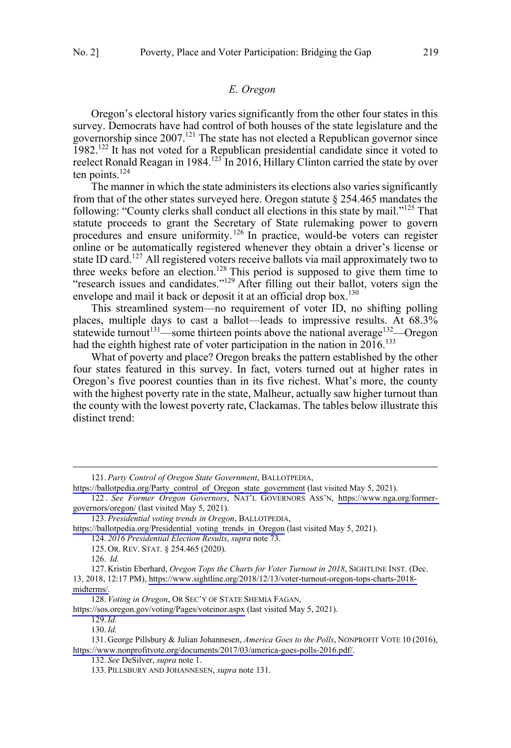### *E. Oregon*

Oregon's electoral history varies significantly from the other four states in this survey. Democrats have had control of both houses of the state legislature and the governorship since 2007.[121] The state has not elected a Republican governor since 1982.[122] It has not voted for a Republican presidential candidate since it voted to reelect Ronald Reagan in 1984.[123] In 2016, Hillary Clinton carried the state by over ten points.[124]

The manner in which the state administers its elections also varies significantly from that of the other states surveyed here. Oregon statute § 254.465 mandates the following: "County clerks shall conduct all elections in this state by mail."[125] That statute proceeds to grant the Secretary of State rulemaking power to govern procedures and ensure uniformity.[126] In practice, would-be voters can register online or be automatically registered whenever they obtain a driver's license or state ID card.[127] All registered voters receive ballots via mail approximately two to three weeks before an election.[128] This period is supposed to give them time to "research issues and candidates."[129] After filling out their ballot, voters sign the envelope and mail it back or deposit it at an official drop box.[130]

This streamlined system—no requirement of voter ID, no shifting polling places, multiple days to cast a ballot—leads to impressive results. At 68.3% statewide turnout[131]—some thirteen points above the national average[132]—Oregon had the eighth highest rate of voter participation in the nation in 2016.[133]

What of poverty and place? Oregon breaks the pattern established by the other four states featured in this survey. In fact, voters turned out at higher rates in Oregon's five poorest counties than in its five richest. What's more, the county with the highest poverty rate in the state, Malheur, actually saw higher turnout than the county with the lowest poverty rate, Clackamas. The tables below illustrate this distinct trend:

---

121. *Party Control of Oregon State Government*, BALLOTPEDIA, https://ballotpedia.org/Party_control_of_Oregon_state_government (last visited May 5, 2021).

122. *See Former Oregon Governors*, NAT'L GOVERNORS ASS'N, https://www.nga.org/former-governors/oregon/ (last visited May 5, 2021).

123. *Presidential voting trends in Oregon*, BALLOTPEDIA, https://ballotpedia.org/Presidential_voting_trends_in_Oregon (last visited May 5, 2021).

124. *2016 Presidential Election Results*, *supra* note 73.

125. OR. REV. STAT. § 254.465 (2020).

126. *Id.*

127. Kristin Eberhard, *Oregon Tops the Charts for Voter Turnout in 2018*, SIGHTLINE INST. (Dec. 13, 2018, 12:17 PM), https://www.sightline.org/2018/12/13/voter-turnout-oregon-tops-charts-2018-midterms/.

128. *Voting in Oregon*, OR SEC'Y OF STATE SHEMIA FAGAN, https://sos.oregon.gov/voting/Pages/voteinor.aspx (last visited May 5, 2021).

129. *Id.*

130. *Id.*

131. George Pillsbury & Julian Johannesen, *America Goes to the Polls*, NONPROFIT VOTE 10 (2016), https://www.nonprofitvote.org/documents/2017/03/america-goes-polls-2016.pdf/.

132. *See* DeSilver, *supra* note 1.

133. PILLSBURY AND JOHANNESEN, *supra* note 131.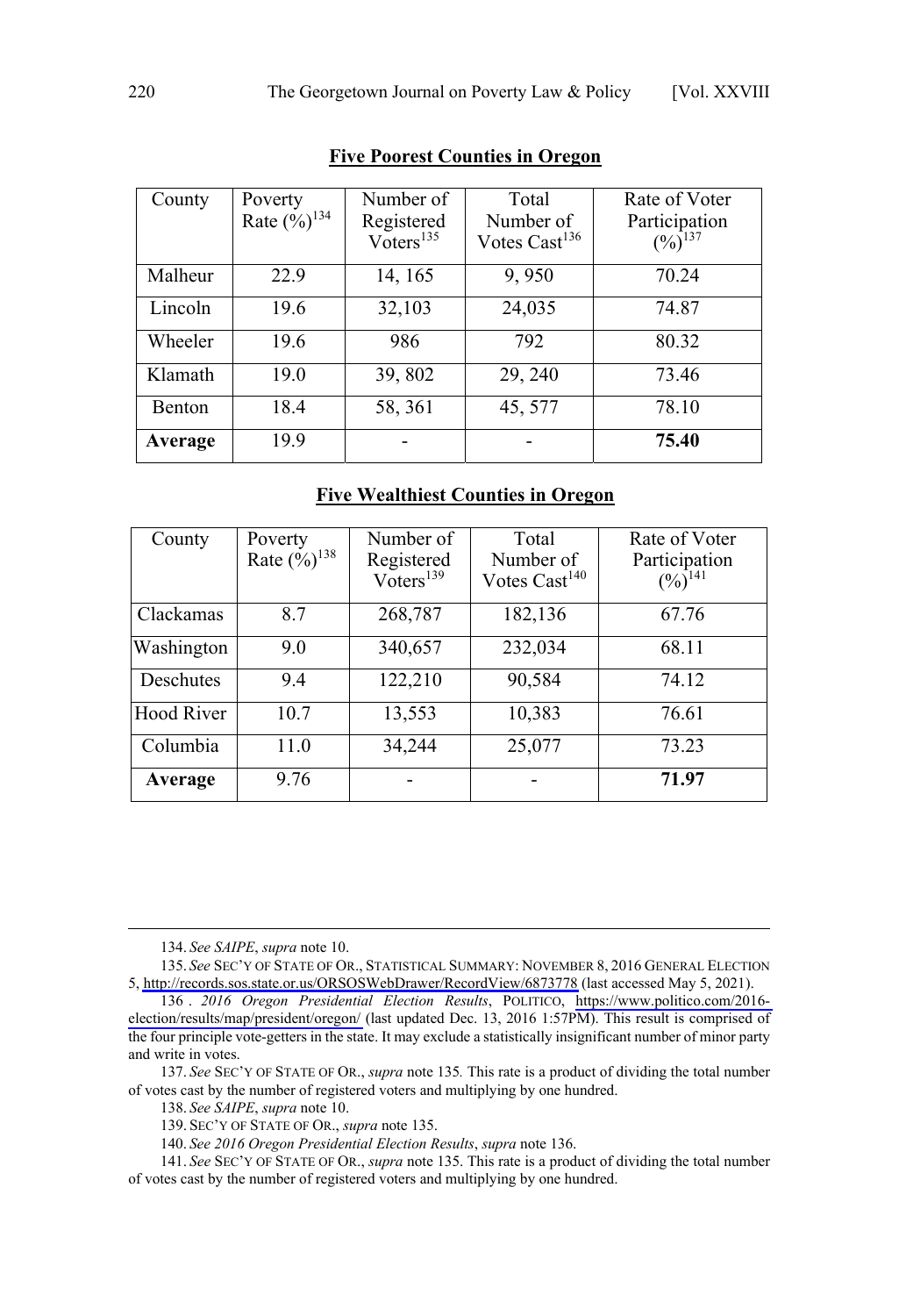**Five Poorest Counties in Oregon**

| County | Poverty Rate (%)[134] | Number of Registered Voters[135] | Total Number of Votes Cast[136] | Rate of Voter Participation (%)[137] |
| --- | --- | --- | --- | --- |
| Malheur | 22.9 | 14, 165 | 9, 950 | 70.24 |
| Lincoln | 19.6 | 32,103 | 24,035 | 74.87 |
| Wheeler | 19.6 | 986 | 792 | 80.32 |
| Klamath | 19.0 | 39, 802 | 29, 240 | 73.46 |
| Benton | 18.4 | 58, 361 | 45, 577 | 78.10 |
| **Average** | 19.9 | - | - | **75.40** |

**Five Wealthiest Counties in Oregon**

| County | Poverty Rate (%)[138] | Number of Registered Voters[139] | Total Number of Votes Cast[140] | Rate of Voter Participation (%)[141] |
| --- | --- | --- | --- | --- |
| Clackamas | 8.7 | 268,787 | 182,136 | 67.76 |
| Washington | 9.0 | 340,657 | 232,034 | 68.11 |
| Deschutes | 9.4 | 122,210 | 90,584 | 74.12 |
| Hood River | 10.7 | 13,553 | 10,383 | 76.61 |
| Columbia | 11.0 | 34,244 | 25,077 | 73.23 |
| **Average** | 9.76 | - | - | **71.97** |

---

134. *See SAIPE*, *supra* note 10.

135. *See* SEC'Y OF STATE OF OR., STATISTICAL SUMMARY: NOVEMBER 8, 2016 GENERAL ELECTION 5, http://records.sos.state.or.us/ORSOSWebDrawer/RecordView/6873778 (last accessed May 5, 2021).

136. *2016 Oregon Presidential Election Results*, POLITICO, https://www.politico.com/2016-election/results/map/president/oregon/ (last updated Dec. 13, 2016 1:57PM). This result is comprised of the four principle vote-getters in the state. It may exclude a statistically insignificant number of minor party and write in votes.

137. *See* SEC'Y OF STATE OF OR., *supra* note 135*.* This rate is a product of dividing the total number of votes cast by the number of registered voters and multiplying by one hundred.

138. *See SAIPE*, *supra* note 10.

139. SEC'Y OF STATE OF OR., *supra* note 135.

140. *See 2016 Oregon Presidential Election Results*, *supra* note 136.

141. *See* SEC'Y OF STATE OF OR., *supra* note 135. This rate is a product of dividing the total number of votes cast by the number of registered voters and multiplying by one hundred.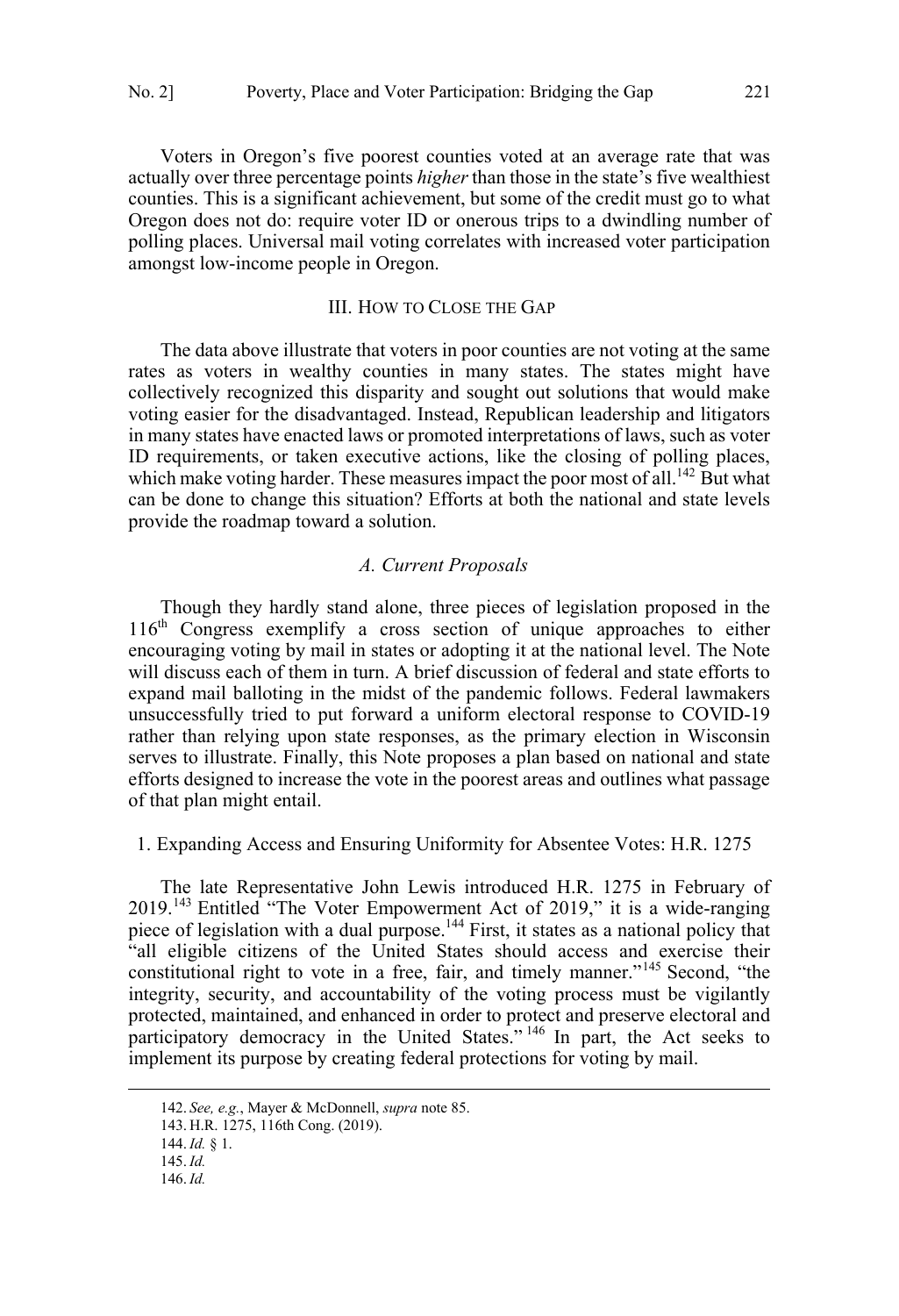Voters in Oregon's five poorest counties voted at an average rate that was actually over three percentage points *higher* than those in the state's five wealthiest counties. This is a significant achievement, but some of the credit must go to what Oregon does not do: require voter ID or onerous trips to a dwindling number of polling places. Universal mail voting correlates with increased voter participation amongst low-income people in Oregon.

## III. How to Close the Gap

The data above illustrate that voters in poor counties are not voting at the same rates as voters in wealthy counties in many states. The states might have collectively recognized this disparity and sought out solutions that would make voting easier for the disadvantaged. Instead, Republican leadership and litigators in many states have enacted laws or promoted interpretations of laws, such as voter ID requirements, or taken executive actions, like the closing of polling places, which make voting harder. These measures impact the poor most of all.[142] But what can be done to change this situation? Efforts at both the national and state levels provide the roadmap toward a solution.

### *A. Current Proposals*

Though they hardly stand alone, three pieces of legislation proposed in the 116th Congress exemplify a cross section of unique approaches to either encouraging voting by mail in states or adopting it at the national level. The Note will discuss each of them in turn. A brief discussion of federal and state efforts to expand mail balloting in the midst of the pandemic follows. Federal lawmakers unsuccessfully tried to put forward a uniform electoral response to COVID-19 rather than relying upon state responses, as the primary election in Wisconsin serves to illustrate. Finally, this Note proposes a plan based on national and state efforts designed to increase the vote in the poorest areas and outlines what passage of that plan might entail.

#### 1. Expanding Access and Ensuring Uniformity for Absentee Votes: H.R. 1275

The late Representative John Lewis introduced H.R. 1275 in February of 2019.[143] Entitled "The Voter Empowerment Act of 2019," it is a wide-ranging piece of legislation with a dual purpose.[144] First, it states as a national policy that "all eligible citizens of the United States should access and exercise their constitutional right to vote in a free, fair, and timely manner."[145] Second, "the integrity, security, and accountability of the voting process must be vigilantly protected, maintained, and enhanced in order to protect and preserve electoral and participatory democracy in the United States."[146] In part, the Act seeks to implement its purpose by creating federal protections for voting by mail.

---

142. *See, e.g.*, Mayer & McDonnell, *supra* note 85.

143. H.R. 1275, 116th Cong. (2019).

144. *Id.* § 1.

145. *Id.*

146. *Id.*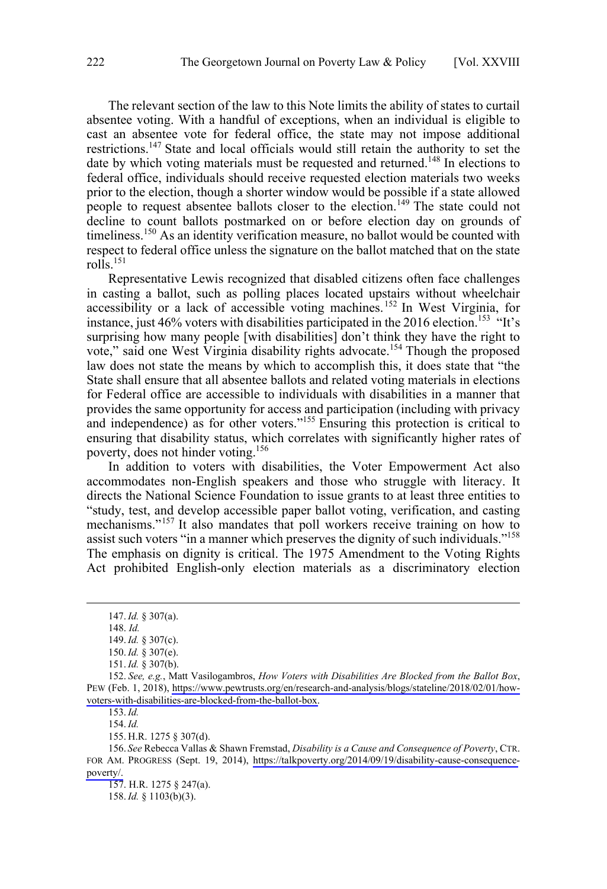The relevant section of the law to this Note limits the ability of states to curtail absentee voting. With a handful of exceptions, when an individual is eligible to cast an absentee vote for federal office, the state may not impose additional restrictions.[147] State and local officials would still retain the authority to set the date by which voting materials must be requested and returned.[148] In elections to federal office, individuals should receive requested election materials two weeks prior to the election, though a shorter window would be possible if a state allowed people to request absentee ballots closer to the election.[149] The state could not decline to count ballots postmarked on or before election day on grounds of timeliness.[150] As an identity verification measure, no ballot would be counted with respect to federal office unless the signature on the ballot matched that on the state rolls.[151]

Representative Lewis recognized that disabled citizens often face challenges in casting a ballot, such as polling places located upstairs without wheelchair accessibility or a lack of accessible voting machines.[152] In West Virginia, for instance, just 46% voters with disabilities participated in the 2016 election.[153] "It's surprising how many people [with disabilities] don't think they have the right to vote," said one West Virginia disability rights advocate.[154] Though the proposed law does not state the means by which to accomplish this, it does state that "the State shall ensure that all absentee ballots and related voting materials in elections for Federal office are accessible to individuals with disabilities in a manner that provides the same opportunity for access and participation (including with privacy and independence) as for other voters."[155] Ensuring this protection is critical to ensuring that disability status, which correlates with significantly higher rates of poverty, does not hinder voting.[156]

In addition to voters with disabilities, the Voter Empowerment Act also accommodates non-English speakers and those who struggle with literacy. It directs the National Science Foundation to issue grants to at least three entities to "study, test, and develop accessible paper ballot voting, verification, and casting mechanisms."[157] It also mandates that poll workers receive training on how to assist such voters "in a manner which preserves the dignity of such individuals."[158] The emphasis on dignity is critical. The 1975 Amendment to the Voting Rights Act prohibited English-only election materials as a discriminatory election

---

147. *Id.* § 307(a).

148. *Id.*

149. *Id.* § 307(c).

150. *Id.* § 307(e).

151. *Id.* § 307(b).

152. *See, e.g.*, Matt Vasilogambros, *How Voters with Disabilities Are Blocked from the Ballot Box*, PEW (Feb. 1, 2018), https://www.pewtrusts.org/en/research-and-analysis/blogs/stateline/2018/02/01/how-voters-with-disabilities-are-blocked-from-the-ballot-box.

153. *Id.*

154. *Id.*

155. H.R. 1275 § 307(d).

156. *See* Rebecca Vallas & Shawn Fremstad, *Disability is a Cause and Consequence of Poverty*, CTR. FOR AM. PROGRESS (Sept. 19, 2014), https://talkpoverty.org/2014/09/19/disability-cause-consequence-poverty/.

157. H.R. 1275 § 247(a).

158. *Id.* § 1103(b)(3).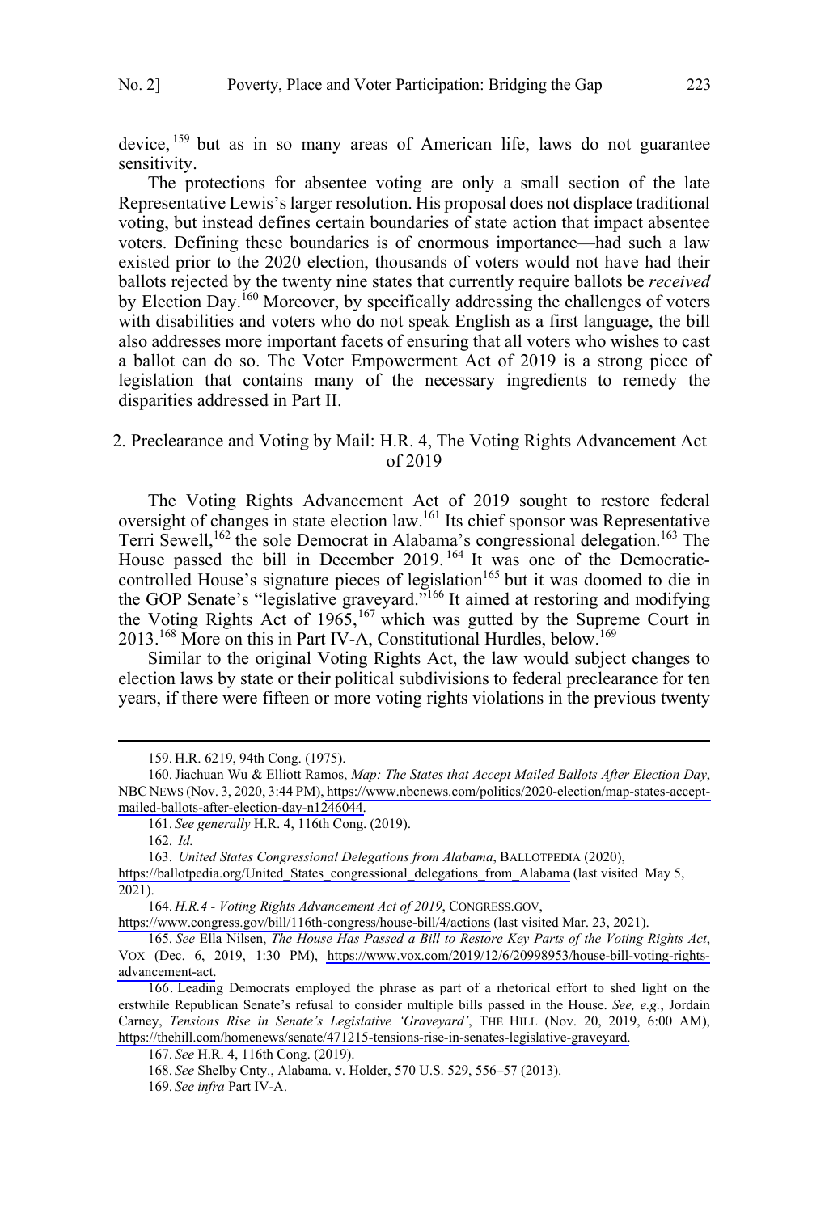device,[159] but as in so many areas of American life, laws do not guarantee sensitivity.

The protections for absentee voting are only a small section of the late Representative Lewis's larger resolution. His proposal does not displace traditional voting, but instead defines certain boundaries of state action that impact absentee voters. Defining these boundaries is of enormous importance—had such a law existed prior to the 2020 election, thousands of voters would not have had their ballots rejected by the twenty nine states that currently require ballots be *received* by Election Day.[160] Moreover, by specifically addressing the challenges of voters with disabilities and voters who do not speak English as a first language, the bill also addresses more important facets of ensuring that all voters who wishes to cast a ballot can do so. The Voter Empowerment Act of 2019 is a strong piece of legislation that contains many of the necessary ingredients to remedy the disparities addressed in Part II.

### 2. Preclearance and Voting by Mail: H.R. 4, The Voting Rights Advancement Act of 2019

The Voting Rights Advancement Act of 2019 sought to restore federal oversight of changes in state election law.[161] Its chief sponsor was Representative Terri Sewell,[162] the sole Democrat in Alabama's congressional delegation.[163] The House passed the bill in December 2019.[164] It was one of the Democratic-controlled House's signature pieces of legislation[165] but it was doomed to die in the GOP Senate's "legislative graveyard."[166] It aimed at restoring and modifying the Voting Rights Act of 1965,[167] which was gutted by the Supreme Court in 2013.[168] More on this in Part IV-A, Constitutional Hurdles, below.[169]

Similar to the original Voting Rights Act, the law would subject changes to election laws by state or their political subdivisions to federal preclearance for ten years, if there were fifteen or more voting rights violations in the previous twenty

---

159. H.R. 6219, 94th Cong. (1975).

160. Jiachuan Wu & Elliott Ramos, *Map: The States that Accept Mailed Ballots After Election Day*, NBC NEWS (Nov. 3, 2020, 3:44 PM), https://www.nbcnews.com/politics/2020-election/map-states-accept-mailed-ballots-after-election-day-n1246044.

161. *See generally* H.R. 4, 116th Cong. (2019).

162. *Id.*

163. *United States Congressional Delegations from Alabama*, BALLOTPEDIA (2020), https://ballotpedia.org/United_States_congressional_delegations_from_Alabama (last visited May 5, 2021).

164. *H.R.4 - Voting Rights Advancement Act of 2019*, CONGRESS.GOV, https://www.congress.gov/bill/116th-congress/house-bill/4/actions (last visited Mar. 23, 2021).

165. *See* Ella Nilsen, *The House Has Passed a Bill to Restore Key Parts of the Voting Rights Act*, VOX (Dec. 6, 2019, 1:30 PM), https://www.vox.com/2019/12/6/20998953/house-bill-voting-rights-advancement-act.

166. Leading Democrats employed the phrase as part of a rhetorical effort to shed light on the erstwhile Republican Senate's refusal to consider multiple bills passed in the House. *See, e.g.*, Jordain Carney, *Tensions Rise in Senate's Legislative 'Graveyard'*, THE HILL (Nov. 20, 2019, 6:00 AM), https://thehill.com/homenews/senate/471215-tensions-rise-in-senates-legislative-graveyard.

167. *See* H.R. 4, 116th Cong. (2019).

168. *See* Shelby Cnty., Alabama. v. Holder, 570 U.S. 529, 556–57 (2013).

169. *See infra* Part IV-A.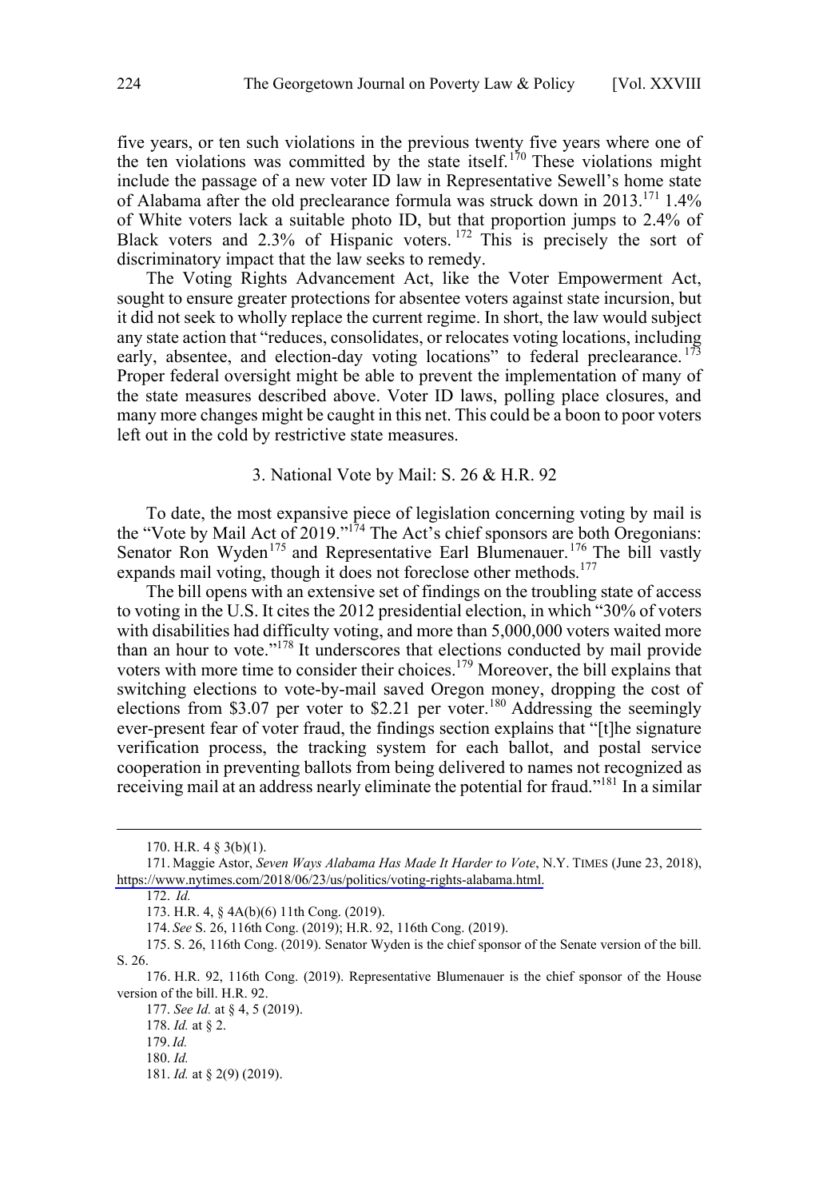five years, or ten such violations in the previous twenty five years where one of the ten violations was committed by the state itself.[170] These violations might include the passage of a new voter ID law in Representative Sewell's home state of Alabama after the old preclearance formula was struck down in 2013.[171] 1.4% of White voters lack a suitable photo ID, but that proportion jumps to 2.4% of Black voters and 2.3% of Hispanic voters.[172] This is precisely the sort of discriminatory impact that the law seeks to remedy.

The Voting Rights Advancement Act, like the Voter Empowerment Act, sought to ensure greater protections for absentee voters against state incursion, but it did not seek to wholly replace the current regime. In short, the law would subject any state action that "reduces, consolidates, or relocates voting locations, including early, absentee, and election-day voting locations" to federal preclearance.[173] Proper federal oversight might be able to prevent the implementation of many of the state measures described above. Voter ID laws, polling place closures, and many more changes might be caught in this net. This could be a boon to poor voters left out in the cold by restrictive state measures.

### 3. National Vote by Mail: S. 26 & H.R. 92

To date, the most expansive piece of legislation concerning voting by mail is the "Vote by Mail Act of 2019."[174] The Act's chief sponsors are both Oregonians: Senator Ron Wyden[175] and Representative Earl Blumenauer.[176] The bill vastly expands mail voting, though it does not foreclose other methods.[177]

The bill opens with an extensive set of findings on the troubling state of access to voting in the U.S. It cites the 2012 presidential election, in which "30% of voters with disabilities had difficulty voting, and more than 5,000,000 voters waited more than an hour to vote."[178] It underscores that elections conducted by mail provide voters with more time to consider their choices.[179] Moreover, the bill explains that switching elections to vote-by-mail saved Oregon money, dropping the cost of elections from $3.07 per voter to $2.21 per voter.[180] Addressing the seemingly ever-present fear of voter fraud, the findings section explains that "[t]he signature verification process, the tracking system for each ballot, and postal service cooperation in preventing ballots from being delivered to names not recognized as receiving mail at an address nearly eliminate the potential for fraud."[181] In a similar

---

170. H.R. 4 § 3(b)(1).

171. Maggie Astor, *Seven Ways Alabama Has Made It Harder to Vote*, N.Y. TIMES (June 23, 2018), https://www.nytimes.com/2018/06/23/us/politics/voting-rights-alabama.html.

172. *Id.*

173. H.R. 4, § 4A(b)(6) 11th Cong. (2019).

174. *See* S. 26, 116th Cong. (2019); H.R. 92, 116th Cong. (2019).

175. S. 26, 116th Cong. (2019). Senator Wyden is the chief sponsor of the Senate version of the bill. S. 26.

176. H.R. 92, 116th Cong. (2019). Representative Blumenauer is the chief sponsor of the House version of the bill. H.R. 92.

177. *See Id.* at § 4, 5 (2019).

178. *Id.* at § 2.

179. *Id.*

180. *Id.*

181. *Id.* at § 2(9) (2019).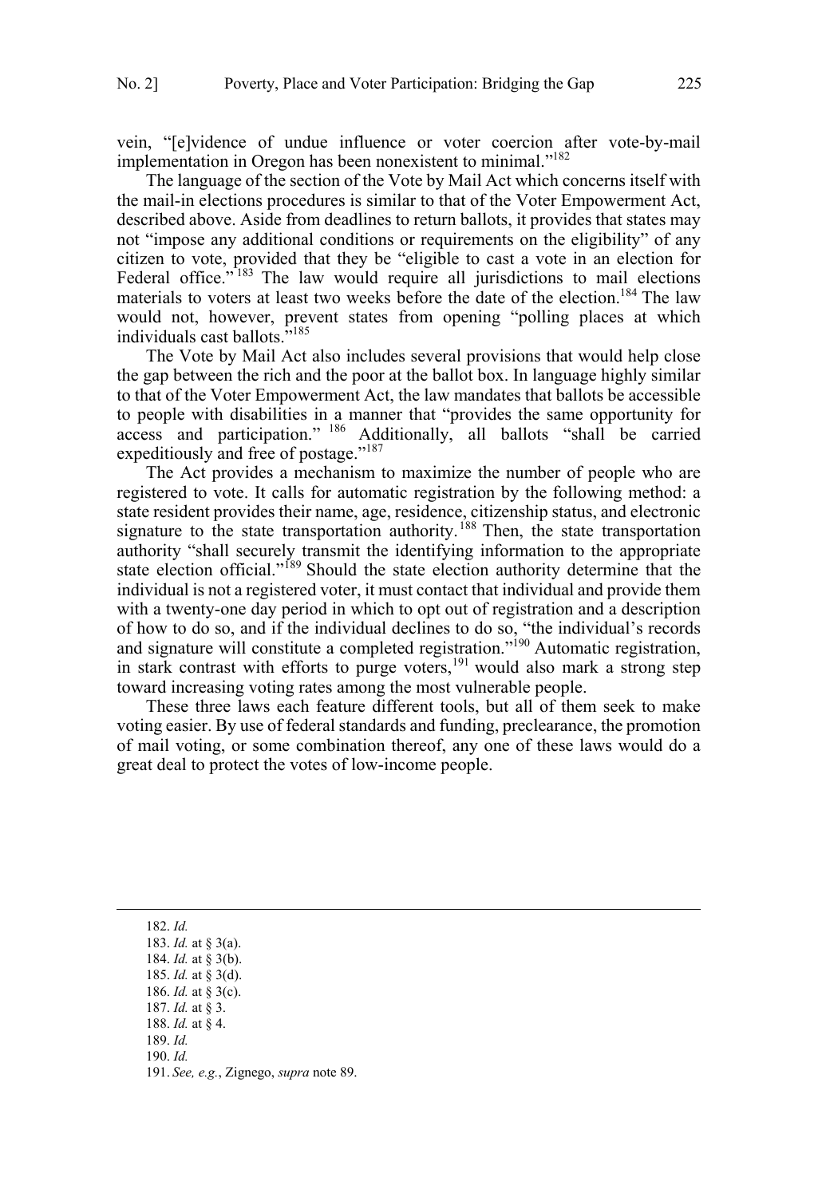vein, "[e]vidence of undue influence or voter coercion after vote-by-mail implementation in Oregon has been nonexistent to minimal."[182]

The language of the section of the Vote by Mail Act which concerns itself with the mail-in elections procedures is similar to that of the Voter Empowerment Act, described above. Aside from deadlines to return ballots, it provides that states may not "impose any additional conditions or requirements on the eligibility" of any citizen to vote, provided that they be "eligible to cast a vote in an election for Federal office."[183] The law would require all jurisdictions to mail elections materials to voters at least two weeks before the date of the election.[184] The law would not, however, prevent states from opening "polling places at which individuals cast ballots."[185]

The Vote by Mail Act also includes several provisions that would help close the gap between the rich and the poor at the ballot box. In language highly similar to that of the Voter Empowerment Act, the law mandates that ballots be accessible to people with disabilities in a manner that "provides the same opportunity for access and participation."[186] Additionally, all ballots "shall be carried expeditiously and free of postage."[187]

The Act provides a mechanism to maximize the number of people who are registered to vote. It calls for automatic registration by the following method: a state resident provides their name, age, residence, citizenship status, and electronic signature to the state transportation authority.[188] Then, the state transportation authority "shall securely transmit the identifying information to the appropriate state election official."[189] Should the state election authority determine that the individual is not a registered voter, it must contact that individual and provide them with a twenty-one day period in which to opt out of registration and a description of how to do so, and if the individual declines to do so, "the individual's records and signature will constitute a completed registration."[190] Automatic registration, in stark contrast with efforts to purge voters,[191] would also mark a strong step toward increasing voting rates among the most vulnerable people.

These three laws each feature different tools, but all of them seek to make voting easier. By use of federal standards and funding, preclearance, the promotion of mail voting, or some combination thereof, any one of these laws would do a great deal to protect the votes of low-income people.

---

182. *Id.*

183. *Id.* at § 3(a).

184. *Id.* at § 3(b).

185. *Id.* at § 3(d).

186. *Id.* at § 3(c).

187. *Id.* at § 3.

188. *Id.* at § 4.

189. *Id.*

190. *Id.*

191. *See, e.g.*, Zignego, *supra* note 89.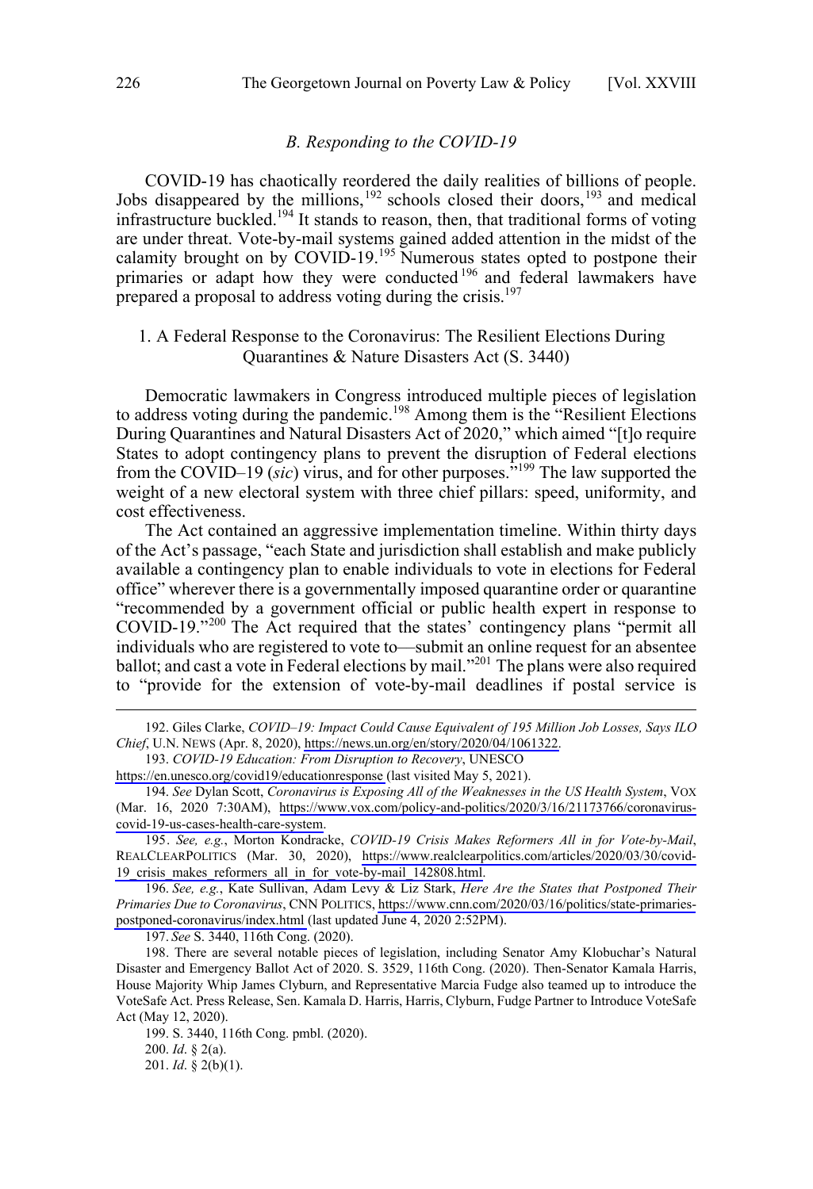### *B. Responding to the COVID-19*

COVID-19 has chaotically reordered the daily realities of billions of people. Jobs disappeared by the millions,[192] schools closed their doors,[193] and medical infrastructure buckled.[194] It stands to reason, then, that traditional forms of voting are under threat. Vote-by-mail systems gained added attention in the midst of the calamity brought on by COVID-19.[195] Numerous states opted to postpone their primaries or adapt how they were conducted[196] and federal lawmakers have prepared a proposal to address voting during the crisis.[197]

#### 1. A Federal Response to the Coronavirus: The Resilient Elections During Quarantines & Nature Disasters Act (S. 3440)

Democratic lawmakers in Congress introduced multiple pieces of legislation to address voting during the pandemic.[198] Among them is the "Resilient Elections During Quarantines and Natural Disasters Act of 2020," which aimed "[t]o require States to adopt contingency plans to prevent the disruption of Federal elections from the COVID–19 (*sic*) virus, and for other purposes."[199] The law supported the weight of a new electoral system with three chief pillars: speed, uniformity, and cost effectiveness.

The Act contained an aggressive implementation timeline. Within thirty days of the Act's passage, "each State and jurisdiction shall establish and make publicly available a contingency plan to enable individuals to vote in elections for Federal office" wherever there is a governmentally imposed quarantine order or quarantine "recommended by a government official or public health expert in response to COVID-19."[200] The Act required that the states' contingency plans "permit all individuals who are registered to vote to—submit an online request for an absentee ballot; and cast a vote in Federal elections by mail."[201] The plans were also required to "provide for the extension of vote-by-mail deadlines if postal service is

---

192. Giles Clarke, *COVID–19: Impact Could Cause Equivalent of 195 Million Job Losses, Says ILO Chief*, U.N. NEWS (Apr. 8, 2020), https://news.un.org/en/story/2020/04/1061322.

193. *COVID-19 Education: From Disruption to Recovery*, UNESCO https://en.unesco.org/covid19/educationresponse (last visited May 5, 2021).

194. *See* Dylan Scott, *Coronavirus is Exposing All of the Weaknesses in the US Health System*, VOX (Mar. 16, 2020 7:30AM), https://www.vox.com/policy-and-politics/2020/3/16/21173766/coronavirus-covid-19-us-cases-health-care-system.

195. *See, e.g.*, Morton Kondracke, *COVID-19 Crisis Makes Reformers All in for Vote-by-Mail*, REALCLEARPOLITICS (Mar. 30, 2020), https://www.realclearpolitics.com/articles/2020/03/30/covid-19_crisis_makes_reformers_all_in_for_vote-by-mail_142808.html.

196. *See, e.g.*, Kate Sullivan, Adam Levy & Liz Stark, *Here Are the States that Postponed Their Primaries Due to Coronavirus*, CNN POLITICS, https://www.cnn.com/2020/03/16/politics/state-primaries-postponed-coronavirus/index.html (last updated June 4, 2020 2:52PM).

197. *See* S. 3440, 116th Cong. (2020).

198. There are several notable pieces of legislation, including Senator Amy Klobuchar's Natural Disaster and Emergency Ballot Act of 2020. S. 3529, 116th Cong. (2020). Then-Senator Kamala Harris, House Majority Whip James Clyburn, and Representative Marcia Fudge also teamed up to introduce the VoteSafe Act. Press Release, Sen. Kamala D. Harris, Harris, Clyburn, Fudge Partner to Introduce VoteSafe Act (May 12, 2020).

199. S. 3440, 116th Cong. pmbl. (2020).

200. *Id*. § 2(a).

201. *Id*. § 2(b)(1).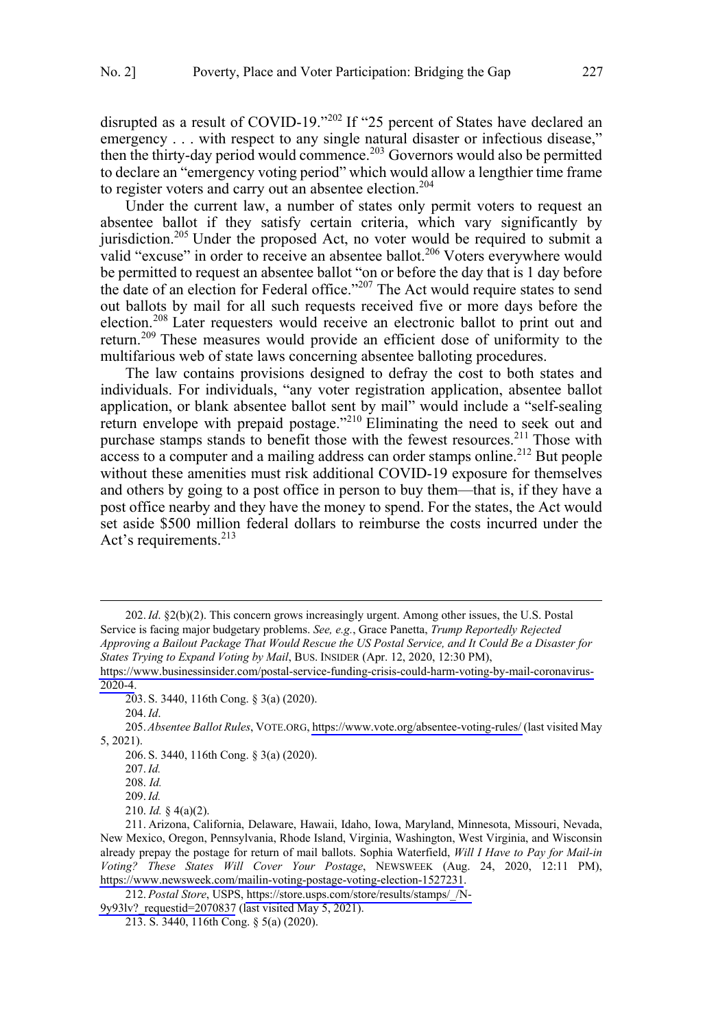disrupted as a result of COVID-19."[202] If "25 percent of States have declared an emergency . . . with respect to any single natural disaster or infectious disease," then the thirty-day period would commence.[203] Governors would also be permitted to declare an "emergency voting period" which would allow a lengthier time frame to register voters and carry out an absentee election.[204]

Under the current law, a number of states only permit voters to request an absentee ballot if they satisfy certain criteria, which vary significantly by jurisdiction.[205] Under the proposed Act, no voter would be required to submit a valid "excuse" in order to receive an absentee ballot.[206] Voters everywhere would be permitted to request an absentee ballot "on or before the day that is 1 day before the date of an election for Federal office."[207] The Act would require states to send out ballots by mail for all such requests received five or more days before the election.[208] Later requesters would receive an electronic ballot to print out and return.[209] These measures would provide an efficient dose of uniformity to the multifarious web of state laws concerning absentee balloting procedures.

The law contains provisions designed to defray the cost to both states and individuals. For individuals, "any voter registration application, absentee ballot application, or blank absentee ballot sent by mail" would include a "self-sealing return envelope with prepaid postage."[210] Eliminating the need to seek out and purchase stamps stands to benefit those with the fewest resources.[211] Those with access to a computer and a mailing address can order stamps online.[212] But people without these amenities must risk additional COVID-19 exposure for themselves and others by going to a post office in person to buy them—that is, if they have a post office nearby and they have the money to spend. For the states, the Act would set aside $500 million federal dollars to reimburse the costs incurred under the Act's requirements.[213]

---

202. *Id*. §2(b)(2). This concern grows increasingly urgent. Among other issues, the U.S. Postal Service is facing major budgetary problems. *See, e.g.*, Grace Panetta, *Trump Reportedly Rejected Approving a Bailout Package That Would Rescue the US Postal Service, and It Could Be a Disaster for States Trying to Expand Voting by Mail*, BUS. INSIDER (Apr. 12, 2020, 12:30 PM), https://www.businessinsider.com/postal-service-funding-crisis-could-harm-voting-by-mail-coronavirus-2020-4.

203. S. 3440, 116th Cong. § 3(a) (2020).

204. *Id*.

205. *Absentee Ballot Rules*, VOTE.ORG, https://www.vote.org/absentee-voting-rules/ (last visited May 5, 2021).

206. S. 3440, 116th Cong. § 3(a) (2020).

207. *Id.*

208. *Id.*

209. *Id.*

210. *Id.* § 4(a)(2).

211. Arizona, California, Delaware, Hawaii, Idaho, Iowa, Maryland, Minnesota, Missouri, Nevada, New Mexico, Oregon, Pennsylvania, Rhode Island, Virginia, Washington, West Virginia, and Wisconsin already prepay the postage for return of mail ballots. Sophia Waterfield, *Will I Have to Pay for Mail-in Voting? These States Will Cover Your Postage*, NEWSWEEK (Aug. 24, 2020, 12:11 PM), https://www.newsweek.com/mailin-voting-postage-voting-election-1527231.

212. *Postal Store*, USPS, https://store.usps.com/store/results/stamps/_/N-9y93lv?_requestid=2070837 (last visited May 5, 2021).

213. S. 3440, 116th Cong. § 5(a) (2020).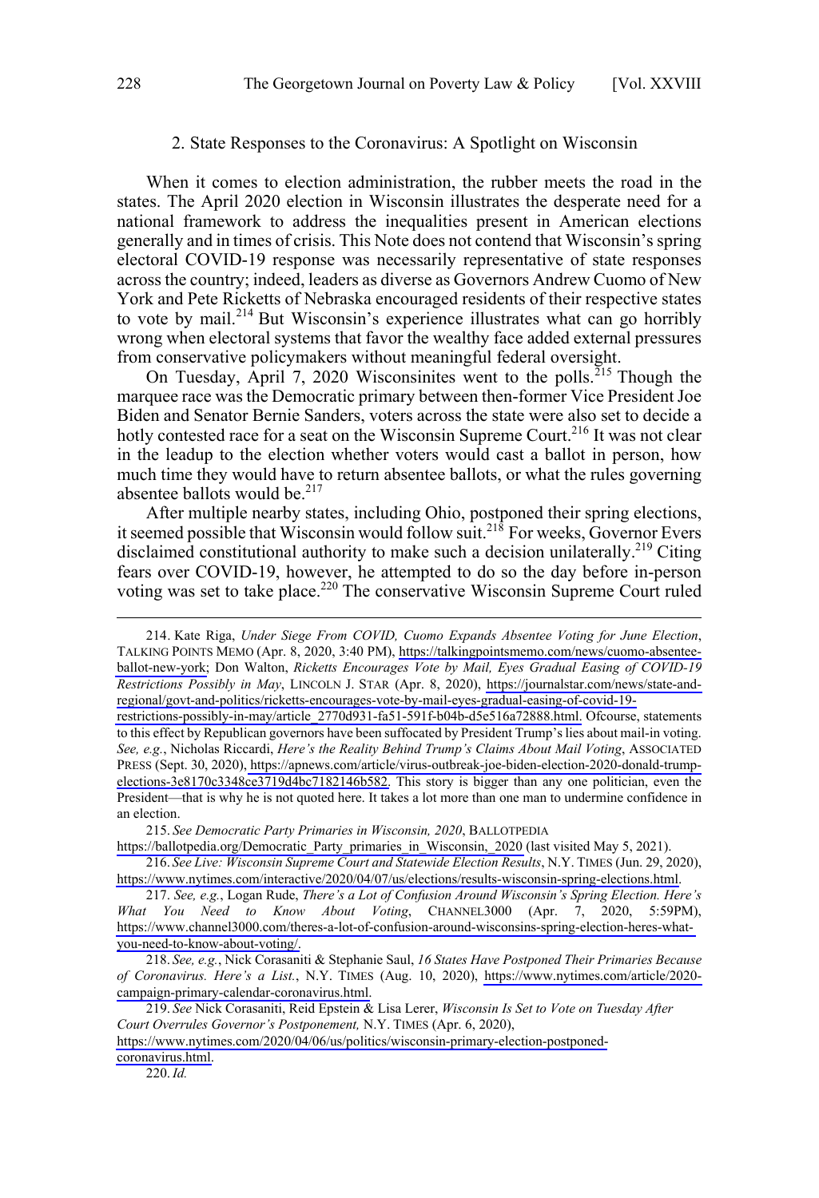### 2. State Responses to the Coronavirus: A Spotlight on Wisconsin

When it comes to election administration, the rubber meets the road in the states. The April 2020 election in Wisconsin illustrates the desperate need for a national framework to address the inequalities present in American elections generally and in times of crisis. This Note does not contend that Wisconsin's spring electoral COVID-19 response was necessarily representative of state responses across the country; indeed, leaders as diverse as Governors Andrew Cuomo of New York and Pete Ricketts of Nebraska encouraged residents of their respective states to vote by mail.[214] But Wisconsin's experience illustrates what can go horribly wrong when electoral systems that favor the wealthy face added external pressures from conservative policymakers without meaningful federal oversight.

On Tuesday, April 7, 2020 Wisconsinites went to the polls.[215] Though the marquee race was the Democratic primary between then-former Vice President Joe Biden and Senator Bernie Sanders, voters across the state were also set to decide a hotly contested race for a seat on the Wisconsin Supreme Court.[216] It was not clear in the leadup to the election whether voters would cast a ballot in person, how much time they would have to return absentee ballots, or what the rules governing absentee ballots would be.[217]

After multiple nearby states, including Ohio, postponed their spring elections, it seemed possible that Wisconsin would follow suit.[218] For weeks, Governor Evers disclaimed constitutional authority to make such a decision unilaterally.[219] Citing fears over COVID-19, however, he attempted to do so the day before in-person voting was set to take place.[220] The conservative Wisconsin Supreme Court ruled

---

214. Kate Riga, *Under Siege From COVID, Cuomo Expands Absentee Voting for June Election*, TALKING POINTS MEMO (Apr. 8, 2020, 3:40 PM), https://talkingpointsmemo.com/news/cuomo-absentee-ballot-new-york; Don Walton, *Ricketts Encourages Vote by Mail, Eyes Gradual Easing of COVID-19 Restrictions Possibly in May*, LINCOLN J. STAR (Apr. 8, 2020), https://journalstar.com/news/state-and-regional/govt-and-politics/ricketts-encourages-vote-by-mail-eyes-gradual-easing-of-covid-19-restrictions-possibly-in-may/article_2770d931-fa51-591f-b04b-d5e516a72888.html. Ofcourse, statements to this effect by Republican governors have been suffocated by President Trump's lies about mail-in voting. *See, e.g.*, Nicholas Riccardi, *Here's the Reality Behind Trump's Claims About Mail Voting*, ASSOCIATED PRESS (Sept. 30, 2020), https://apnews.com/article/virus-outbreak-joe-biden-election-2020-donald-trump-elections-3e8170c3348ce3719d4bc7182146b582. This story is bigger than any one politician, even the President—that is why he is not quoted here. It takes a lot more than one man to undermine confidence in an election.

215. *See Democratic Party Primaries in Wisconsin, 2020*, BALLOTPEDIA https://ballotpedia.org/Democratic_Party_primaries_in_Wisconsin,_2020 (last visited May 5, 2021).

216. *See Live: Wisconsin Supreme Court and Statewide Election Results*, N.Y. TIMES (Jun. 29, 2020), https://www.nytimes.com/interactive/2020/04/07/us/elections/results-wisconsin-spring-elections.html.

217. *See, e.g.*, Logan Rude, *There's a Lot of Confusion Around Wisconsin's Spring Election. Here's What You Need to Know About Voting*, CHANNEL3000 (Apr. 7, 2020, 5:59PM), https://www.channel3000.com/theres-a-lot-of-confusion-around-wisconsins-spring-election-heres-what-you-need-to-know-about-voting/.

218. *See, e.g.*, Nick Corasaniti & Stephanie Saul, *16 States Have Postponed Their Primaries Because of Coronavirus. Here's a List.*, N.Y. TIMES (Aug. 10, 2020), https://www.nytimes.com/article/2020-campaign-primary-calendar-coronavirus.html.

219. *See* Nick Corasaniti, Reid Epstein & Lisa Lerer, *Wisconsin Is Set to Vote on Tuesday After Court Overrules Governor's Postponement,* N.Y. TIMES (Apr. 6, 2020), https://www.nytimes.com/2020/04/06/us/politics/wisconsin-primary-election-postponed-coronavirus.html.

220. *Id.*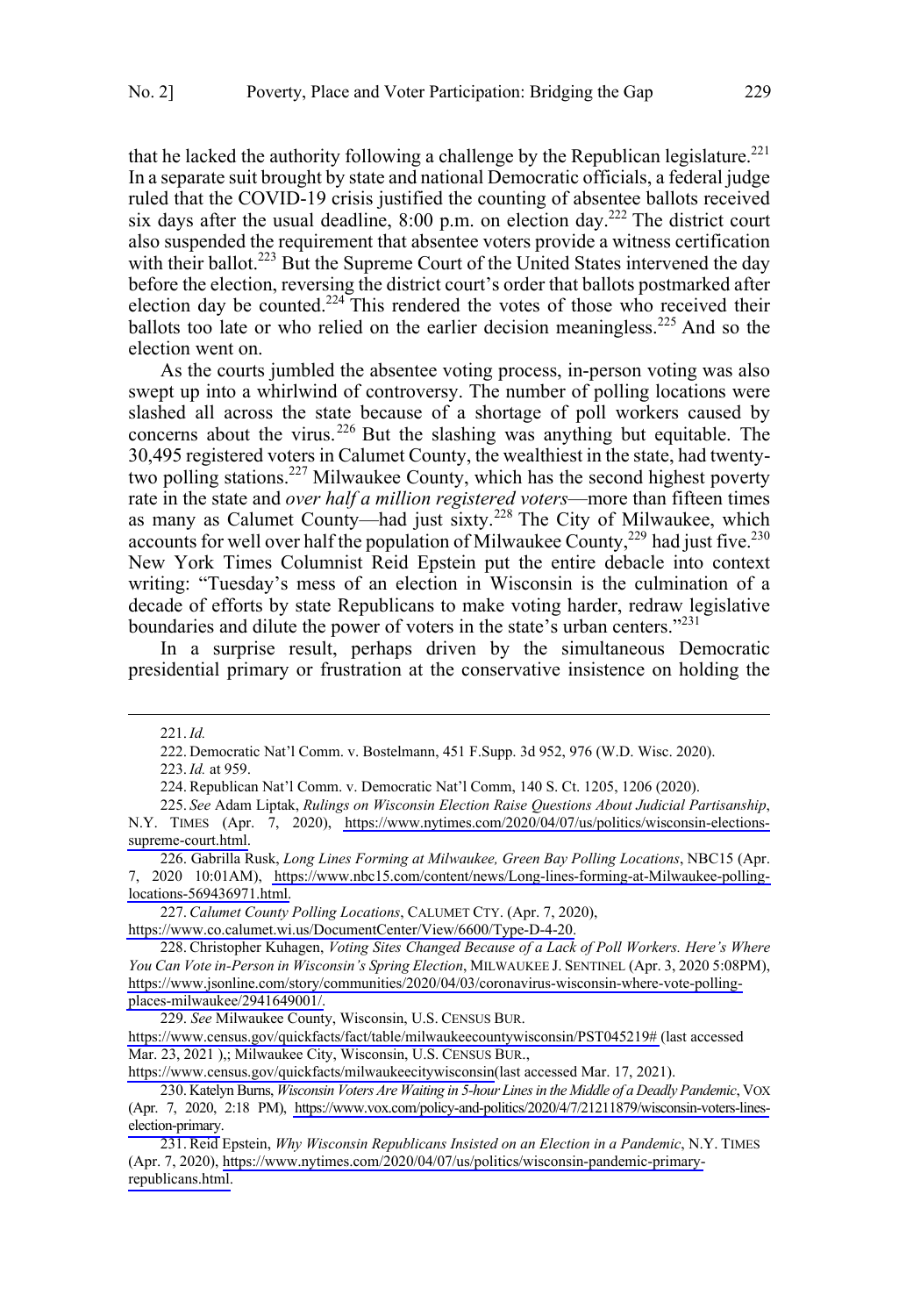that he lacked the authority following a challenge by the Republican legislature.[221] In a separate suit brought by state and national Democratic officials, a federal judge ruled that the COVID-19 crisis justified the counting of absentee ballots received six days after the usual deadline, 8:00 p.m. on election day.[222] The district court also suspended the requirement that absentee voters provide a witness certification with their ballot.[223] But the Supreme Court of the United States intervened the day before the election, reversing the district court's order that ballots postmarked after election day be counted.[224] This rendered the votes of those who received their ballots too late or who relied on the earlier decision meaningless.[225] And so the election went on.

As the courts jumbled the absentee voting process, in-person voting was also swept up into a whirlwind of controversy. The number of polling locations were slashed all across the state because of a shortage of poll workers caused by concerns about the virus.[226] But the slashing was anything but equitable. The 30,495 registered voters in Calumet County, the wealthiest in the state, had twenty-two polling stations.[227] Milwaukee County, which has the second highest poverty rate in the state and *over half a million registered voters*—more than fifteen times as many as Calumet County—had just sixty.[228] The City of Milwaukee, which accounts for well over half the population of Milwaukee County,[229] had just five.[230] New York Times Columnist Reid Epstein put the entire debacle into context writing: "Tuesday's mess of an election in Wisconsin is the culmination of a decade of efforts by state Republicans to make voting harder, redraw legislative boundaries and dilute the power of voters in the state's urban centers."[231]

In a surprise result, perhaps driven by the simultaneous Democratic presidential primary or frustration at the conservative insistence on holding the

---

221. *Id.*

222. Democratic Nat'l Comm. v. Bostelmann, 451 F.Supp. 3d 952, 976 (W.D. Wisc. 2020).

223. *Id.* at 959.

224. Republican Nat'l Comm. v. Democratic Nat'l Comm, 140 S. Ct. 1205, 1206 (2020).

225. *See* Adam Liptak, *Rulings on Wisconsin Election Raise Questions About Judicial Partisanship*, N.Y. TIMES (Apr. 7, 2020), https://www.nytimes.com/2020/04/07/us/politics/wisconsin-elections-supreme-court.html.

226. Gabrilla Rusk, *Long Lines Forming at Milwaukee, Green Bay Polling Locations*, NBC15 (Apr. 7, 2020 10:01AM), https://www.nbc15.com/content/news/Long-lines-forming-at-Milwaukee-polling-locations-569436971.html.

227. *Calumet County Polling Locations*, CALUMET CTY. (Apr. 7, 2020), https://www.co.calumet.wi.us/DocumentCenter/View/6600/Type-D-4-20.

228. Christopher Kuhagen, *Voting Sites Changed Because of a Lack of Poll Workers. Here's Where You Can Vote in-Person in Wisconsin's Spring Election*, MILWAUKEE J. SENTINEL (Apr. 3, 2020 5:08PM), https://www.jsonline.com/story/communities/2020/04/03/coronavirus-wisconsin-where-vote-polling-places-milwaukee/2941649001/.

229. *See* Milwaukee County, Wisconsin, U.S. CENSUS BUR. https://www.census.gov/quickfacts/fact/table/milwaukeecountywisconsin/PST045219# (last accessed Mar. 23, 2021 ),; Milwaukee City, Wisconsin, U.S. CENSUS BUR., https://www.census.gov/quickfacts/milwaukeecitywisconsin(last accessed Mar. 17, 2021).

230. Katelyn Burns, *Wisconsin Voters Are Waiting in 5-hour Lines in the Middle of a Deadly Pandemic*, VOX (Apr. 7, 2020, 2:18 PM), https://www.vox.com/policy-and-politics/2020/4/7/21211879/wisconsin-voters-lines-election-primary.

231. Reid Epstein, *Why Wisconsin Republicans Insisted on an Election in a Pandemic*, N.Y. TIMES (Apr. 7, 2020), https://www.nytimes.com/2020/04/07/us/politics/wisconsin-pandemic-primary-republicans.html.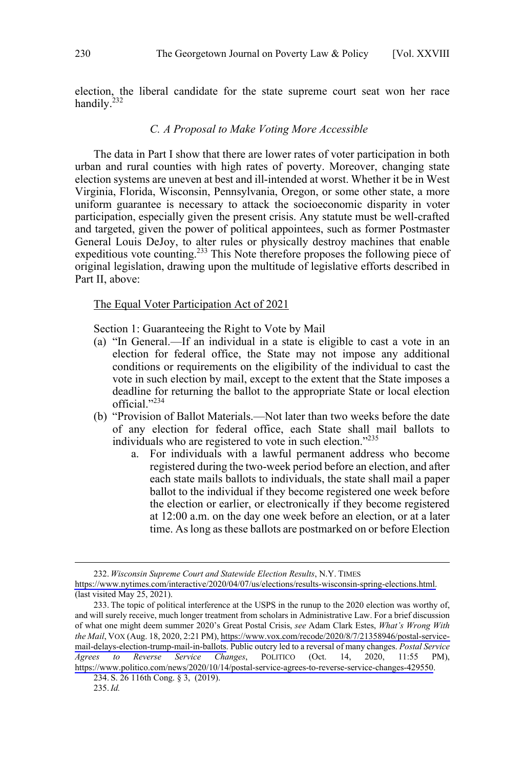election, the liberal candidate for the state supreme court seat won her race handily.[232]

### *C. A Proposal to Make Voting More Accessible*

The data in Part I show that there are lower rates of voter participation in both urban and rural counties with high rates of poverty. Moreover, changing state election systems are uneven at best and ill-intended at worst. Whether it be in West Virginia, Florida, Wisconsin, Pennsylvania, Oregon, or some other state, a more uniform guarantee is necessary to attack the socioeconomic disparity in voter participation, especially given the present crisis. Any statute must be well-crafted and targeted, given the power of political appointees, such as former Postmaster General Louis DeJoy, to alter rules or physically destroy machines that enable expeditious vote counting.[233] This Note therefore proposes the following piece of original legislation, drawing upon the multitude of legislative efforts described in Part II, above:

<u>The Equal Voter Participation Act of 2021</u>

Section 1: Guaranteeing the Right to Vote by Mail

(a) "In General.—If an individual in a state is eligible to cast a vote in an election for federal office, the State may not impose any additional conditions or requirements on the eligibility of the individual to cast the vote in such election by mail, except to the extent that the State imposes a deadline for returning the ballot to the appropriate State or local election official."[234]

(b) "Provision of Ballot Materials.—Not later than two weeks before the date of any election for federal office, each State shall mail ballots to individuals who are registered to vote in such election."[235]

   a. For individuals with a lawful permanent address who become registered during the two-week period before an election, and after each state mails ballots to individuals, the state shall mail a paper ballot to the individual if they become registered one week before the election or earlier, or electronically if they become registered at 12:00 a.m. on the day one week before an election, or at a later time. As long as these ballots are postmarked on or before Election

---

232. *Wisconsin Supreme Court and Statewide Election Results*, N.Y. TIMES https://www.nytimes.com/interactive/2020/04/07/us/elections/results-wisconsin-spring-elections.html. (last visited May 25, 2021).

233. The topic of political interference at the USPS in the runup to the 2020 election was worthy of, and will surely receive, much longer treatment from scholars in Administrative Law. For a brief discussion of what one might deem summer 2020's Great Postal Crisis, *see* Adam Clark Estes, *What's Wrong With the Mail*, VOX (Aug. 18, 2020, 2:21 PM), https://www.vox.com/recode/2020/8/7/21358946/postal-service-mail-delays-election-trump-mail-in-ballots. Public outcry led to a reversal of many changes. *Postal Service Agrees to Reverse Service Changes*, POLITICO (Oct. 14, 2020, 11:55 PM), https://www.politico.com/news/2020/10/14/postal-service-agrees-to-reverse-service-changes-429550.

234. S. 26 116th Cong. § 3, (2019).

235. *Id.*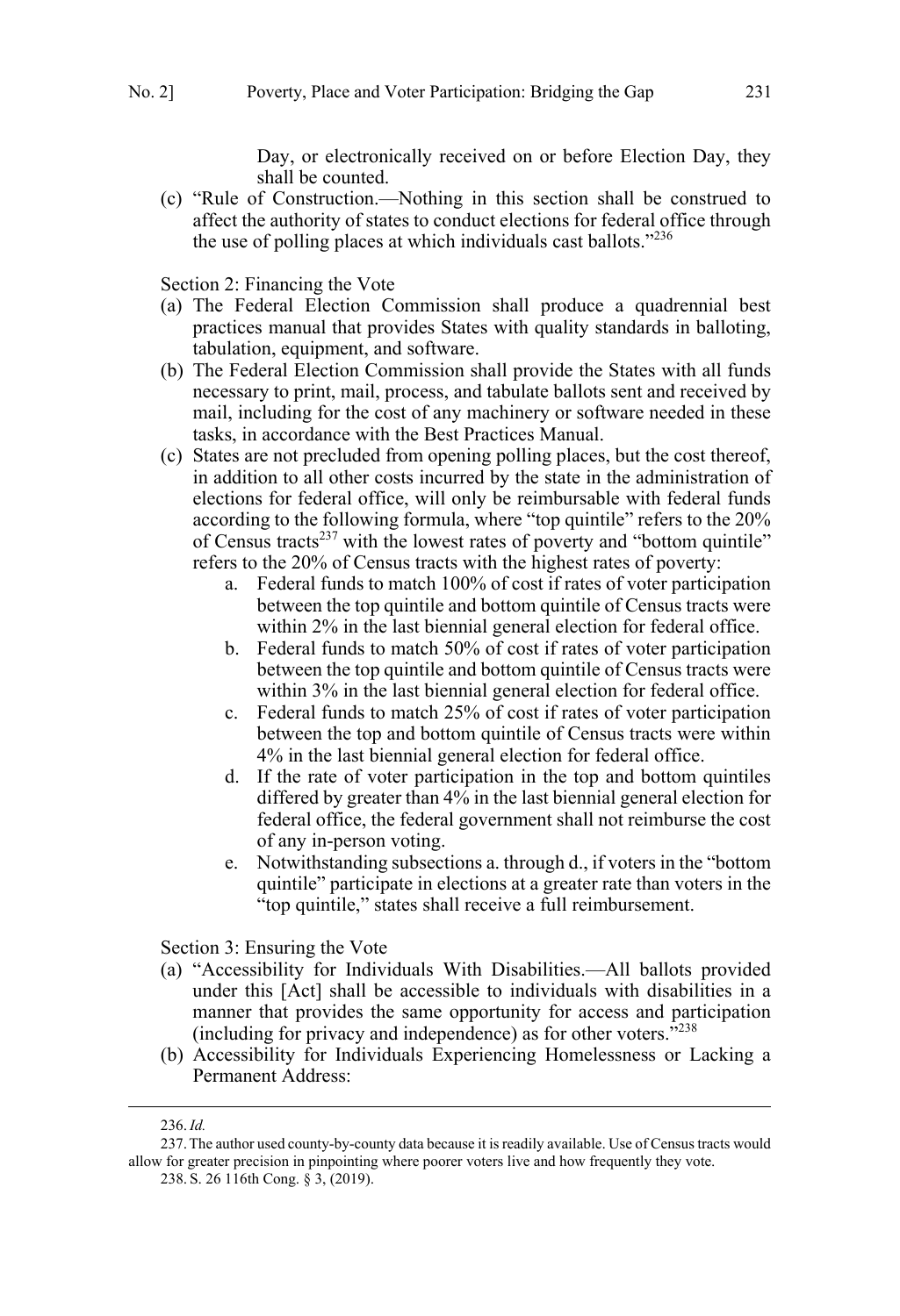Day, or electronically received on or before Election Day, they shall be counted.

(c) "Rule of Construction.—Nothing in this section shall be construed to affect the authority of states to conduct elections for federal office through the use of polling places at which individuals cast ballots."[236]

Section 2: Financing the Vote

(a) The Federal Election Commission shall produce a quadrennial best practices manual that provides States with quality standards in balloting, tabulation, equipment, and software.
(b) The Federal Election Commission shall provide the States with all funds necessary to print, mail, process, and tabulate ballots sent and received by mail, including for the cost of any machinery or software needed in these tasks, in accordance with the Best Practices Manual.
(c) States are not precluded from opening polling places, but the cost thereof, in addition to all other costs incurred by the state in the administration of elections for federal office, will only be reimbursable with federal funds according to the following formula, where "top quintile" refers to the 20% of Census tracts[237] with the lowest rates of poverty and "bottom quintile" refers to the 20% of Census tracts with the highest rates of poverty:
    a. Federal funds to match 100% of cost if rates of voter participation between the top quintile and bottom quintile of Census tracts were within 2% in the last biennial general election for federal office.
    b. Federal funds to match 50% of cost if rates of voter participation between the top quintile and bottom quintile of Census tracts were within 3% in the last biennial general election for federal office.
    c. Federal funds to match 25% of cost if rates of voter participation between the top and bottom quintile of Census tracts were within 4% in the last biennial general election for federal office.
    d. If the rate of voter participation in the top and bottom quintiles differed by greater than 4% in the last biennial general election for federal office, the federal government shall not reimburse the cost of any in-person voting.
    e. Notwithstanding subsections a. through d., if voters in the "bottom quintile" participate in elections at a greater rate than voters in the "top quintile," states shall receive a full reimbursement.

Section 3: Ensuring the Vote

(a) "Accessibility for Individuals With Disabilities.—All ballots provided under this [Act] shall be accessible to individuals with disabilities in a manner that provides the same opportunity for access and participation (including for privacy and independence) as for other voters."[238]
(b) Accessibility for Individuals Experiencing Homelessness or Lacking a Permanent Address:

---

236. *Id.*

237. The author used county-by-county data because it is readily available. Use of Census tracts would allow for greater precision in pinpointing where poorer voters live and how frequently they vote.

238. S. 26 116th Cong. § 3, (2019).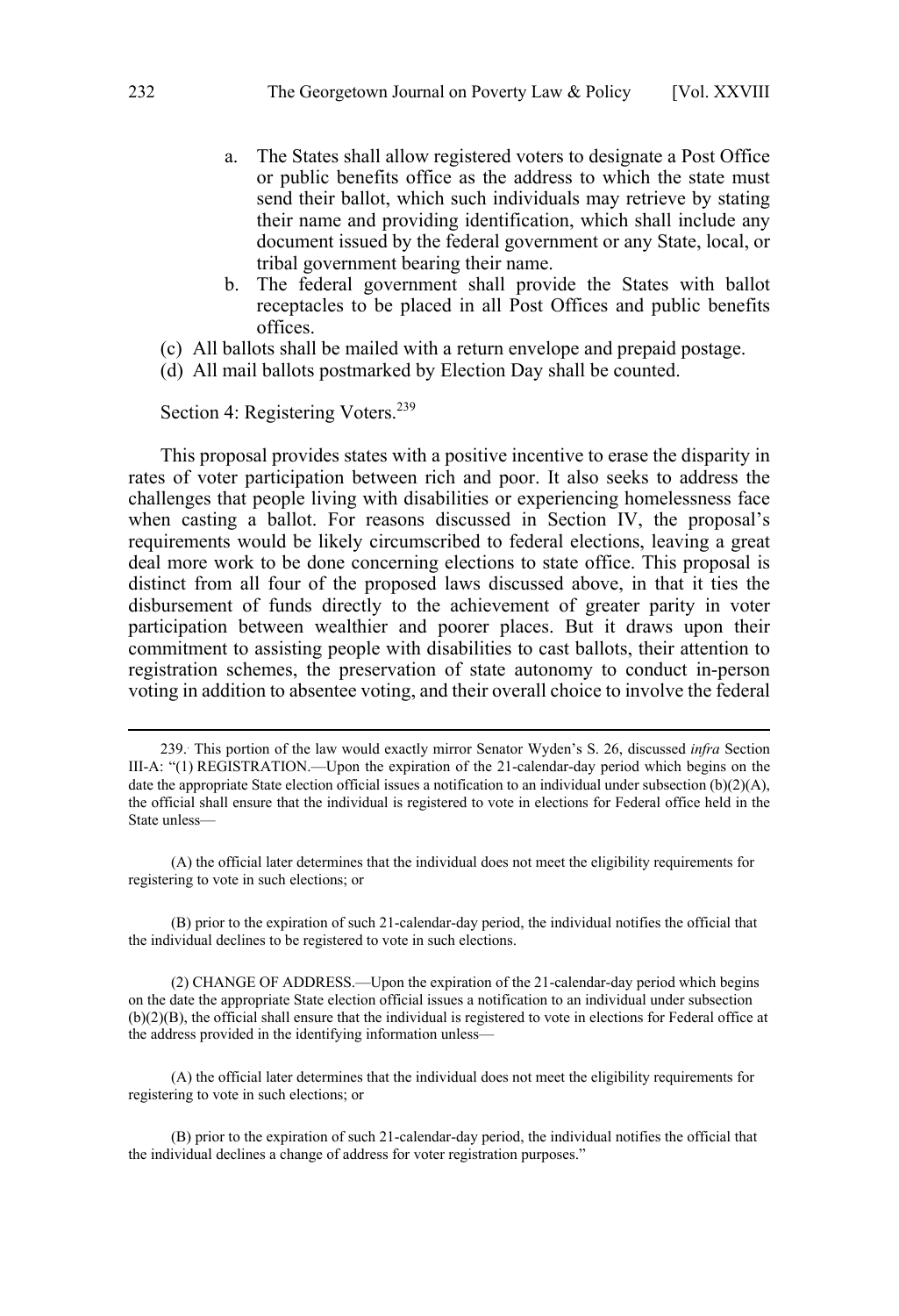a. The States shall allow registered voters to designate a Post Office or public benefits office as the address to which the state must send their ballot, which such individuals may retrieve by stating their name and providing identification, which shall include any document issued by the federal government or any State, local, or tribal government bearing their name.
b. The federal government shall provide the States with ballot receptacles to be placed in all Post Offices and public benefits offices.

(c) All ballots shall be mailed with a return envelope and prepaid postage.

(d) All mail ballots postmarked by Election Day shall be counted.

Section 4: Registering Voters.[239]

This proposal provides states with a positive incentive to erase the disparity in rates of voter participation between rich and poor. It also seeks to address the challenges that people living with disabilities or experiencing homelessness face when casting a ballot. For reasons discussed in Section IV, the proposal's requirements would be likely circumscribed to federal elections, leaving a great deal more work to be done concerning elections to state office. This proposal is distinct from all four of the proposed laws discussed above, in that it ties the disbursement of funds directly to the achievement of greater parity in voter participation between wealthier and poorer places. But it draws upon their commitment to assisting people with disabilities to cast ballots, their attention to registration schemes, the preservation of state autonomy to conduct in-person voting in addition to absentee voting, and their overall choice to involve the federal

---

239. This portion of the law would exactly mirror Senator Wyden's S. 26, discussed *infra* Section III-A: "(1) REGISTRATION.—Upon the expiration of the 21-calendar-day period which begins on the date the appropriate State election official issues a notification to an individual under subsection (b)(2)(A), the official shall ensure that the individual is registered to vote in elections for Federal office held in the State unless—

(A) the official later determines that the individual does not meet the eligibility requirements for registering to vote in such elections; or

(B) prior to the expiration of such 21-calendar-day period, the individual notifies the official that the individual declines to be registered to vote in such elections.

(2) CHANGE OF ADDRESS.—Upon the expiration of the 21-calendar-day period which begins on the date the appropriate State election official issues a notification to an individual under subsection (b)(2)(B), the official shall ensure that the individual is registered to vote in elections for Federal office at the address provided in the identifying information unless—

(A) the official later determines that the individual does not meet the eligibility requirements for registering to vote in such elections; or

(B) prior to the expiration of such 21-calendar-day period, the individual notifies the official that the individual declines a change of address for voter registration purposes."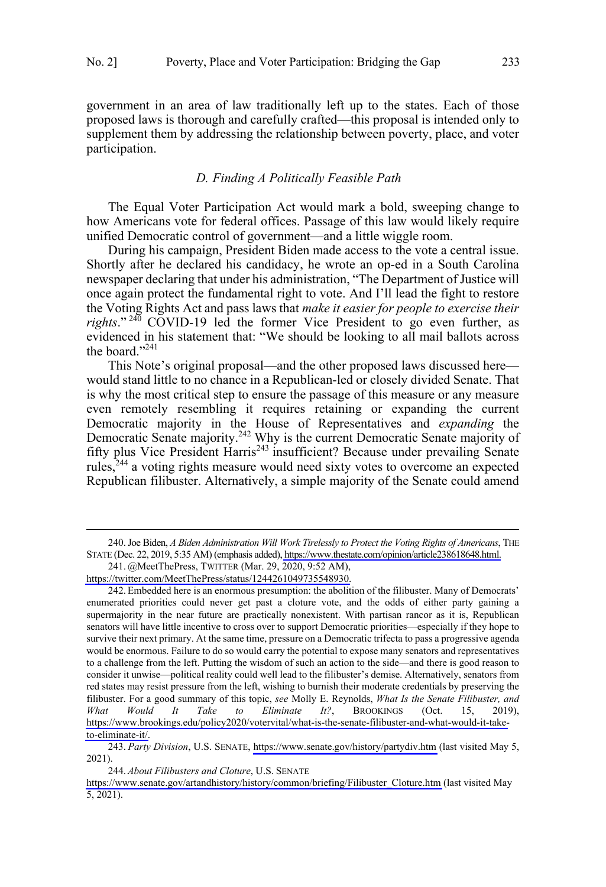government in an area of law traditionally left up to the states. Each of those proposed laws is thorough and carefully crafted—this proposal is intended only to supplement them by addressing the relationship between poverty, place, and voter participation.

### *D. Finding A Politically Feasible Path*

The Equal Voter Participation Act would mark a bold, sweeping change to how Americans vote for federal offices. Passage of this law would likely require unified Democratic control of government—and a little wiggle room.

During his campaign, President Biden made access to the vote a central issue. Shortly after he declared his candidacy, he wrote an op-ed in a South Carolina newspaper declaring that under his administration, "The Department of Justice will once again protect the fundamental right to vote. And I'll lead the fight to restore the Voting Rights Act and pass laws that *make it easier for people to exercise their rights*."[240] COVID-19 led the former Vice President to go even further, as evidenced in his statement that: "We should be looking to all mail ballots across the board."[241]

This Note's original proposal—and the other proposed laws discussed here—would stand little to no chance in a Republican-led or closely divided Senate. That is why the most critical step to ensure the passage of this measure or any measure even remotely resembling it requires retaining or expanding the current Democratic majority in the House of Representatives and *expanding* the Democratic Senate majority.[242] Why is the current Democratic Senate majority of fifty plus Vice President Harris[243] insufficient? Because under prevailing Senate rules,[244] a voting rights measure would need sixty votes to overcome an expected Republican filibuster. Alternatively, a simple majority of the Senate could amend

---

240. Joe Biden, *A Biden Administration Will Work Tirelessly to Protect the Voting Rights of Americans*, THE STATE (Dec. 22, 2019, 5:35 AM) (emphasis added), https://www.thestate.com/opinion/article238618648.html.

241. @MeetThePress, TWITTER (Mar. 29, 2020, 9:52 AM), https://twitter.com/MeetThePress/status/1244261049735548930.

242. Embedded here is an enormous presumption: the abolition of the filibuster. Many of Democrats' enumerated priorities could never get past a cloture vote, and the odds of either party gaining a supermajority in the near future are practically nonexistent. With partisan rancor as it is, Republican senators will have little incentive to cross over to support Democratic priorities—especially if they hope to survive their next primary. At the same time, pressure on a Democratic trifecta to pass a progressive agenda would be enormous. Failure to do so would carry the potential to expose many senators and representatives to a challenge from the left. Putting the wisdom of such an action to the side—and there is good reason to consider it unwise—political reality could well lead to the filibuster's demise. Alternatively, senators from red states may resist pressure from the left, wishing to burnish their moderate credentials by preserving the filibuster. For a good summary of this topic, *see* Molly E. Reynolds, *What Is the Senate Filibuster, and What Would It Take to Eliminate It?*, BROOKINGS (Oct. 15, 2019), https://www.brookings.edu/policy2020/votervital/what-is-the-senate-filibuster-and-what-would-it-take-to-eliminate-it/.

243. *Party Division*, U.S. SENATE, https://www.senate.gov/history/partydiv.htm (last visited May 5, 2021).

244. *About Filibusters and Cloture*, U.S. SENATE https://www.senate.gov/artandhistory/history/common/briefing/Filibuster_Cloture.htm (last visited May 5, 2021).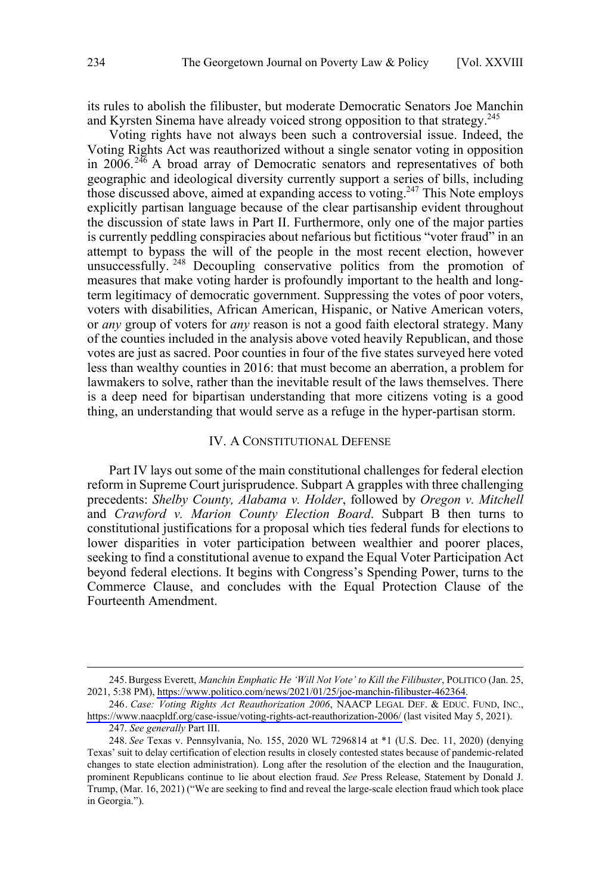its rules to abolish the filibuster, but moderate Democratic Senators Joe Manchin and Kyrsten Sinema have already voiced strong opposition to that strategy.[245]

Voting rights have not always been such a controversial issue. Indeed, the Voting Rights Act was reauthorized without a single senator voting in opposition in 2006.[246] A broad array of Democratic senators and representatives of both geographic and ideological diversity currently support a series of bills, including those discussed above, aimed at expanding access to voting.[247] This Note employs explicitly partisan language because of the clear partisanship evident throughout the discussion of state laws in Part II. Furthermore, only one of the major parties is currently peddling conspiracies about nefarious but fictitious "voter fraud" in an attempt to bypass the will of the people in the most recent election, however unsuccessfully.[248] Decoupling conservative politics from the promotion of measures that make voting harder is profoundly important to the health and long-term legitimacy of democratic government. Suppressing the votes of poor voters, voters with disabilities, African American, Hispanic, or Native American voters, or *any* group of voters for *any* reason is not a good faith electoral strategy. Many of the counties included in the analysis above voted heavily Republican, and those votes are just as sacred. Poor counties in four of the five states surveyed here voted less than wealthy counties in 2016: that must become an aberration, a problem for lawmakers to solve, rather than the inevitable result of the laws themselves. There is a deep need for bipartisan understanding that more citizens voting is a good thing, an understanding that would serve as a refuge in the hyper-partisan storm.

## IV. A CONSTITUTIONAL DEFENSE

Part IV lays out some of the main constitutional challenges for federal election reform in Supreme Court jurisprudence. Subpart A grapples with three challenging precedents: *Shelby County, Alabama v. Holder*, followed by *Oregon v. Mitchell* and *Crawford v. Marion County Election Board*. Subpart B then turns to constitutional justifications for a proposal which ties federal funds for elections to lower disparities in voter participation between wealthier and poorer places, seeking to find a constitutional avenue to expand the Equal Voter Participation Act beyond federal elections. It begins with Congress's Spending Power, turns to the Commerce Clause, and concludes with the Equal Protection Clause of the Fourteenth Amendment.

---

245. Burgess Everett, *Manchin Emphatic He 'Will Not Vote' to Kill the Filibuster*, POLITICO (Jan. 25, 2021, 5:38 PM), https://www.politico.com/news/2021/01/25/joe-manchin-filibuster-462364.

246. *Case: Voting Rights Act Reauthorization 2006*, NAACP LEGAL DEF. & EDUC. FUND, INC., https://www.naacpldf.org/case-issue/voting-rights-act-reauthorization-2006/ (last visited May 5, 2021).

247. *See generally* Part III.

248. *See* Texas v. Pennsylvania, No. 155, 2020 WL 7296814 at *1 (U.S. Dec. 11, 2020) (denying Texas' suit to delay certification of election results in closely contested states because of pandemic-related changes to state election administration). Long after the resolution of the election and the Inauguration, prominent Republicans continue to lie about election fraud. *See* Press Release, Statement by Donald J. Trump, (Mar. 16, 2021) ("We are seeking to find and reveal the large-scale election fraud which took place in Georgia.").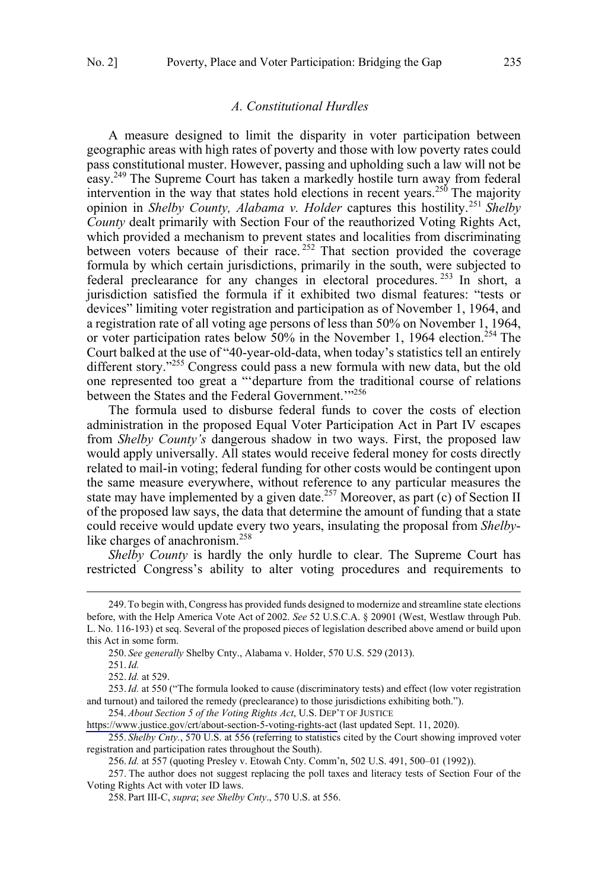### A. Constitutional Hurdles

A measure designed to limit the disparity in voter participation between geographic areas with high rates of poverty and those with low poverty rates could pass constitutional muster. However, passing and upholding such a law will not be easy.[249] The Supreme Court has taken a markedly hostile turn away from federal intervention in the way that states hold elections in recent years.[250] The majority opinion in *Shelby County, Alabama v. Holder* captures this hostility.[251] *Shelby County* dealt primarily with Section Four of the reauthorized Voting Rights Act, which provided a mechanism to prevent states and localities from discriminating between voters because of their race.[252] That section provided the coverage formula by which certain jurisdictions, primarily in the south, were subjected to federal preclearance for any changes in electoral procedures.[253] In short, a jurisdiction satisfied the formula if it exhibited two dismal features: "tests or devices" limiting voter registration and participation as of November 1, 1964, and a registration rate of all voting age persons of less than 50% on November 1, 1964, or voter participation rates below 50% in the November 1, 1964 election.[254] The Court balked at the use of "40-year-old-data, when today's statistics tell an entirely different story."[255] Congress could pass a new formula with new data, but the old one represented too great a "'departure from the traditional course of relations between the States and the Federal Government.'"[256]

The formula used to disburse federal funds to cover the costs of election administration in the proposed Equal Voter Participation Act in Part IV escapes from *Shelby County's* dangerous shadow in two ways. First, the proposed law would apply universally. All states would receive federal money for costs directly related to mail-in voting; federal funding for other costs would be contingent upon the same measure everywhere, without reference to any particular measures the state may have implemented by a given date.[257] Moreover, as part (c) of Section II of the proposed law says, the data that determine the amount of funding that a state could receive would update every two years, insulating the proposal from *Shelby*-like charges of anachronism.[258]

*Shelby County* is hardly the only hurdle to clear. The Supreme Court has restricted Congress's ability to alter voting procedures and requirements to

---

249. To begin with, Congress has provided funds designed to modernize and streamline state elections before, with the Help America Vote Act of 2002. *See* 52 U.S.C.A. § 20901 (West, Westlaw through Pub. L. No. 116-193) et seq. Several of the proposed pieces of legislation described above amend or build upon this Act in some form.

250. *See generally* Shelby Cnty., Alabama v. Holder, 570 U.S. 529 (2013).

251. *Id.*

252. *Id.* at 529.

253. *Id.* at 550 ("The formula looked to cause (discriminatory tests) and effect (low voter registration and turnout) and tailored the remedy (preclearance) to those jurisdictions exhibiting both.").

254. *About Section 5 of the Voting Rights Act*, U.S. DEP'T OF JUSTICE https://www.justice.gov/crt/about-section-5-voting-rights-act (last updated Sept. 11, 2020).

255. *Shelby Cnty.*, 570 U.S. at 556 (referring to statistics cited by the Court showing improved voter registration and participation rates throughout the South).

256. *Id.* at 557 (quoting Presley v. Etowah Cnty. Comm'n, 502 U.S. 491, 500–01 (1992)).

257. The author does not suggest replacing the poll taxes and literacy tests of Section Four of the Voting Rights Act with voter ID laws.

258. Part III-C, *supra*; *see Shelby Cnty*., 570 U.S. at 556.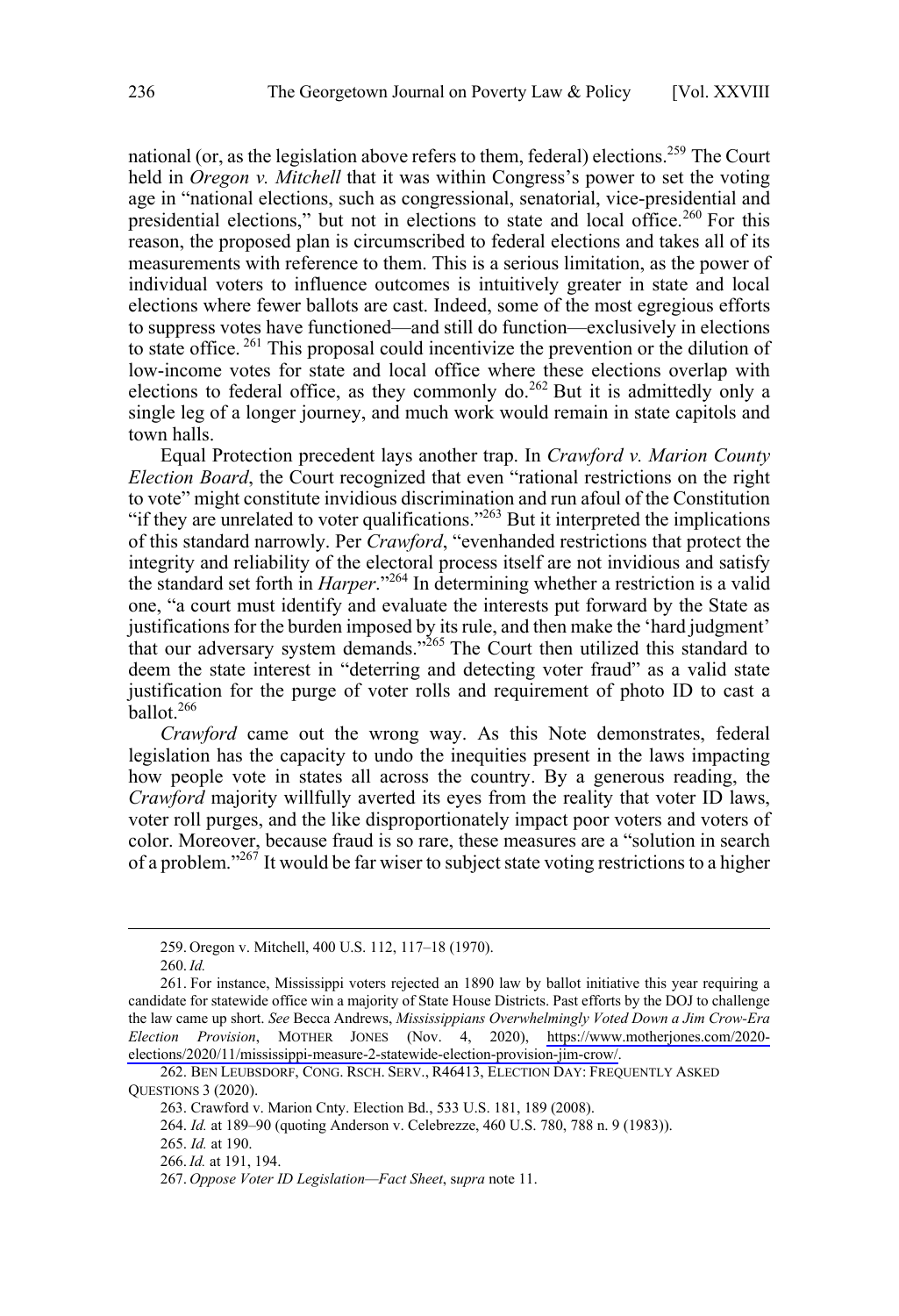national (or, as the legislation above refers to them, federal) elections.[259] The Court held in *Oregon v. Mitchell* that it was within Congress's power to set the voting age in "national elections, such as congressional, senatorial, vice-presidential and presidential elections," but not in elections to state and local office.[260] For this reason, the proposed plan is circumscribed to federal elections and takes all of its measurements with reference to them. This is a serious limitation, as the power of individual voters to influence outcomes is intuitively greater in state and local elections where fewer ballots are cast. Indeed, some of the most egregious efforts to suppress votes have functioned—and still do function—exclusively in elections to state office.[261] This proposal could incentivize the prevention or the dilution of low-income votes for state and local office where these elections overlap with elections to federal office, as they commonly do.[262] But it is admittedly only a single leg of a longer journey, and much work would remain in state capitols and town halls.

Equal Protection precedent lays another trap. In *Crawford v. Marion County Election Board*, the Court recognized that even "rational restrictions on the right to vote" might constitute invidious discrimination and run afoul of the Constitution "if they are unrelated to voter qualifications."[263] But it interpreted the implications of this standard narrowly. Per *Crawford*, "evenhanded restrictions that protect the integrity and reliability of the electoral process itself are not invidious and satisfy the standard set forth in *Harper*."[264] In determining whether a restriction is a valid one, "a court must identify and evaluate the interests put forward by the State as justifications for the burden imposed by its rule, and then make the 'hard judgment' that our adversary system demands."[265] The Court then utilized this standard to deem the state interest in "deterring and detecting voter fraud" as a valid state justification for the purge of voter rolls and requirement of photo ID to cast a ballot.[266]

*Crawford* came out the wrong way. As this Note demonstrates, federal legislation has the capacity to undo the inequities present in the laws impacting how people vote in states all across the country. By a generous reading, the *Crawford* majority willfully averted its eyes from the reality that voter ID laws, voter roll purges, and the like disproportionately impact poor voters and voters of color. Moreover, because fraud is so rare, these measures are a "solution in search of a problem."[267] It would be far wiser to subject state voting restrictions to a higher

---

259. Oregon v. Mitchell, 400 U.S. 112, 117–18 (1970).

260. *Id.*

261. For instance, Mississippi voters rejected an 1890 law by ballot initiative this year requiring a candidate for statewide office win a majority of State House Districts. Past efforts by the DOJ to challenge the law came up short. *See* Becca Andrews, *Mississippians Overwhelmingly Voted Down a Jim Crow-Era Election Provision*, MOTHER JONES (Nov. 4, 2020), https://www.motherjones.com/2020-elections/2020/11/mississippi-measure-2-statewide-election-provision-jim-crow/.

262. BEN LEUBSDORF, CONG. RSCH. SERV., R46413, ELECTION DAY: FREQUENTLY ASKED QUESTIONS 3 (2020).

263. Crawford v. Marion Cnty. Election Bd., 533 U.S. 181, 189 (2008).

264. *Id.* at 189–90 (quoting Anderson v. Celebrezze, 460 U.S. 780, 788 n. 9 (1983)).

265. *Id.* at 190.

266. *Id.* at 191, 194.

267. *Oppose Voter ID Legislation—Fact Sheet*, *supra* note 11.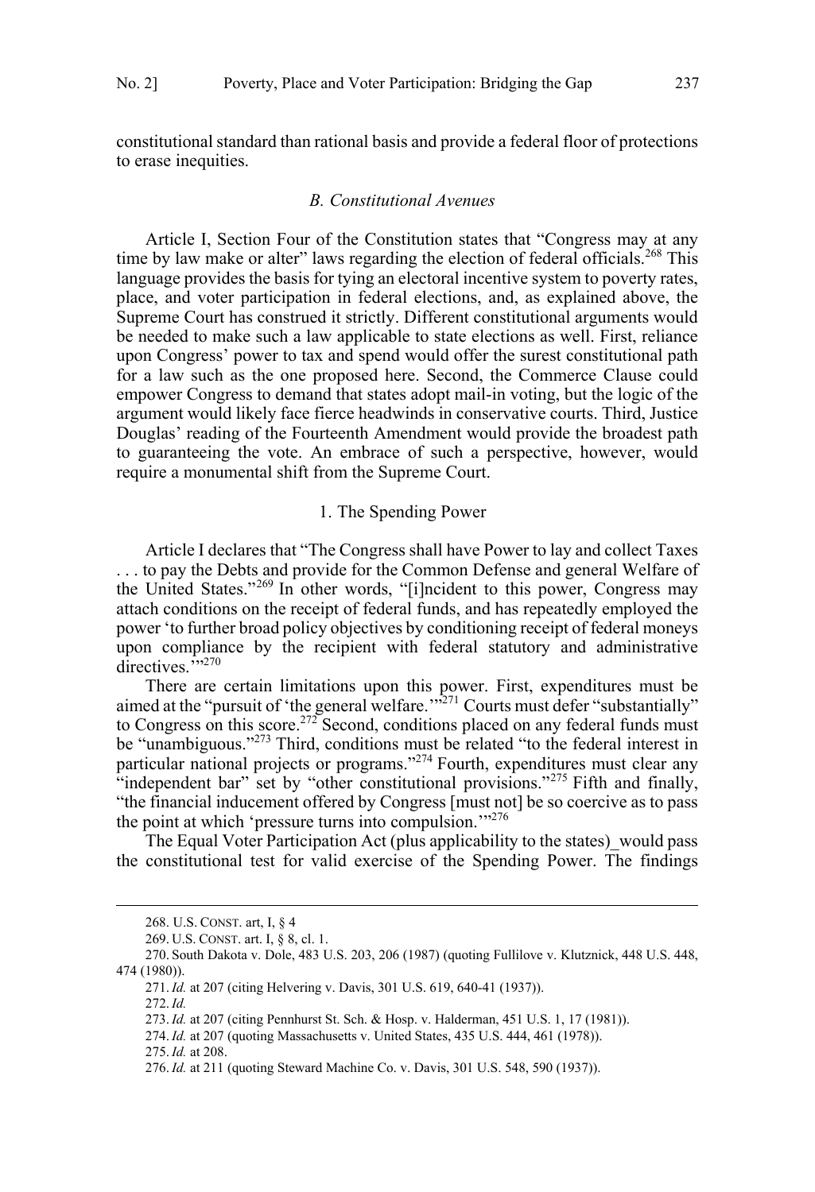constitutional standard than rational basis and provide a federal floor of protections to erase inequities.

### *B. Constitutional Avenues*

Article I, Section Four of the Constitution states that "Congress may at any time by law make or alter" laws regarding the election of federal officials.[268] This language provides the basis for tying an electoral incentive system to poverty rates, place, and voter participation in federal elections, and, as explained above, the Supreme Court has construed it strictly. Different constitutional arguments would be needed to make such a law applicable to state elections as well. First, reliance upon Congress' power to tax and spend would offer the surest constitutional path for a law such as the one proposed here. Second, the Commerce Clause could empower Congress to demand that states adopt mail-in voting, but the logic of the argument would likely face fierce headwinds in conservative courts. Third, Justice Douglas' reading of the Fourteenth Amendment would provide the broadest path to guaranteeing the vote. An embrace of such a perspective, however, would require a monumental shift from the Supreme Court.

#### 1. The Spending Power

Article I declares that "The Congress shall have Power to lay and collect Taxes . . . to pay the Debts and provide for the Common Defense and general Welfare of the United States."[269] In other words, "[i]ncident to this power, Congress may attach conditions on the receipt of federal funds, and has repeatedly employed the power 'to further broad policy objectives by conditioning receipt of federal moneys upon compliance by the recipient with federal statutory and administrative directives.'"[270]

There are certain limitations upon this power. First, expenditures must be aimed at the "pursuit of 'the general welfare.'"[271] Courts must defer "substantially" to Congress on this score.[272] Second, conditions placed on any federal funds must be "unambiguous."[273] Third, conditions must be related "to the federal interest in particular national projects or programs."[274] Fourth, expenditures must clear any "independent bar" set by "other constitutional provisions."[275] Fifth and finally, "the financial inducement offered by Congress [must not] be so coercive as to pass the point at which 'pressure turns into compulsion.'"[276]

The Equal Voter Participation Act (plus applicability to the states)_would pass the constitutional test for valid exercise of the Spending Power. The findings

---

268. U.S. CONST. art, I, § 4

269. U.S. CONST. art. I, § 8, cl. 1.

270. South Dakota v. Dole, 483 U.S. 203, 206 (1987) (quoting Fullilove v. Klutznick, 448 U.S. 448, 474 (1980)).

271. *Id.* at 207 (citing Helvering v. Davis, 301 U.S. 619, 640-41 (1937)).

272. *Id.*

273. *Id.* at 207 (citing Pennhurst St. Sch. & Hosp. v. Halderman, 451 U.S. 1, 17 (1981)).

274. *Id.* at 207 (quoting Massachusetts v. United States, 435 U.S. 444, 461 (1978)).

275. *Id.* at 208.

276. *Id.* at 211 (quoting Steward Machine Co. v. Davis, 301 U.S. 548, 590 (1937)).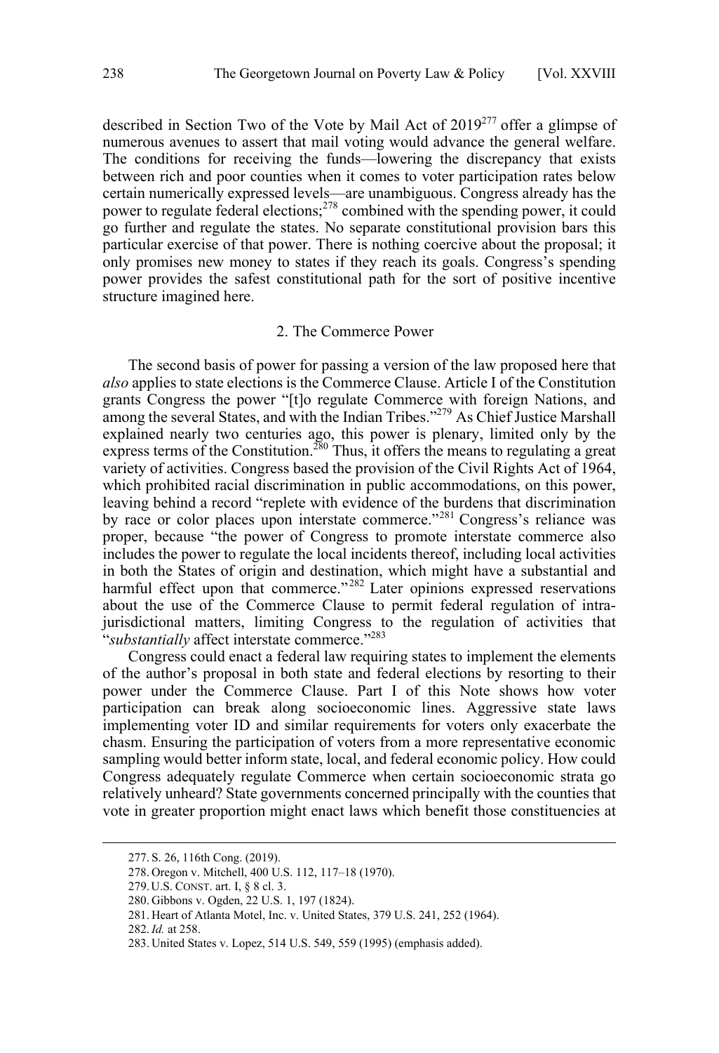described in Section Two of the Vote by Mail Act of 2019[277] offer a glimpse of numerous avenues to assert that mail voting would advance the general welfare. The conditions for receiving the funds—lowering the discrepancy that exists between rich and poor counties when it comes to voter participation rates below certain numerically expressed levels—are unambiguous. Congress already has the power to regulate federal elections;[278] combined with the spending power, it could go further and regulate the states. No separate constitutional provision bars this particular exercise of that power. There is nothing coercive about the proposal; it only promises new money to states if they reach its goals. Congress's spending power provides the safest constitutional path for the sort of positive incentive structure imagined here.

### 2. The Commerce Power

The second basis of power for passing a version of the law proposed here that *also* applies to state elections is the Commerce Clause. Article I of the Constitution grants Congress the power "[t]o regulate Commerce with foreign Nations, and among the several States, and with the Indian Tribes."[279] As Chief Justice Marshall explained nearly two centuries ago, this power is plenary, limited only by the express terms of the Constitution.[280] Thus, it offers the means to regulating a great variety of activities. Congress based the provision of the Civil Rights Act of 1964, which prohibited racial discrimination in public accommodations, on this power, leaving behind a record "replete with evidence of the burdens that discrimination by race or color places upon interstate commerce."[281] Congress's reliance was proper, because "the power of Congress to promote interstate commerce also includes the power to regulate the local incidents thereof, including local activities in both the States of origin and destination, which might have a substantial and harmful effect upon that commerce."[282] Later opinions expressed reservations about the use of the Commerce Clause to permit federal regulation of intra-jurisdictional matters, limiting Congress to the regulation of activities that "*substantially* affect interstate commerce."[283]

Congress could enact a federal law requiring states to implement the elements of the author's proposal in both state and federal elections by resorting to their power under the Commerce Clause. Part I of this Note shows how voter participation can break along socioeconomic lines. Aggressive state laws implementing voter ID and similar requirements for voters only exacerbate the chasm. Ensuring the participation of voters from a more representative economic sampling would better inform state, local, and federal economic policy. How could Congress adequately regulate Commerce when certain socioeconomic strata go relatively unheard? State governments concerned principally with the counties that vote in greater proportion might enact laws which benefit those constituencies at

---

277. S. 26, 116th Cong. (2019).

278. Oregon v. Mitchell, 400 U.S. 112, 117–18 (1970).

279. U.S. CONST. art. I, § 8 cl. 3.

280. Gibbons v. Ogden, 22 U.S. 1, 197 (1824).

281. Heart of Atlanta Motel, Inc. v. United States, 379 U.S. 241, 252 (1964).

282. *Id.* at 258.

283. United States v. Lopez, 514 U.S. 549, 559 (1995) (emphasis added).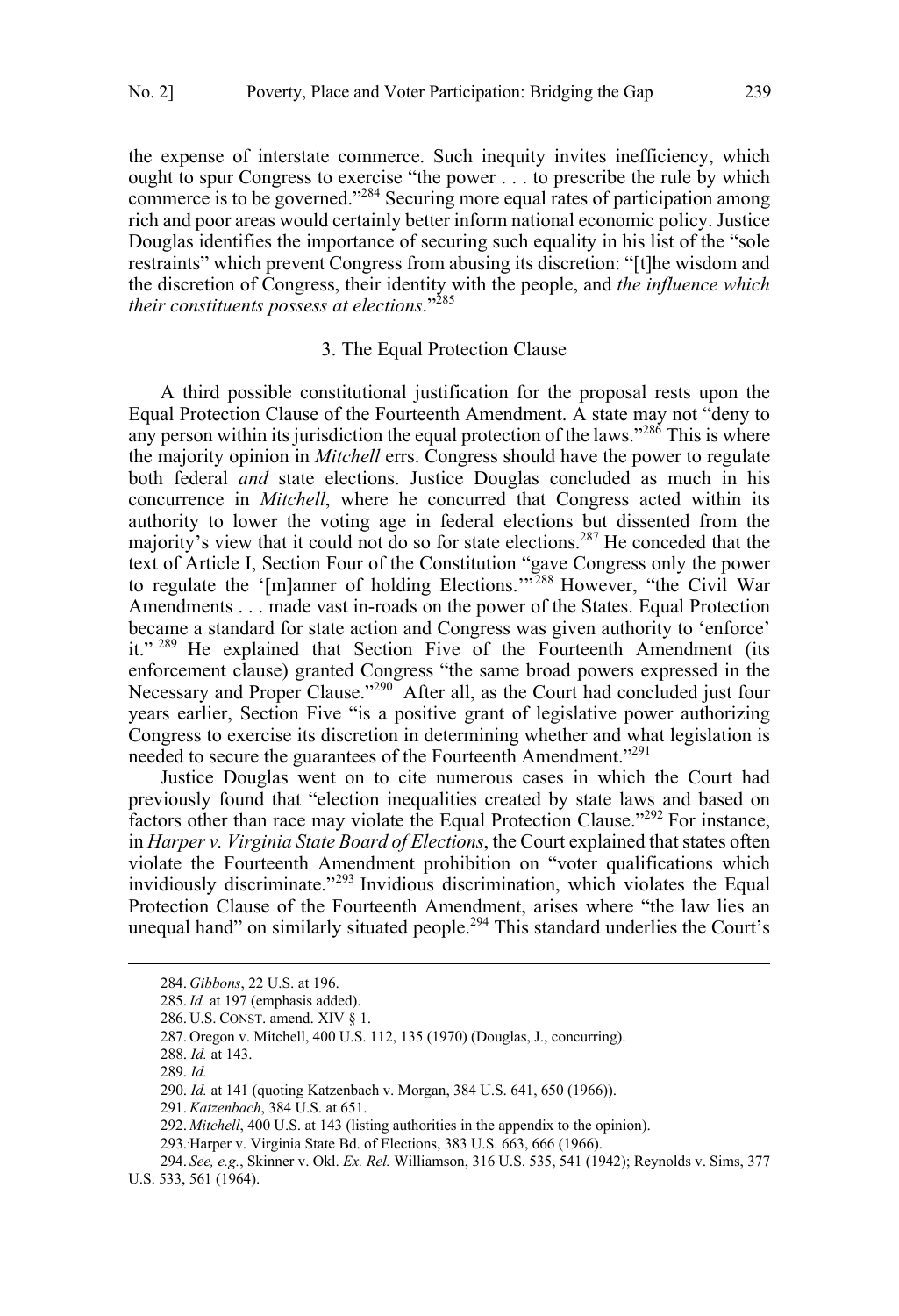the expense of interstate commerce. Such inequity invites inefficiency, which ought to spur Congress to exercise "the power . . . to prescribe the rule by which commerce is to be governed."[284] Securing more equal rates of participation among rich and poor areas would certainly better inform national economic policy. Justice Douglas identifies the importance of securing such equality in his list of the "sole restraints" which prevent Congress from abusing its discretion: "[t]he wisdom and the discretion of Congress, their identity with the people, and *the influence which their constituents possess at elections*."[285]

### 3. The Equal Protection Clause

A third possible constitutional justification for the proposal rests upon the Equal Protection Clause of the Fourteenth Amendment. A state may not "deny to any person within its jurisdiction the equal protection of the laws."[286] This is where the majority opinion in *Mitchell* errs. Congress should have the power to regulate both federal *and* state elections. Justice Douglas concluded as much in his concurrence in *Mitchell*, where he concurred that Congress acted within its authority to lower the voting age in federal elections but dissented from the majority's view that it could not do so for state elections.[287] He conceded that the text of Article I, Section Four of the Constitution "gave Congress only the power to regulate the '[m]anner of holding Elections.'"[288] However, "the Civil War Amendments . . . made vast in-roads on the power of the States. Equal Protection became a standard for state action and Congress was given authority to 'enforce' it."[289] He explained that Section Five of the Fourteenth Amendment (its enforcement clause) granted Congress "the same broad powers expressed in the Necessary and Proper Clause."[290] After all, as the Court had concluded just four years earlier, Section Five "is a positive grant of legislative power authorizing Congress to exercise its discretion in determining whether and what legislation is needed to secure the guarantees of the Fourteenth Amendment."[291]

Justice Douglas went on to cite numerous cases in which the Court had previously found that "election inequalities created by state laws and based on factors other than race may violate the Equal Protection Clause."[292] For instance, in *Harper v. Virginia State Board of Elections*, the Court explained that states often violate the Fourteenth Amendment prohibition on "voter qualifications which invidiously discriminate."[293] Invidious discrimination, which violates the Equal Protection Clause of the Fourteenth Amendment, arises where "the law lies an unequal hand" on similarly situated people.[294] This standard underlies the Court's

---

284. *Gibbons*, 22 U.S. at 196.

285. *Id.* at 197 (emphasis added).

286. U.S. CONST. amend. XIV § 1.

287. Oregon v. Mitchell, 400 U.S. 112, 135 (1970) (Douglas, J., concurring).

288. *Id.* at 143.

289. *Id.*

290. *Id.* at 141 (quoting Katzenbach v. Morgan, 384 U.S. 641, 650 (1966)).

291. *Katzenbach*, 384 U.S. at 651.

292. *Mitchell*, 400 U.S. at 143 (listing authorities in the appendix to the opinion).

293. Harper v. Virginia State Bd. of Elections, 383 U.S. 663, 666 (1966).

294. *See, e.g.*, Skinner v. Okl. *Ex. Rel.* Williamson, 316 U.S. 535, 541 (1942); Reynolds v. Sims, 377 U.S. 533, 561 (1964).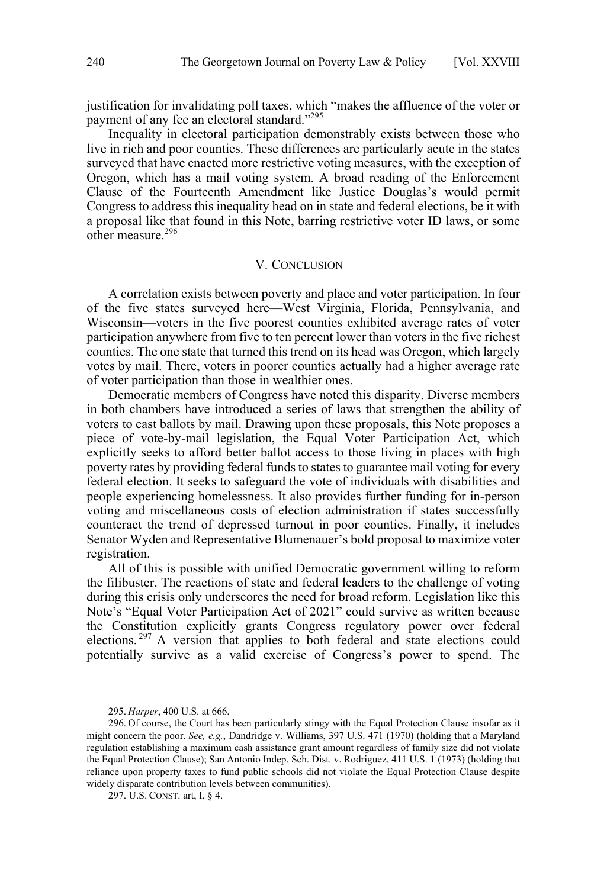justification for invalidating poll taxes, which "makes the affluence of the voter or payment of any fee an electoral standard."[295]

Inequality in electoral participation demonstrably exists between those who live in rich and poor counties. These differences are particularly acute in the states surveyed that have enacted more restrictive voting measures, with the exception of Oregon, which has a mail voting system. A broad reading of the Enforcement Clause of the Fourteenth Amendment like Justice Douglas's would permit Congress to address this inequality head on in state and federal elections, be it with a proposal like that found in this Note, barring restrictive voter ID laws, or some other measure.[296]

## V. Conclusion

A correlation exists between poverty and place and voter participation. In four of the five states surveyed here—West Virginia, Florida, Pennsylvania, and Wisconsin—voters in the five poorest counties exhibited average rates of voter participation anywhere from five to ten percent lower than voters in the five richest counties. The one state that turned this trend on its head was Oregon, which largely votes by mail. There, voters in poorer counties actually had a higher average rate of voter participation than those in wealthier ones.

Democratic members of Congress have noted this disparity. Diverse members in both chambers have introduced a series of laws that strengthen the ability of voters to cast ballots by mail. Drawing upon these proposals, this Note proposes a piece of vote-by-mail legislation, the Equal Voter Participation Act, which explicitly seeks to afford better ballot access to those living in places with high poverty rates by providing federal funds to states to guarantee mail voting for every federal election. It seeks to safeguard the vote of individuals with disabilities and people experiencing homelessness. It also provides further funding for in-person voting and miscellaneous costs of election administration if states successfully counteract the trend of depressed turnout in poor counties. Finally, it includes Senator Wyden and Representative Blumenauer's bold proposal to maximize voter registration.

All of this is possible with unified Democratic government willing to reform the filibuster. The reactions of state and federal leaders to the challenge of voting during this crisis only underscores the need for broad reform. Legislation like this Note's "Equal Voter Participation Act of 2021" could survive as written because the Constitution explicitly grants Congress regulatory power over federal elections.[297] A version that applies to both federal and state elections could potentially survive as a valid exercise of Congress's power to spend. The

---

295. *Harper*, 400 U.S. at 666.

296. Of course, the Court has been particularly stingy with the Equal Protection Clause insofar as it might concern the poor. *See, e.g.*, Dandridge v. Williams, 397 U.S. 471 (1970) (holding that a Maryland regulation establishing a maximum cash assistance grant amount regardless of family size did not violate the Equal Protection Clause); San Antonio Indep. Sch. Dist. v. Rodriguez, 411 U.S. 1 (1973) (holding that reliance upon property taxes to fund public schools did not violate the Equal Protection Clause despite widely disparate contribution levels between communities).

297. U.S. Const. art, I, § 4.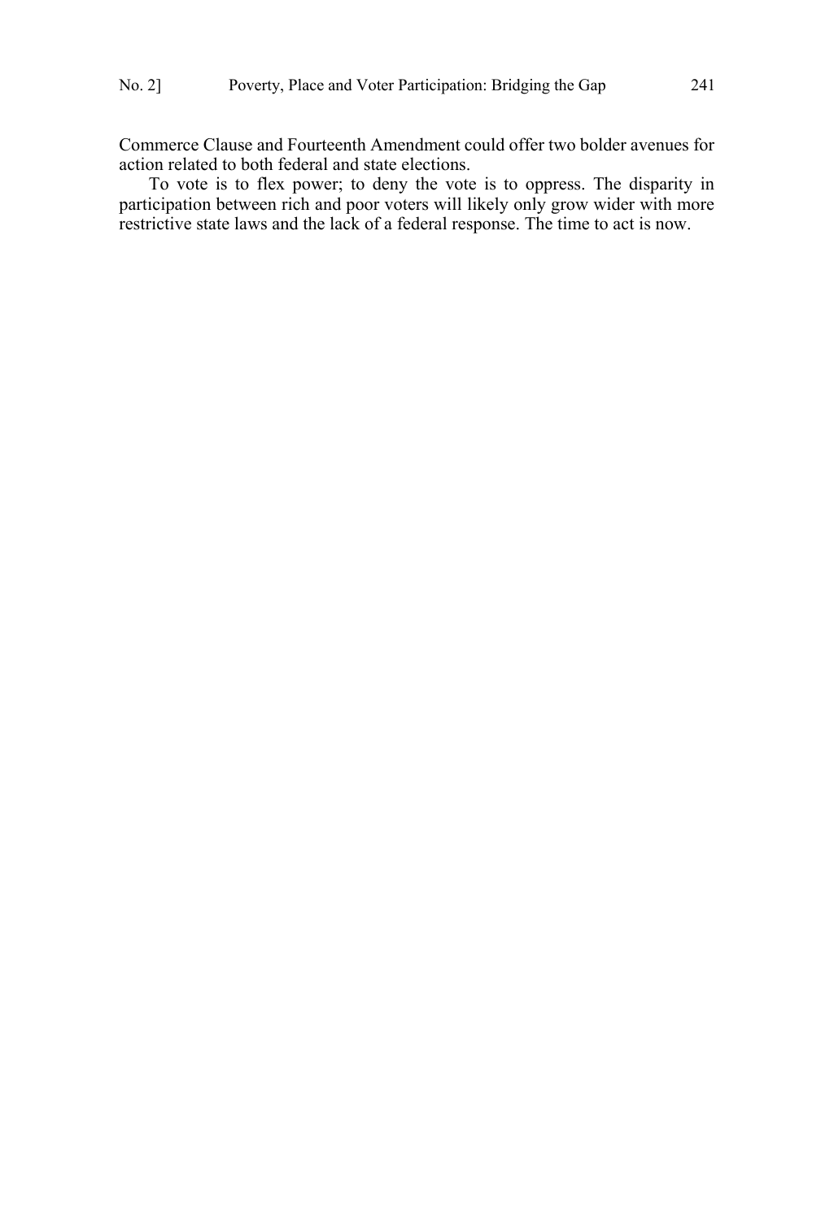Commerce Clause and Fourteenth Amendment could offer two bolder avenues for action related to both federal and state elections.

To vote is to flex power; to deny the vote is to oppress. The disparity in participation between rich and poor voters will likely only grow wider with more restrictive state laws and the lack of a federal response. The time to act is now.